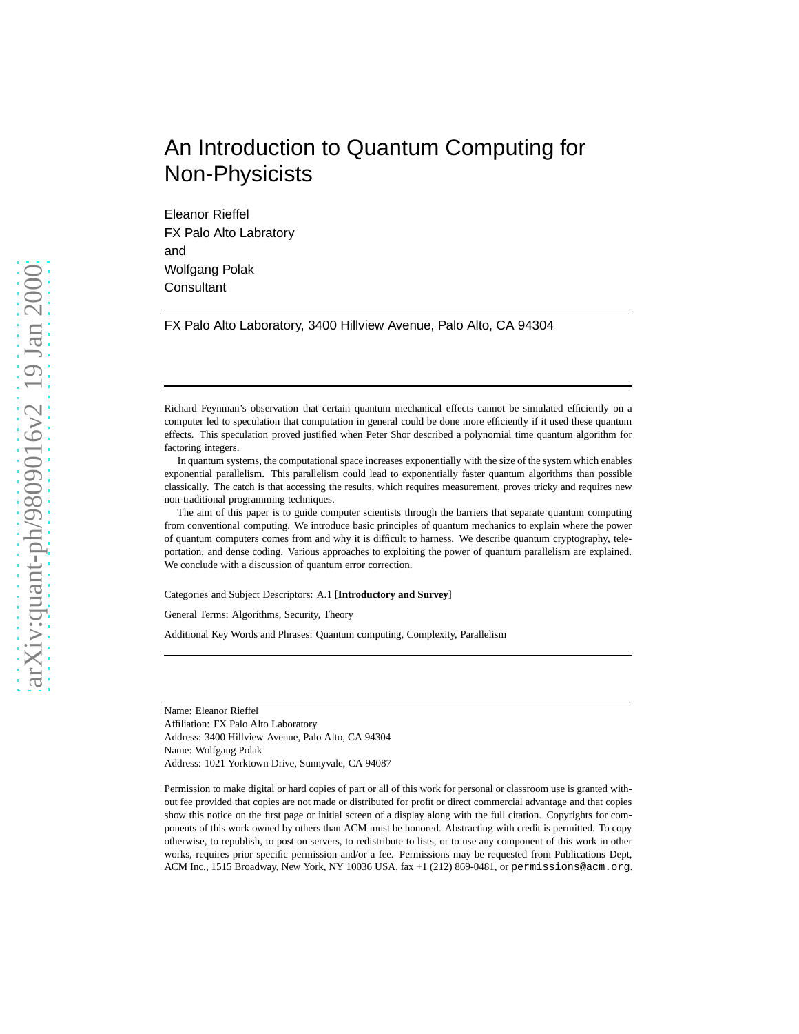# An Introduction to Quantum Computing for Non-Physicists

Eleanor Rieffel
FX Palo Alto Labratory
and
Wolfgang Polak
Consultant

FX Palo Alto Laboratory, 3400 Hillview Avenue, Palo Alto, CA 94304

---

Richard Feynman's observation that certain quantum mechanical effects cannot be simulated efficiently on a computer led to speculation that computation in general could be done more efficiently if it used these quantum effects. This speculation proved justified when Peter Shor described a polynomial time quantum algorithm for factoring integers.

In quantum systems, the computational space increases exponentially with the size of the system which enables exponential parallelism. This parallelism could lead to exponentially faster quantum algorithms than possible classically. The catch is that accessing the results, which requires measurement, proves tricky and requires new non-traditional programming techniques.

The aim of this paper is to guide computer scientists through the barriers that separate quantum computing from conventional computing. We introduce basic principles of quantum mechanics to explain where the power of quantum computers comes from and why it is difficult to harness. We describe quantum cryptography, teleportation, and dense coding. Various approaches to exploiting the power of quantum parallelism are explained. We conclude with a discussion of quantum error correction.

Categories and Subject Descriptors: A.1 [**Introductory and Survey**]

General Terms: Algorithms, Security, Theory

Additional Key Words and Phrases: Quantum computing, Complexity, Parallelism

---

Name: Eleanor Rieffel
Affiliation: FX Palo Alto Laboratory
Address: 3400 Hillview Avenue, Palo Alto, CA 94304
Name: Wolfgang Polak
Address: 1021 Yorktown Drive, Sunnyvale, CA 94087

Permission to make digital or hard copies of part or all of this work for personal or classroom use is granted without fee provided that copies are not made or distributed for profit or direct commercial advantage and that copies show this notice on the first page or initial screen of a display along with the full citation. Copyrights for components of this work owned by others than ACM must be honored. Abstracting with credit is permitted. To copy otherwise, to republish, to post on servers, to redistribute to lists, or to use any component of this work in other works, requires prior specific permission and/or a fee. Permissions may be requested from Publications Dept, ACM Inc., 1515 Broadway, New York, NY 10036 USA, fax +1 (212) 869-0481, or `permissions@acm.org`.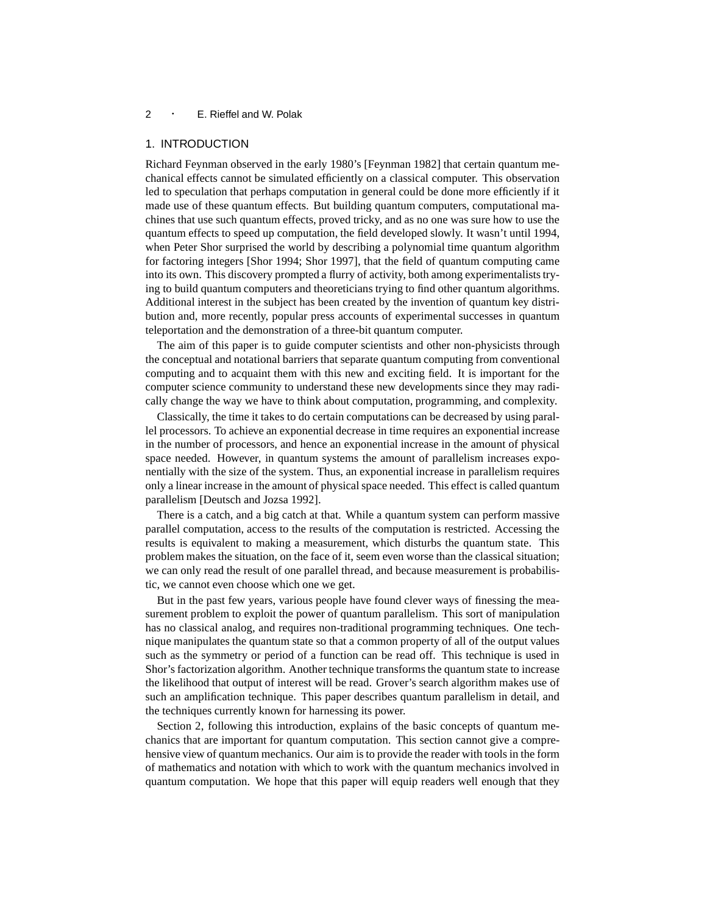## 1. INTRODUCTION

Richard Feynman observed in the early 1980's [Feynman 1982] that certain quantum mechanical effects cannot be simulated efficiently on a classical computer. This observation led to speculation that perhaps computation in general could be done more efficiently if it made use of these quantum effects. But building quantum computers, computational machines that use such quantum effects, proved tricky, and as no one was sure how to use the quantum effects to speed up computation, the field developed slowly. It wasn't until 1994, when Peter Shor surprised the world by describing a polynomial time quantum algorithm for factoring integers [Shor 1994; Shor 1997], that the field of quantum computing came into its own. This discovery prompted a flurry of activity, both among experimentalists trying to build quantum computers and theoreticians trying to find other quantum algorithms. Additional interest in the subject has been created by the invention of quantum key distribution and, more recently, popular press accounts of experimental successes in quantum teleportation and the demonstration of a three-bit quantum computer.

The aim of this paper is to guide computer scientists and other non-physicists through the conceptual and notational barriers that separate quantum computing from conventional computing and to acquaint them with this new and exciting field. It is important for the computer science community to understand these new developments since they may radically change the way we have to think about computation, programming, and complexity.

Classically, the time it takes to do certain computations can be decreased by using parallel processors. To achieve an exponential decrease in time requires an exponential increase in the number of processors, and hence an exponential increase in the amount of physical space needed. However, in quantum systems the amount of parallelism increases exponentially with the size of the system. Thus, an exponential increase in parallelism requires only a linear increase in the amount of physical space needed. This effect is called quantum parallelism [Deutsch and Jozsa 1992].

There is a catch, and a big catch at that. While a quantum system can perform massive parallel computation, access to the results of the computation is restricted. Accessing the results is equivalent to making a measurement, which disturbs the quantum state. This problem makes the situation, on the face of it, seem even worse than the classical situation; we can only read the result of one parallel thread, and because measurement is probabilistic, we cannot even choose which one we get.

But in the past few years, various people have found clever ways of finessing the measurement problem to exploit the power of quantum parallelism. This sort of manipulation has no classical analog, and requires non-traditional programming techniques. One technique manipulates the quantum state so that a common property of all of the output values such as the symmetry or period of a function can be read off. This technique is used in Shor's factorization algorithm. Another technique transforms the quantum state to increase the likelihood that output of interest will be read. Grover's search algorithm makes use of such an amplification technique. This paper describes quantum parallelism in detail, and the techniques currently known for harnessing its power.

Section 2, following this introduction, explains of the basic concepts of quantum mechanics that are important for quantum computation. This section cannot give a comprehensive view of quantum mechanics. Our aim is to provide the reader with tools in the form of mathematics and notation with which to work with the quantum mechanics involved in quantum computation. We hope that this paper will equip readers well enough that they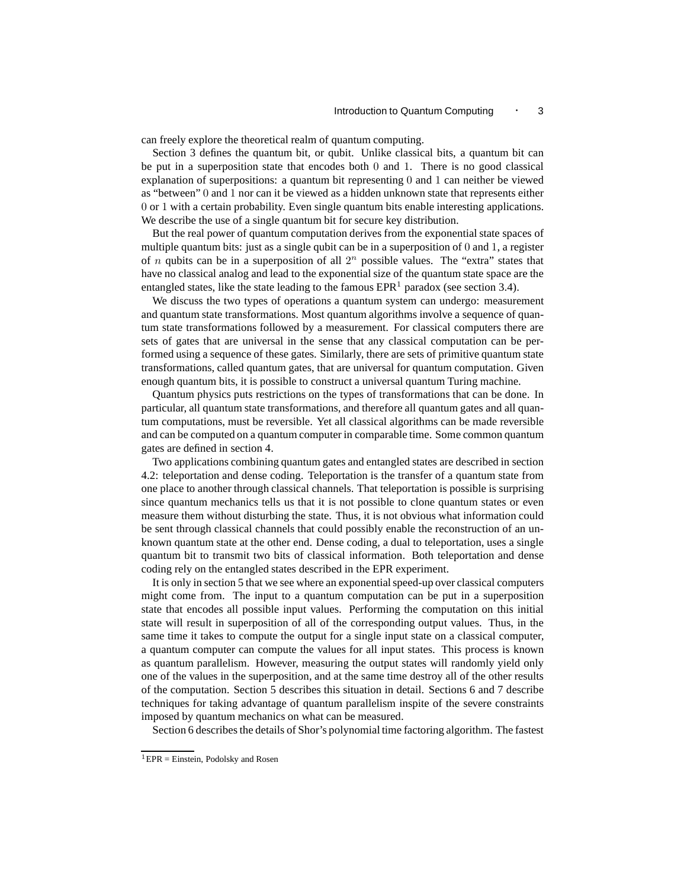can freely explore the theoretical realm of quantum computing.

Section 3 defines the quantum bit, or qubit. Unlike classical bits, a quantum bit can be put in a superposition state that encodes both $0$ and $1$. There is no good classical explanation of superpositions: a quantum bit representing $0$ and $1$ can neither be viewed as "between" $0$ and $1$ nor can it be viewed as a hidden unknown state that represents either $0$ or $1$ with a certain probability. Even single quantum bits enable interesting applications. We describe the use of a single quantum bit for secure key distribution.

But the real power of quantum computation derives from the exponential state spaces of multiple quantum bits: just as a single qubit can be in a superposition of $0$ and $1$, a register of $n$ qubits can be in a superposition of all $2^n$ possible values. The "extra" states that have no classical analog and lead to the exponential size of the quantum state space are the entangled states, like the state leading to the famous EPR[1] paradox (see section 3.4).

We discuss the two types of operations a quantum system can undergo: measurement and quantum state transformations. Most quantum algorithms involve a sequence of quantum state transformations followed by a measurement. For classical computers there are sets of gates that are universal in the sense that any classical computation can be performed using a sequence of these gates. Similarly, there are sets of primitive quantum state transformations, called quantum gates, that are universal for quantum computation. Given enough quantum bits, it is possible to construct a universal quantum Turing machine.

Quantum physics puts restrictions on the types of transformations that can be done. In particular, all quantum state transformations, and therefore all quantum gates and all quantum computations, must be reversible. Yet all classical algorithms can be made reversible and can be computed on a quantum computer in comparable time. Some common quantum gates are defined in section 4.

Two applications combining quantum gates and entangled states are described in section 4.2: teleportation and dense coding. Teleportation is the transfer of a quantum state from one place to another through classical channels. That teleportation is possible is surprising since quantum mechanics tells us that it is not possible to clone quantum states or even measure them without disturbing the state. Thus, it is not obvious what information could be sent through classical channels that could possibly enable the reconstruction of an unknown quantum state at the other end. Dense coding, a dual to teleportation, uses a single quantum bit to transmit two bits of classical information. Both teleportation and dense coding rely on the entangled states described in the EPR experiment.

It is only in section 5 that we see where an exponential speed-up over classical computers might come from. The input to a quantum computation can be put in a superposition state that encodes all possible input values. Performing the computation on this initial state will result in superposition of all of the corresponding output values. Thus, in the same time it takes to compute the output for a single input state on a classical computer, a quantum computer can compute the values for all input states. This process is known as quantum parallelism. However, measuring the output states will randomly yield only one of the values in the superposition, and at the same time destroy all of the other results of the computation. Section 5 describes this situation in detail. Sections 6 and 7 describe techniques for taking advantage of quantum parallelism inspite of the severe constraints imposed by quantum mechanics on what can be measured.

Section 6 describes the details of Shor's polynomial time factoring algorithm. The fastest

[1] EPR = Einstein, Podolsky and Rosen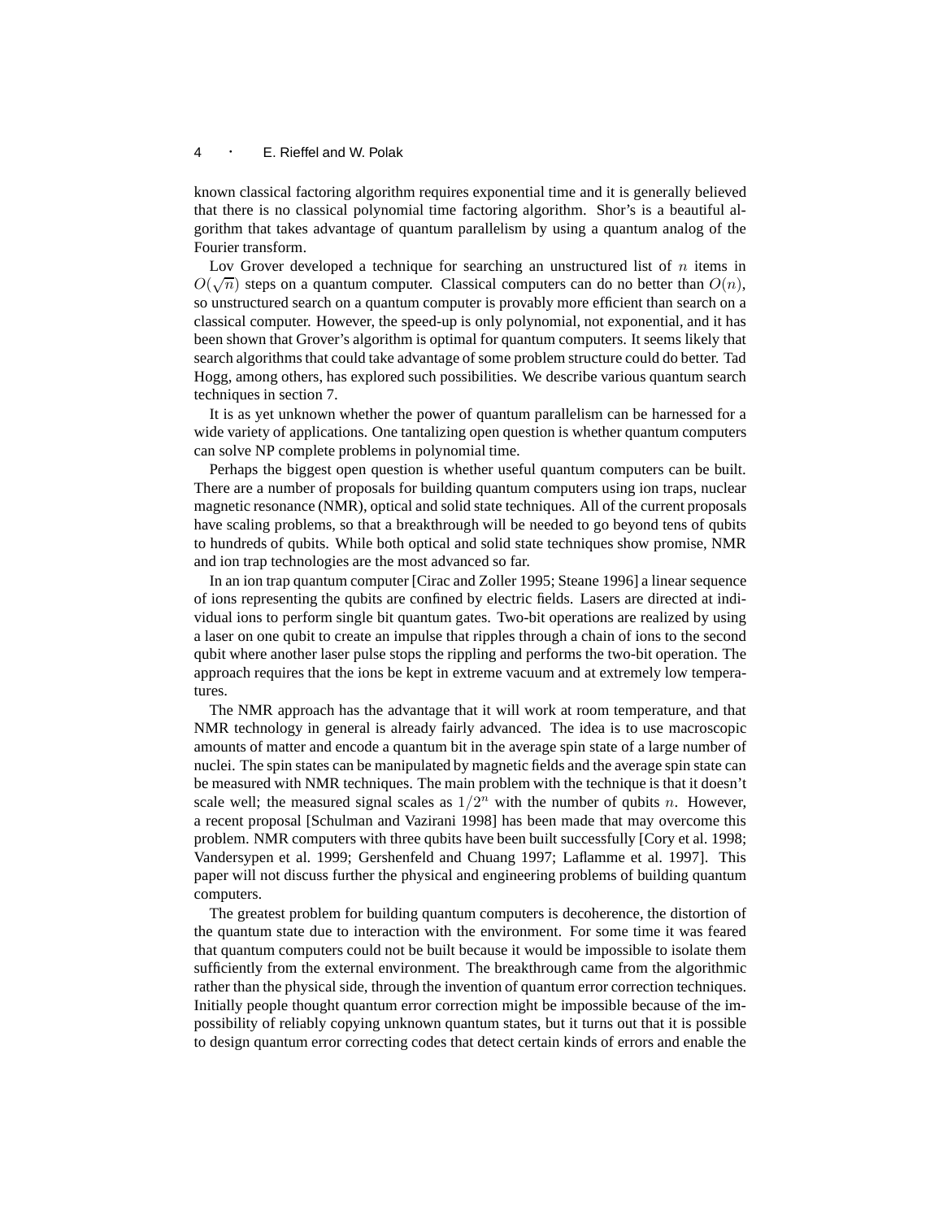known classical factoring algorithm requires exponential time and it is generally believed that there is no classical polynomial time factoring algorithm. Shor's is a beautiful algorithm that takes advantage of quantum parallelism by using a quantum analog of the Fourier transform.

Lov Grover developed a technique for searching an unstructured list of $n$ items in $O(\sqrt{n})$ steps on a quantum computer. Classical computers can do no better than $O(n)$, so unstructured search on a quantum computer is provably more efficient than search on a classical computer. However, the speed-up is only polynomial, not exponential, and it has been shown that Grover's algorithm is optimal for quantum computers. It seems likely that search algorithms that could take advantage of some problem structure could do better. Tad Hogg, among others, has explored such possibilities. We describe various quantum search techniques in section 7.

It is as yet unknown whether the power of quantum parallelism can be harnessed for a wide variety of applications. One tantalizing open question is whether quantum computers can solve NP complete problems in polynomial time.

Perhaps the biggest open question is whether useful quantum computers can be built. There are a number of proposals for building quantum computers using ion traps, nuclear magnetic resonance (NMR), optical and solid state techniques. All of the current proposals have scaling problems, so that a breakthrough will be needed to go beyond tens of qubits to hundreds of qubits. While both optical and solid state techniques show promise, NMR and ion trap technologies are the most advanced so far.

In an ion trap quantum computer [Cirac and Zoller 1995; Steane 1996] a linear sequence of ions representing the qubits are confined by electric fields. Lasers are directed at individual ions to perform single bit quantum gates. Two-bit operations are realized by using a laser on one qubit to create an impulse that ripples through a chain of ions to the second qubit where another laser pulse stops the rippling and performs the two-bit operation. The approach requires that the ions be kept in extreme vacuum and at extremely low temperatures.

The NMR approach has the advantage that it will work at room temperature, and that NMR technology in general is already fairly advanced. The idea is to use macroscopic amounts of matter and encode a quantum bit in the average spin state of a large number of nuclei. The spin states can be manipulated by magnetic fields and the average spin state can be measured with NMR techniques. The main problem with the technique is that it doesn't scale well; the measured signal scales as $1/2^n$ with the number of qubits $n$. However, a recent proposal [Schulman and Vazirani 1998] has been made that may overcome this problem. NMR computers with three qubits have been built successfully [Cory et al. 1998; Vandersypen et al. 1999; Gershenfeld and Chuang 1997; Laflamme et al. 1997]. This paper will not discuss further the physical and engineering problems of building quantum computers.

The greatest problem for building quantum computers is decoherence, the distortion of the quantum state due to interaction with the environment. For some time it was feared that quantum computers could not be built because it would be impossible to isolate them sufficiently from the external environment. The breakthrough came from the algorithmic rather than the physical side, through the invention of quantum error correction techniques. Initially people thought quantum error correction might be impossible because of the impossibility of reliably copying unknown quantum states, but it turns out that it is possible to design quantum error correcting codes that detect certain kinds of errors and enable the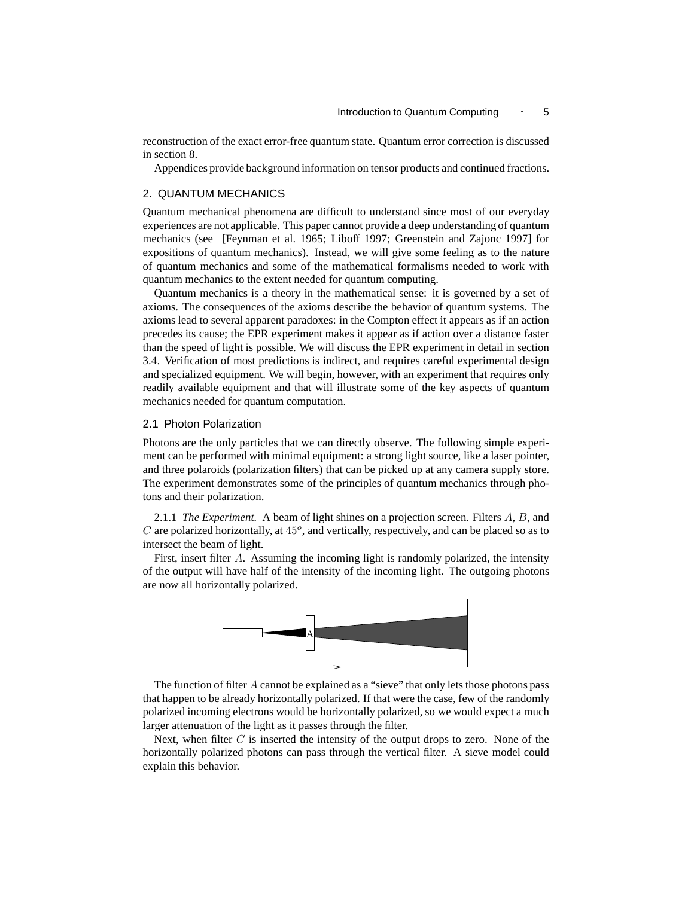reconstruction of the exact error-free quantum state. Quantum error correction is discussed in section 8.

Appendices provide background information on tensor products and continued fractions.

## 2. QUANTUM MECHANICS

Quantum mechanical phenomena are difficult to understand since most of our everyday experiences are not applicable. This paper cannot provide a deep understanding of quantum mechanics (see [Feynman et al. 1965; Liboff 1997; Greenstein and Zajonc 1997] for expositions of quantum mechanics). Instead, we will give some feeling as to the nature of quantum mechanics and some of the mathematical formalisms needed to work with quantum mechanics to the extent needed for quantum computing.

Quantum mechanics is a theory in the mathematical sense: it is governed by a set of axioms. The consequences of the axioms describe the behavior of quantum systems. The axioms lead to several apparent paradoxes: in the Compton effect it appears as if an action precedes its cause; the EPR experiment makes it appear as if action over a distance faster than the speed of light is possible. We will discuss the EPR experiment in detail in section 3.4. Verification of most predictions is indirect, and requires careful experimental design and specialized equipment. We will begin, however, with an experiment that requires only readily available equipment and that will illustrate some of the key aspects of quantum mechanics needed for quantum computation.

### 2.1 Photon Polarization

Photons are the only particles that we can directly observe. The following simple experiment can be performed with minimal equipment: a strong light source, like a laser pointer, and three polaroids (polarization filters) that can be picked up at any camera supply store. The experiment demonstrates some of the principles of quantum mechanics through photons and their polarization.

2.1.1 *The Experiment.* A beam of light shines on a projection screen. Filters $A$, $B$, and $C$ are polarized horizontally, at $45^o$, and vertically, respectively, and can be placed so as to intersect the beam of light.

First, insert filter $A$. Assuming the incoming light is randomly polarized, the intensity of the output will have half of the intensity of the incoming light. The outgoing photons are now all horizontally polarized.

The function of filter $A$ cannot be explained as a "sieve" that only lets those photons pass that happen to be already horizontally polarized. If that were the case, few of the randomly polarized incoming electrons would be horizontally polarized, so we would expect a much larger attenuation of the light as it passes through the filter.

Next, when filter $C$ is inserted the intensity of the output drops to zero. None of the horizontally polarized photons can pass through the vertical filter. A sieve model could explain this behavior.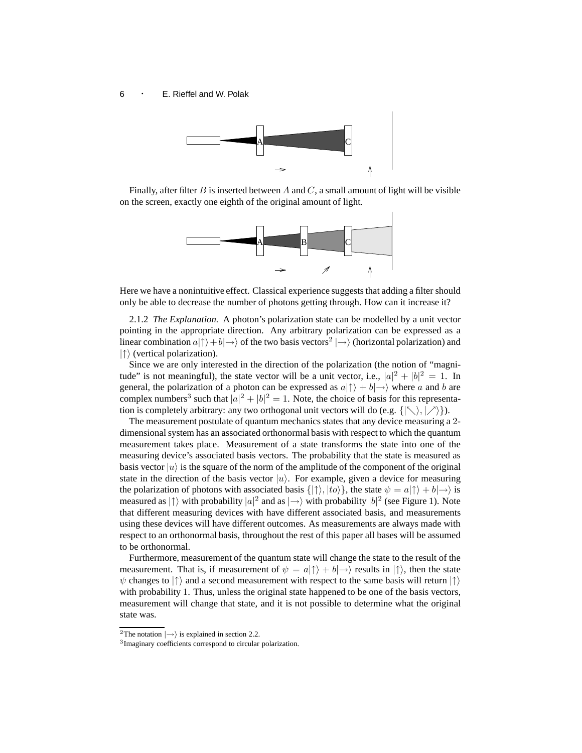Finally, after filter $B$ is inserted between $A$ and $C$, a small amount of light will be visible on the screen, exactly one eighth of the original amount of light.

Here we have a nonintuitive effect. Classical experience suggests that adding a filter should only be able to decrease the number of photons getting through. How can it increase it?

2.1.2 *The Explanation.* A photon's polarization state can be modelled by a unit vector pointing in the appropriate direction. Any arbitrary polarization can be expressed as a linear combination $a|\uparrow\rangle + b|\rightarrow\rangle$ of the two basis vectors[2] $|\rightarrow\rangle$ (horizontal polarization) and $|\uparrow\rangle$ (vertical polarization).

Since we are only interested in the direction of the polarization (the notion of "magnitude" is not meaningful), the state vector will be a unit vector, i.e., $|a|^2 + |b|^2 = 1$. In general, the polarization of a photon can be expressed as $a|\uparrow\rangle + b|\rightarrow\rangle$ where $a$ and $b$ are complex numbers[3] such that $|a|^2 + |b|^2 = 1$. Note, the choice of basis for this representation is completely arbitrary: any two orthogonal unit vectors will do (e.g. $\{|\nwarrow\rangle, |\nearrow\rangle\}$).

The measurement postulate of quantum mechanics states that any device measuring a 2-dimensional system has an associated orthonormal basis with respect to which the quantum measurement takes place. Measurement of a state transforms the state into one of the measuring device's associated basis vectors. The probability that the state is measured as basis vector $|u\rangle$ is the square of the norm of the amplitude of the component of the original state in the direction of the basis vector $|u\rangle$. For example, given a device for measuring the polarization of photons with associated basis $\{|\uparrow\rangle, |to\rangle\}$, the state $\psi = a|\uparrow\rangle + b|\rightarrow\rangle$ is measured as $|\uparrow\rangle$ with probability $|a|^2$ and as $|\rightarrow\rangle$ with probability $|b|^2$ (see Figure 1). Note that different measuring devices with have different associated basis, and measurements using these devices will have different outcomes. As measurements are always made with respect to an orthonormal basis, throughout the rest of this paper all bases will be assumed to be orthonormal.

Furthermore, measurement of the quantum state will change the state to the result of the measurement. That is, if measurement of $\psi = a|\uparrow\rangle + b|\rightarrow\rangle$ results in $|\uparrow\rangle$, then the state $\psi$ changes to $|\uparrow\rangle$ and a second measurement with respect to the same basis will return $|\uparrow\rangle$ with probability 1. Thus, unless the original state happened to be one of the basis vectors, measurement will change that state, and it is not possible to determine what the original state was.

[2] The notation $|\rightarrow\rangle$ is explained in section 2.2.

[3] Imaginary coefficients correspond to circular polarization.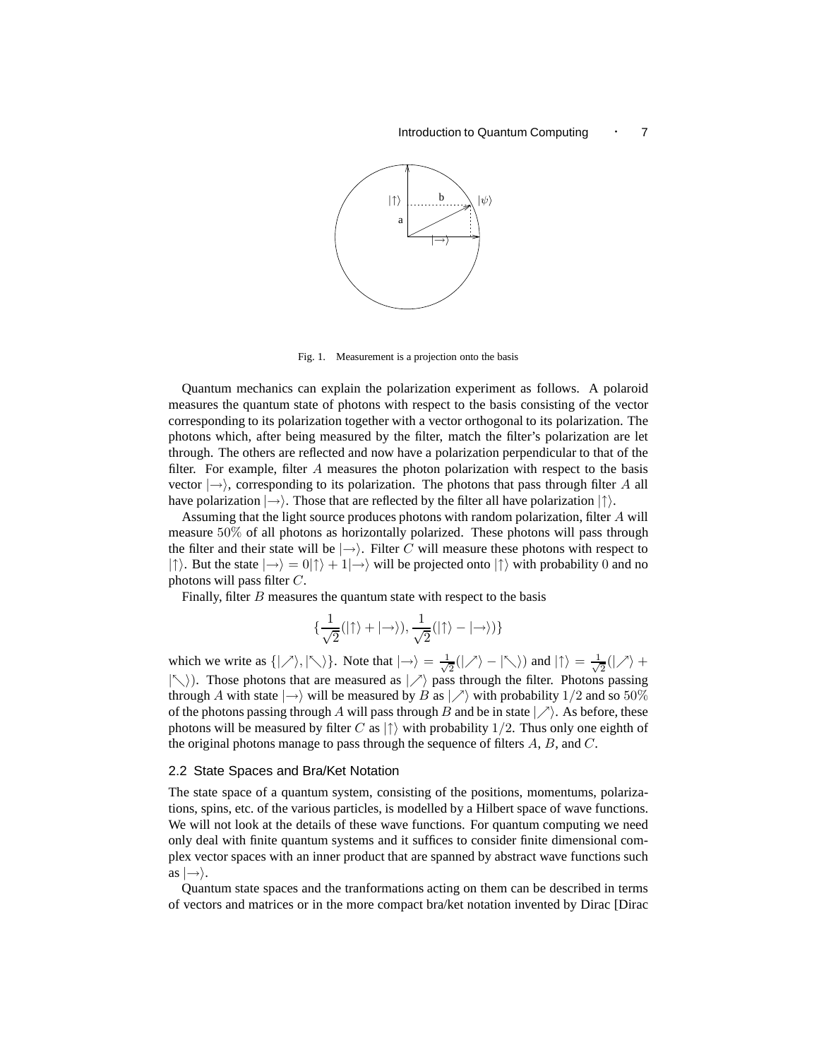Fig. 1. Measurement is a projection onto the basis

Quantum mechanics can explain the polarization experiment as follows. A polaroid measures the quantum state of photons with respect to the basis consisting of the vector corresponding to its polarization together with a vector orthogonal to its polarization. The photons which, after being measured by the filter, match the filter's polarization are let through. The others are reflected and now have a polarization perpendicular to that of the filter. For example, filter $A$ measures the photon polarization with respect to the basis vector $|\rightarrow\rangle$, corresponding to its polarization. The photons that pass through filter $A$ all have polarization $|\rightarrow\rangle$. Those that are reflected by the filter all have polarization $|\uparrow\rangle$.

Assuming that the light source produces photons with random polarization, filter $A$ will measure $50\%$ of all photons as horizontally polarized. These photons will pass through the filter and their state will be $|\rightarrow\rangle$. Filter $C$ will measure these photons with respect to $|\uparrow\rangle$. But the state $|\rightarrow\rangle = 0|\uparrow\rangle + 1|\rightarrow\rangle$ will be projected onto $|\uparrow\rangle$ with probability $0$ and no photons will pass filter $C$.

Finally, filter $B$ measures the quantum state with respect to the basis

$$\{\frac{1}{\sqrt{2}}(|\uparrow\rangle + |\rightarrow\rangle), \frac{1}{\sqrt{2}}(|\uparrow\rangle - |\rightarrow\rangle)\}$$

which we write as $\{|\nearrow\rangle, |\nwarrow\rangle\}$. Note that $|\rightarrow\rangle = \frac{1}{\sqrt{2}}(|\nearrow\rangle - |\nwarrow\rangle)$ and $|\uparrow\rangle = \frac{1}{\sqrt{2}}(|\nearrow\rangle + |\nwarrow\rangle)$. Those photons that are measured as $|\nearrow\rangle$ pass through the filter. Photons passing through $A$ with state $|\rightarrow\rangle$ will be measured by $B$ as $|\nearrow\rangle$ with probability $1/2$ and so $50\%$ of the photons passing through $A$ will pass through $B$ and be in state $|\nearrow\rangle$. As before, these photons will be measured by filter $C$ as $|\uparrow\rangle$ with probability $1/2$. Thus only one eighth of the original photons manage to pass through the sequence of filters $A$, $B$, and $C$.

### 2.2 State Spaces and Bra/Ket Notation

The state space of a quantum system, consisting of the positions, momentums, polarizations, spins, etc. of the various particles, is modelled by a Hilbert space of wave functions. We will not look at the details of these wave functions. For quantum computing we need only deal with finite quantum systems and it suffices to consider finite dimensional complex vector spaces with an inner product that are spanned by abstract wave functions such as $|\rightarrow\rangle$.

Quantum state spaces and the tranformations acting on them can be described in terms of vectors and matrices or in the more compact bra/ket notation invented by Dirac [Dirac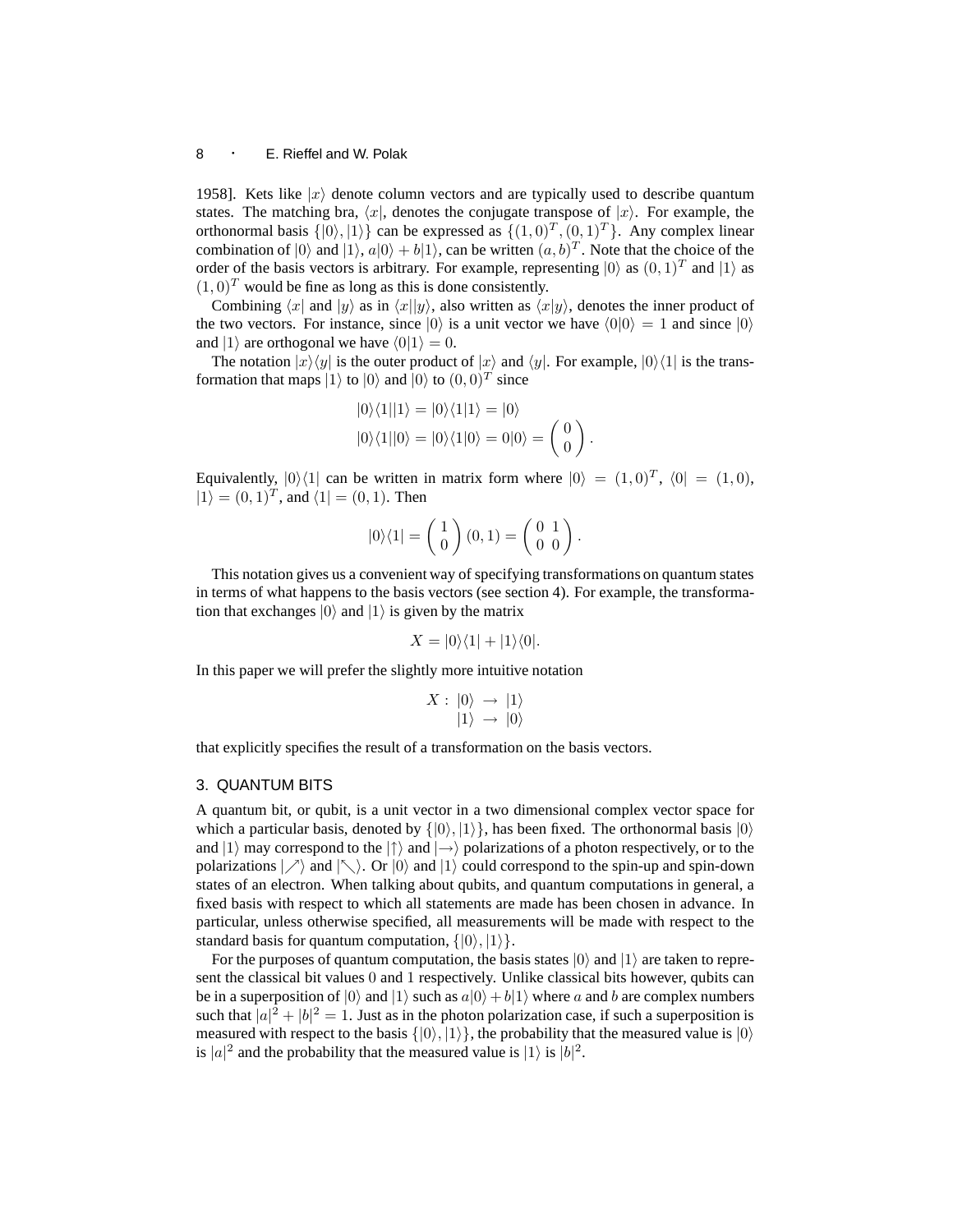1958]. Kets like $|x\rangle$ denote column vectors and are typically used to describe quantum states. The matching bra, $\langle x|$, denotes the conjugate transpose of $|x\rangle$. For example, the orthonormal basis $\{|0\rangle, |1\rangle\}$ can be expressed as $\{(1,0)^T, (0,1)^T\}$. Any complex linear combination of $|0\rangle$ and $|1\rangle$, $a|0\rangle + b|1\rangle$, can be written $(a,b)^T$. Note that the choice of the order of the basis vectors is arbitrary. For example, representing $|0\rangle$ as $(0,1)^T$ and $|1\rangle$ as $(1,0)^T$ would be fine as long as this is done consistently.

Combining $\langle x|$ and $|y\rangle$ as in $\langle x||y\rangle$, also written as $\langle x|y\rangle$, denotes the inner product of the two vectors. For instance, since $|0\rangle$ is a unit vector we have $\langle 0|0\rangle = 1$ and since $|0\rangle$ and $|1\rangle$ are orthogonal we have $\langle 0|1\rangle = 0$.

The notation $|x\rangle\langle y|$ is the outer product of $|x\rangle$ and $\langle y|$. For example, $|0\rangle\langle 1|$ is the transformation that maps $|1\rangle$ to $|0\rangle$ and $|0\rangle$ to $(0,0)^T$ since

$$
\begin{aligned}
&|0\rangle\langle 1||1\rangle = |0\rangle\langle 1|1\rangle = |0\rangle \\
&|0\rangle\langle 1||0\rangle = |0\rangle\langle 1|0\rangle = 0|0\rangle = \begin{pmatrix} 0 \\ 0 \end{pmatrix}.
\end{aligned}
$$

Equivalently, $|0\rangle\langle 1|$ can be written in matrix form where $|0\rangle = (1,0)^T$, $\langle 0| = (1,0)$, $|1\rangle = (0,1)^T$, and $\langle 1| = (0,1)$. Then

$$
|0\rangle\langle 1| = \begin{pmatrix} 1 \\ 0 \end{pmatrix} (0,1) = \begin{pmatrix} 0 & 1 \\ 0 & 0 \end{pmatrix}.
$$

This notation gives us a convenient way of specifying transformations on quantum states in terms of what happens to the basis vectors (see section 4). For example, the transformation that exchanges $|0\rangle$ and $|1\rangle$ is given by the matrix

$$
X = |0\rangle\langle 1| + |1\rangle\langle 0|.
$$

In this paper we will prefer the slightly more intuitive notation

$$
\begin{aligned}
X : \ & |0\rangle \ \rightarrow \ |1\rangle \\
& |1\rangle \ \rightarrow \ |0\rangle
\end{aligned}
$$

that explicitly specifies the result of a transformation on the basis vectors.

## 3. QUANTUM BITS

A quantum bit, or qubit, is a unit vector in a two dimensional complex vector space for which a particular basis, denoted by $\{|0\rangle, |1\rangle\}$, has been fixed. The orthonormal basis $|0\rangle$ and $|1\rangle$ may correspond to the $|\uparrow\rangle$ and $|\rightarrow\rangle$ polarizations of a photon respectively, or to the polarizations $|\nearrow\rangle$ and $|\nwarrow\rangle$. Or $|0\rangle$ and $|1\rangle$ could correspond to the spin-up and spin-down states of an electron. When talking about qubits, and quantum computations in general, a fixed basis with respect to which all statements are made has been chosen in advance. In particular, unless otherwise specified, all measurements will be made with respect to the standard basis for quantum computation, $\{|0\rangle, |1\rangle\}$.

For the purposes of quantum computation, the basis states $|0\rangle$ and $|1\rangle$ are taken to represent the classical bit values $0$ and $1$ respectively. Unlike classical bits however, qubits can be in a superposition of $|0\rangle$ and $|1\rangle$ such as $a|0\rangle + b|1\rangle$ where $a$ and $b$ are complex numbers such that $|a|^2 + |b|^2 = 1$. Just as in the photon polarization case, if such a superposition is measured with respect to the basis $\{|0\rangle, |1\rangle\}$, the probability that the measured value is $|0\rangle$ is $|a|^2$ and the probability that the measured value is $|1\rangle$ is $|b|^2$.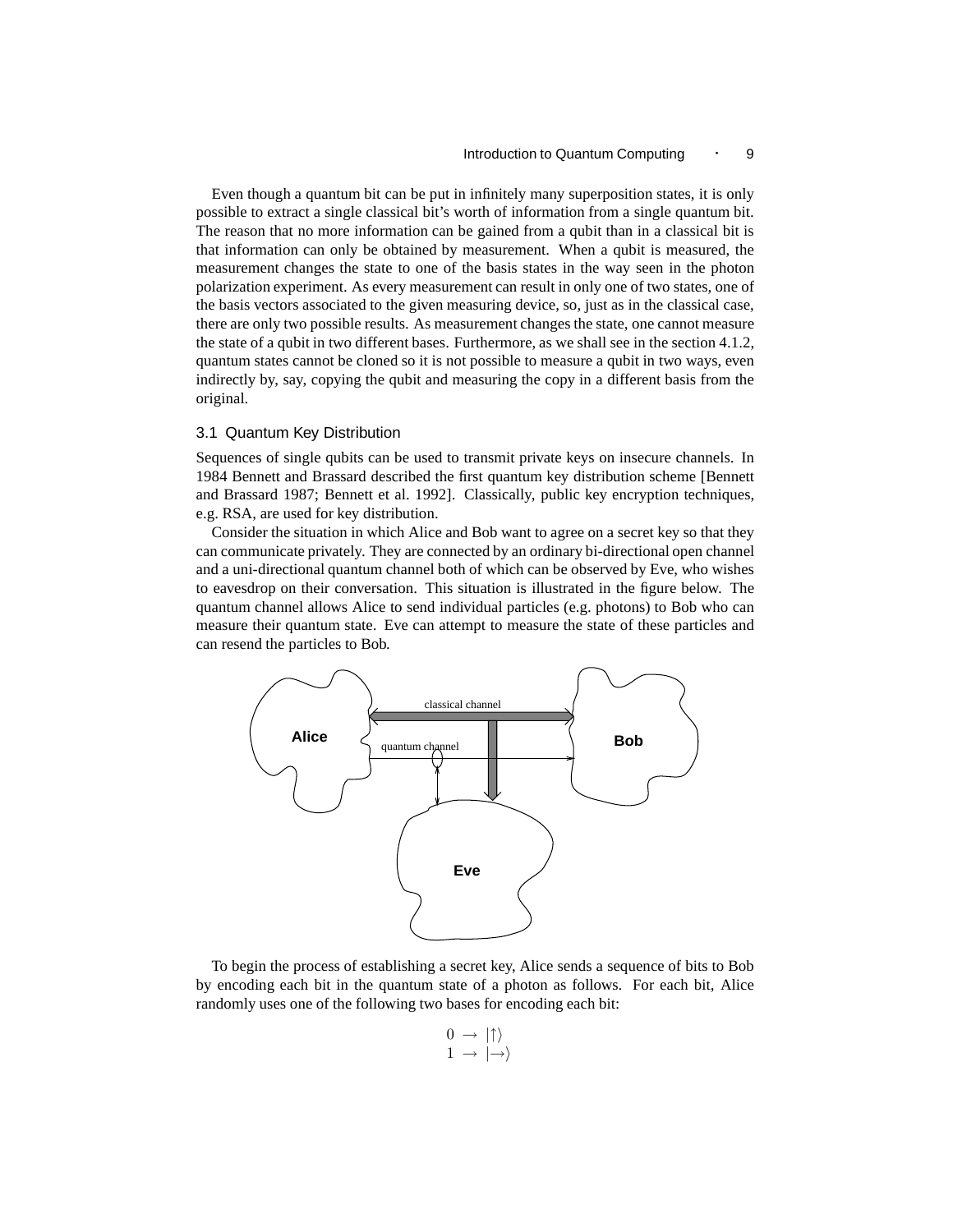Even though a quantum bit can be put in infinitely many superposition states, it is only possible to extract a single classical bit's worth of information from a single quantum bit. The reason that no more information can be gained from a qubit than in a classical bit is that information can only be obtained by measurement. When a qubit is measured, the measurement changes the state to one of the basis states in the way seen in the photon polarization experiment. As every measurement can result in only one of two states, one of the basis vectors associated to the given measuring device, so, just as in the classical case, there are only two possible results. As measurement changes the state, one cannot measure the state of a qubit in two different bases. Furthermore, as we shall see in the section 4.1.2, quantum states cannot be cloned so it is not possible to measure a qubit in two ways, even indirectly by, say, copying the qubit and measuring the copy in a different basis from the original.

### 3.1 Quantum Key Distribution

Sequences of single qubits can be used to transmit private keys on insecure channels. In 1984 Bennett and Brassard described the first quantum key distribution scheme [Bennett and Brassard 1987; Bennett et al. 1992]. Classically, public key encryption techniques, e.g. RSA, are used for key distribution.

Consider the situation in which Alice and Bob want to agree on a secret key so that they can communicate privately. They are connected by an ordinary bi-directional open channel and a uni-directional quantum channel both of which can be observed by Eve, who wishes to eavesdrop on their conversation. This situation is illustrated in the figure below. The quantum channel allows Alice to send individual particles (e.g. photons) to Bob who can measure their quantum state. Eve can attempt to measure the state of these particles and can resend the particles to Bob.

To begin the process of establishing a secret key, Alice sends a sequence of bits to Bob by encoding each bit in the quantum state of a photon as follows. For each bit, Alice randomly uses one of the following two bases for encoding each bit:

$$
\begin{aligned}
0 &\rightarrow |\uparrow\rangle \\
1 &\rightarrow |\rightarrow\rangle
\end{aligned}
$$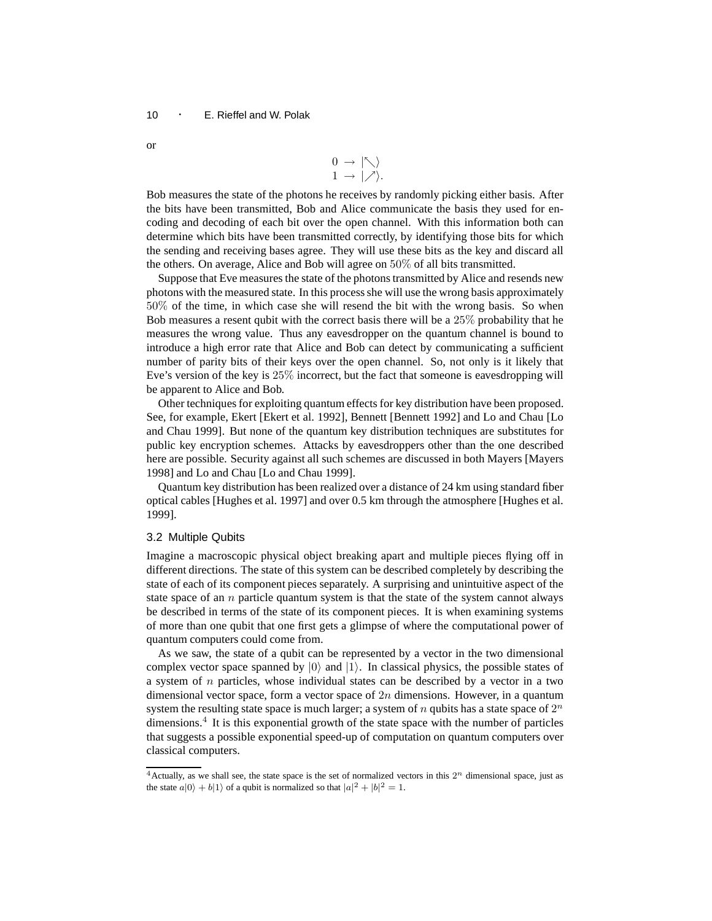or

$$
\begin{aligned}
0 &\rightarrow |\nwarrow\rangle \\
1 &\rightarrow |\nearrow\rangle.
\end{aligned}
$$

Bob measures the state of the photons he receives by randomly picking either basis. After the bits have been transmitted, Bob and Alice communicate the basis they used for encoding and decoding of each bit over the open channel. With this information both can determine which bits have been transmitted correctly, by identifying those bits for which the sending and receiving bases agree. They will use these bits as the key and discard all the others. On average, Alice and Bob will agree on $50\%$ of all bits transmitted.

Suppose that Eve measures the state of the photons transmitted by Alice and resends new photons with the measured state. In this process she will use the wrong basis approximately $50\%$ of the time, in which case she will resend the bit with the wrong basis. So when Bob measures a resent qubit with the correct basis there will be a $25\%$ probability that he measures the wrong value. Thus any eavesdropper on the quantum channel is bound to introduce a high error rate that Alice and Bob can detect by communicating a sufficient number of parity bits of their keys over the open channel. So, not only is it likely that Eve's version of the key is $25\%$ incorrect, but the fact that someone is eavesdropping will be apparent to Alice and Bob.

Other techniques for exploiting quantum effects for key distribution have been proposed. See, for example, Ekert [Ekert et al. 1992], Bennett [Bennett 1992] and Lo and Chau [Lo and Chau 1999]. But none of the quantum key distribution techniques are substitutes for public key encryption schemes. Attacks by eavesdroppers other than the one described here are possible. Security against all such schemes are discussed in both Mayers [Mayers 1998] and Lo and Chau [Lo and Chau 1999].

Quantum key distribution has been realized over a distance of 24 km using standard fiber optical cables [Hughes et al. 1997] and over 0.5 km through the atmosphere [Hughes et al. 1999].

### 3.2 Multiple Qubits

Imagine a macroscopic physical object breaking apart and multiple pieces flying off in different directions. The state of this system can be described completely by describing the state of each of its component pieces separately. A surprising and unintuitive aspect of the state space of an $n$ particle quantum system is that the state of the system cannot always be described in terms of the state of its component pieces. It is when examining systems of more than one qubit that one first gets a glimpse of where the computational power of quantum computers could come from.

As we saw, the state of a qubit can be represented by a vector in the two dimensional complex vector space spanned by $|0\rangle$ and $|1\rangle$. In classical physics, the possible states of a system of $n$ particles, whose individual states can be described by a vector in a two dimensional vector space, form a vector space of $2n$ dimensions. However, in a quantum system the resulting state space is much larger; a system of $n$ qubits has a state space of $2^n$ dimensions.[4] It is this exponential growth of the state space with the number of particles that suggests a possible exponential speed-up of computation on quantum computers over classical computers.

[4] Actually, as we shall see, the state space is the set of normalized vectors in this $2^n$ dimensional space, just as the state $a|0\rangle + b|1\rangle$ of a qubit is normalized so that $|a|^2 + |b|^2 = 1$.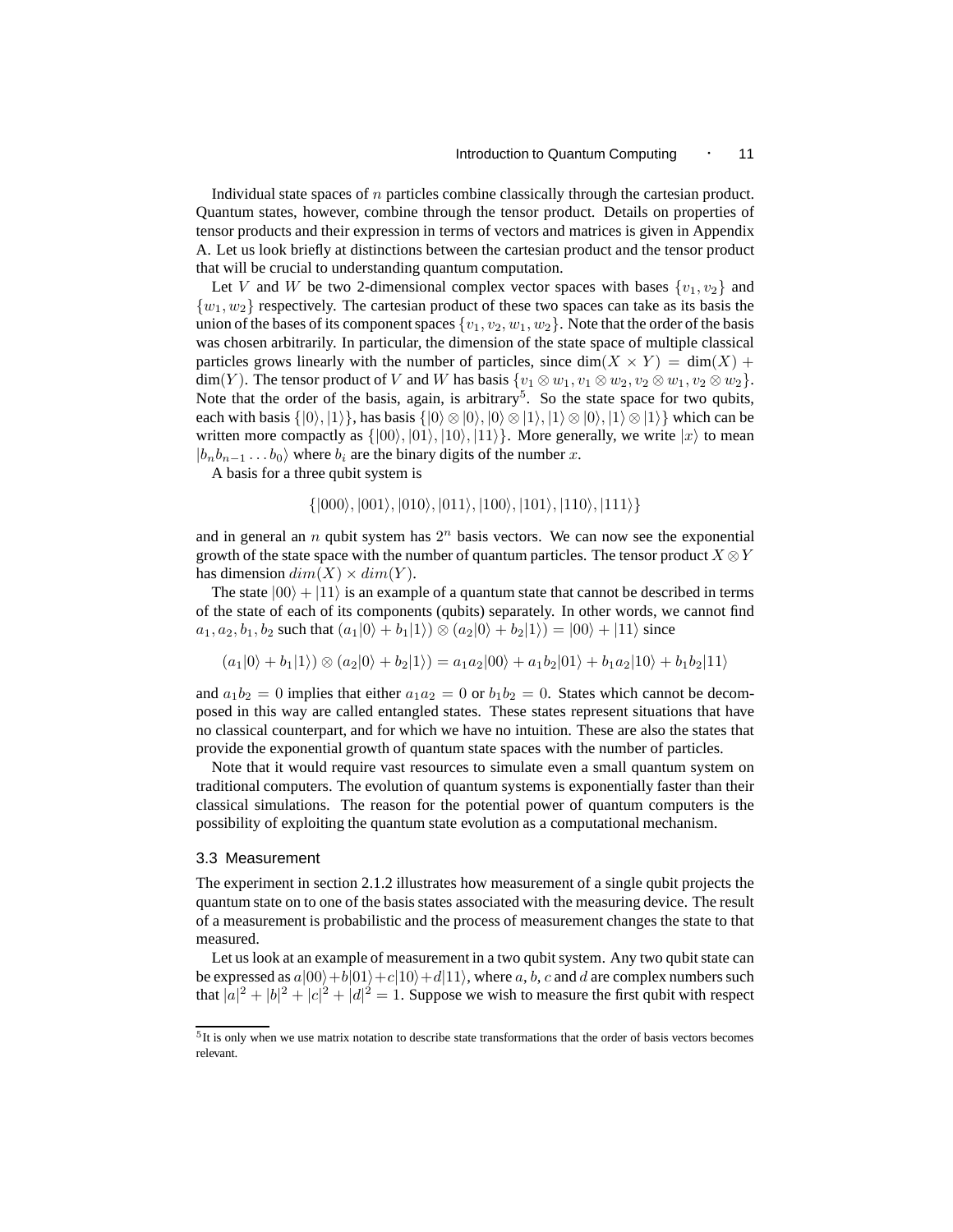Individual state spaces of $n$ particles combine classically through the cartesian product. Quantum states, however, combine through the tensor product. Details on properties of tensor products and their expression in terms of vectors and matrices is given in Appendix A. Let us look briefly at distinctions between the cartesian product and the tensor product that will be crucial to understanding quantum computation.

Let $V$ and $W$ be two 2-dimensional complex vector spaces with bases $\{v_1, v_2\}$ and $\{w_1, w_2\}$ respectively. The cartesian product of these two spaces can take as its basis the union of the bases of its component spaces $\{v_1, v_2, w_1, w_2\}$. Note that the order of the basis was chosen arbitrarily. In particular, the dimension of the state space of multiple classical particles grows linearly with the number of particles, since $\dim(X \times Y) = \dim(X) + \dim(Y)$. The tensor product of $V$ and $W$ has basis $\{v_1 \otimes w_1, v_1 \otimes w_2, v_2 \otimes w_1, v_2 \otimes w_2\}$. Note that the order of the basis, again, is arbitrary[5]. So the state space for two qubits, each with basis $\{|0\rangle, |1\rangle\}$, has basis $\{|0\rangle \otimes |0\rangle, |0\rangle \otimes |1\rangle, |1\rangle \otimes |0\rangle, |1\rangle \otimes |1\rangle\}$ which can be written more compactly as $\{|00\rangle, |01\rangle, |10\rangle, |11\rangle\}$. More generally, we write $|x\rangle$ to mean $|b_n b_{n-1} \ldots b_0\rangle$ where $b_i$ are the binary digits of the number $x$.

A basis for a three qubit system is

$$\{|000\rangle, |001\rangle, |010\rangle, |011\rangle, |100\rangle, |101\rangle, |110\rangle, |111\rangle\}$$

and in general an $n$ qubit system has $2^n$ basis vectors. We can now see the exponential growth of the state space with the number of quantum particles. The tensor product $X \otimes Y$ has dimension $dim(X) \times dim(Y)$.

The state $|00\rangle + |11\rangle$ is an example of a quantum state that cannot be described in terms of the state of each of its components (qubits) separately. In other words, we cannot find $a_1, a_2, b_1, b_2$ such that $(a_1|0\rangle + b_1|1\rangle) \otimes (a_2|0\rangle + b_2|1\rangle) = |00\rangle + |11\rangle$ since

$$(a_1|0\rangle + b_1|1\rangle) \otimes (a_2|0\rangle + b_2|1\rangle) = a_1 a_2|00\rangle + a_1 b_2|01\rangle + b_1 a_2|10\rangle + b_1 b_2|11\rangle$$

and $a_1 b_2 = 0$ implies that either $a_1 a_2 = 0$ or $b_1 b_2 = 0$. States which cannot be decomposed in this way are called entangled states. These states represent situations that have no classical counterpart, and for which we have no intuition. These are also the states that provide the exponential growth of quantum state spaces with the number of particles.

Note that it would require vast resources to simulate even a small quantum system on traditional computers. The evolution of quantum systems is exponentially faster than their classical simulations. The reason for the potential power of quantum computers is the possibility of exploiting the quantum state evolution as a computational mechanism.

### 3.3 Measurement

The experiment in section 2.1.2 illustrates how measurement of a single qubit projects the quantum state on to one of the basis states associated with the measuring device. The result of a measurement is probabilistic and the process of measurement changes the state to that measured.

Let us look at an example of measurement in a two qubit system. Any two qubit state can be expressed as $a|00\rangle + b|01\rangle + c|10\rangle + d|11\rangle$, where $a$, $b$, $c$ and $d$ are complex numbers such that $|a|^2 + |b|^2 + |c|^2 + |d|^2 = 1$. Suppose we wish to measure the first qubit with respect

[5] It is only when we use matrix notation to describe state transformations that the order of basis vectors becomes relevant.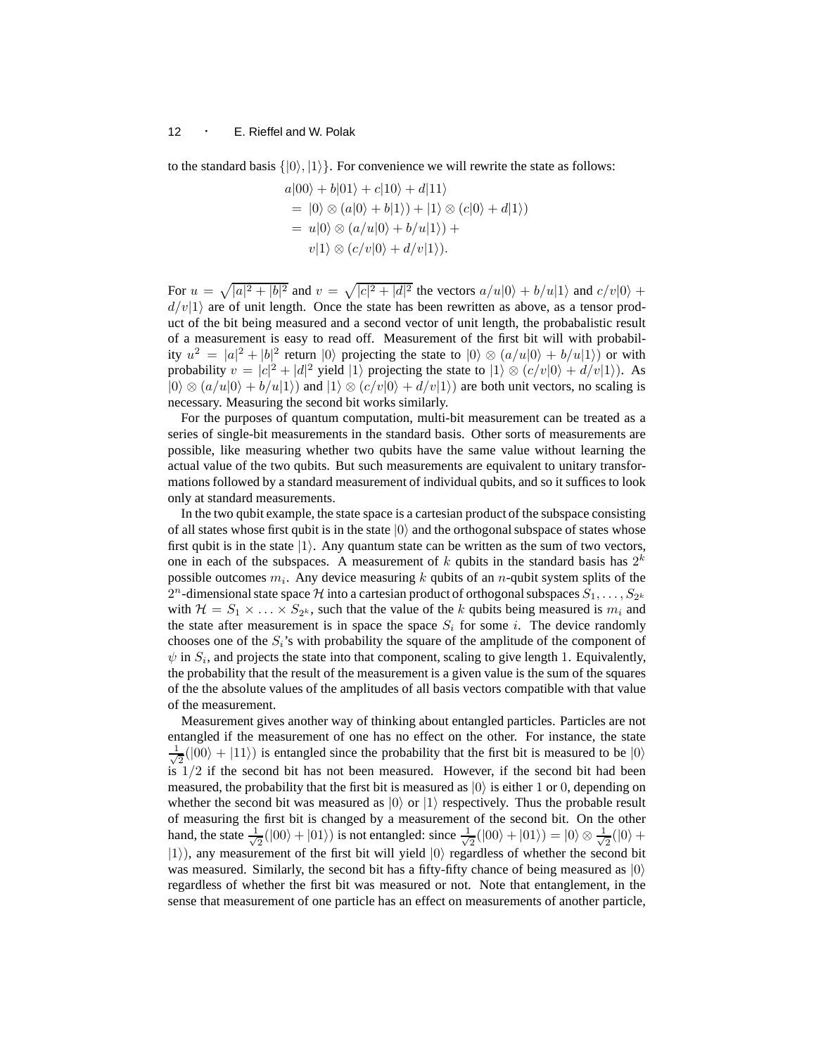to the standard basis $\{|0\rangle, |1\rangle\}$. For convenience we will rewrite the state as follows:

$$
\begin{aligned}
&a|00\rangle + b|01\rangle + c|10\rangle + d|11\rangle \\
&= |0\rangle \otimes (a|0\rangle + b|1\rangle) + |1\rangle \otimes (c|0\rangle + d|1\rangle) \\
&= u|0\rangle \otimes (a/u|0\rangle + b/u|1\rangle) + \\
&\quad v|1\rangle \otimes (c/v|0\rangle + d/v|1\rangle).
\end{aligned}
$$

For $u = \sqrt{|a|^2 + |b|^2}$ and $v = \sqrt{|c|^2 + |d|^2}$ the vectors $a/u|0\rangle + b/u|1\rangle$ and $c/v|0\rangle + d/v|1\rangle$ are of unit length. Once the state has been rewritten as above, as a tensor product of the bit being measured and a second vector of unit length, the probabalistic result of a measurement is easy to read off. Measurement of the first bit will with probability $u^2 = |a|^2 + |b|^2$ return $|0\rangle$ projecting the state to $|0\rangle \otimes (a/u|0\rangle + b/u|1\rangle)$ or with probability $v = |c|^2 + |d|^2$ yield $|1\rangle$ projecting the state to $|1\rangle \otimes (c/v|0\rangle + d/v|1\rangle)$. As $|0\rangle \otimes (a/u|0\rangle + b/u|1\rangle)$ and $|1\rangle \otimes (c/v|0\rangle + d/v|1\rangle)$ are both unit vectors, no scaling is necessary. Measuring the second bit works similarly.

For the purposes of quantum computation, multi-bit measurement can be treated as a series of single-bit measurements in the standard basis. Other sorts of measurements are possible, like measuring whether two qubits have the same value without learning the actual value of the two qubits. But such measurements are equivalent to unitary transformations followed by a standard measurement of individual qubits, and so it suffices to look only at standard measurements.

In the two qubit example, the state space is a cartesian product of the subspace consisting of all states whose first qubit is in the state $|0\rangle$ and the orthogonal subspace of states whose first qubit is in the state $|1\rangle$. Any quantum state can be written as the sum of two vectors, one in each of the subspaces. A measurement of $k$ qubits in the standard basis has $2^k$ possible outcomes $m_i$. Any device measuring $k$ qubits of an $n$-qubit system splits of the $2^n$-dimensional state space $\mathcal{H}$ into a cartesian product of orthogonal subspaces $S_1, \ldots, S_{2^k}$ with $\mathcal{H} = S_1 \times \ldots \times S_{2^k}$, such that the value of the $k$ qubits being measured is $m_i$ and the state after measurement is in space the space $S_i$ for some $i$. The device randomly chooses one of the $S_i$'s with probability the square of the amplitude of the component of $\psi$ in $S_i$, and projects the state into that component, scaling to give length 1. Equivalently, the probability that the result of the measurement is a given value is the sum of the squares of the the absolute values of the amplitudes of all basis vectors compatible with that value of the measurement.

Measurement gives another way of thinking about entangled particles. Particles are not entangled if the measurement of one has no effect on the other. For instance, the state $\frac{1}{\sqrt{2}}(|00\rangle + |11\rangle)$ is entangled since the probability that the first bit is measured to be $|0\rangle$ is $1/2$ if the second bit has not been measured. However, if the second bit had been measured, the probability that the first bit is measured as $|0\rangle$ is either 1 or 0, depending on whether the second bit was measured as $|0\rangle$ or $|1\rangle$ respectively. Thus the probable result of measuring the first bit is changed by a measurement of the second bit. On the other hand, the state $\frac{1}{\sqrt{2}}(|00\rangle + |01\rangle)$ is not entangled: since $\frac{1}{\sqrt{2}}(|00\rangle + |01\rangle) = |0\rangle \otimes \frac{1}{\sqrt{2}}(|0\rangle + |1\rangle)$, any measurement of the first bit will yield $|0\rangle$ regardless of whether the second bit was measured. Similarly, the second bit has a fifty-fifty chance of being measured as $|0\rangle$ regardless of whether the first bit was measured or not. Note that entanglement, in the sense that measurement of one particle has an effect on measurements of another particle,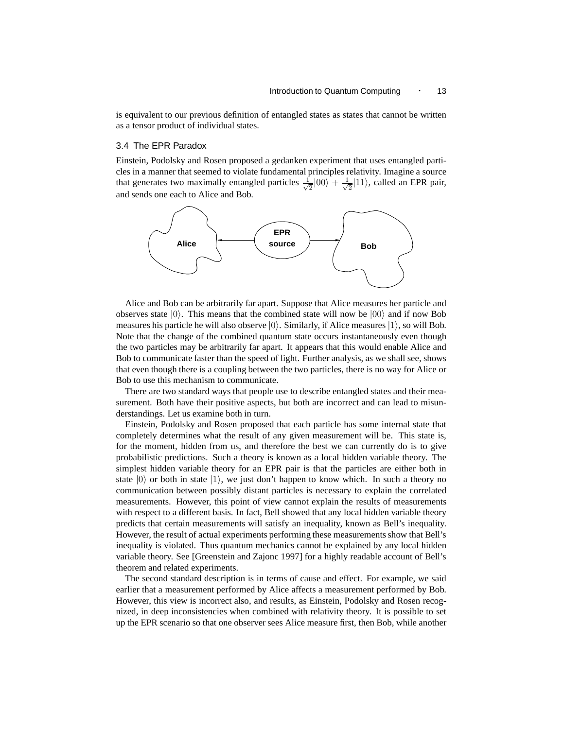is equivalent to our previous definition of entangled states as states that cannot be written as a tensor product of individual states.

### 3.4 The EPR Paradox

Einstein, Podolsky and Rosen proposed a gedanken experiment that uses entangled particles in a manner that seemed to violate fundamental principles relativity. Imagine a source that generates two maximally entangled particles $\frac{1}{\sqrt{2}}|00\rangle + \frac{1}{\sqrt{2}}|11\rangle$, called an EPR pair, and sends one each to Alice and Bob.

Alice

EPR
source

Bob

Alice and Bob can be arbitrarily far apart. Suppose that Alice measures her particle and observes state $|0\rangle$. This means that the combined state will now be $|00\rangle$ and if now Bob measures his particle he will also observe $|0\rangle$. Similarly, if Alice measures $|1\rangle$, so will Bob. Note that the change of the combined quantum state occurs instantaneously even though the two particles may be arbitrarily far apart. It appears that this would enable Alice and Bob to communicate faster than the speed of light. Further analysis, as we shall see, shows that even though there is a coupling between the two particles, there is no way for Alice or Bob to use this mechanism to communicate.

There are two standard ways that people use to describe entangled states and their measurement. Both have their positive aspects, but both are incorrect and can lead to misunderstandings. Let us examine both in turn.

Einstein, Podolsky and Rosen proposed that each particle has some internal state that completely determines what the result of any given measurement will be. This state is, for the moment, hidden from us, and therefore the best we can currently do is to give probabilistic predictions. Such a theory is known as a local hidden variable theory. The simplest hidden variable theory for an EPR pair is that the particles are either both in state $|0\rangle$ or both in state $|1\rangle$, we just don't happen to know which. In such a theory no communication between possibly distant particles is necessary to explain the correlated measurements. However, this point of view cannot explain the results of measurements with respect to a different basis. In fact, Bell showed that any local hidden variable theory predicts that certain measurements will satisfy an inequality, known as Bell's inequality. However, the result of actual experiments performing these measurements show that Bell's inequality is violated. Thus quantum mechanics cannot be explained by any local hidden variable theory. See [Greenstein and Zajonc 1997] for a highly readable account of Bell's theorem and related experiments.

The second standard description is in terms of cause and effect. For example, we said earlier that a measurement performed by Alice affects a measurement performed by Bob. However, this view is incorrect also, and results, as Einstein, Podolsky and Rosen recognized, in deep inconsistencies when combined with relativity theory. It is possible to set up the EPR scenario so that one observer sees Alice measure first, then Bob, while another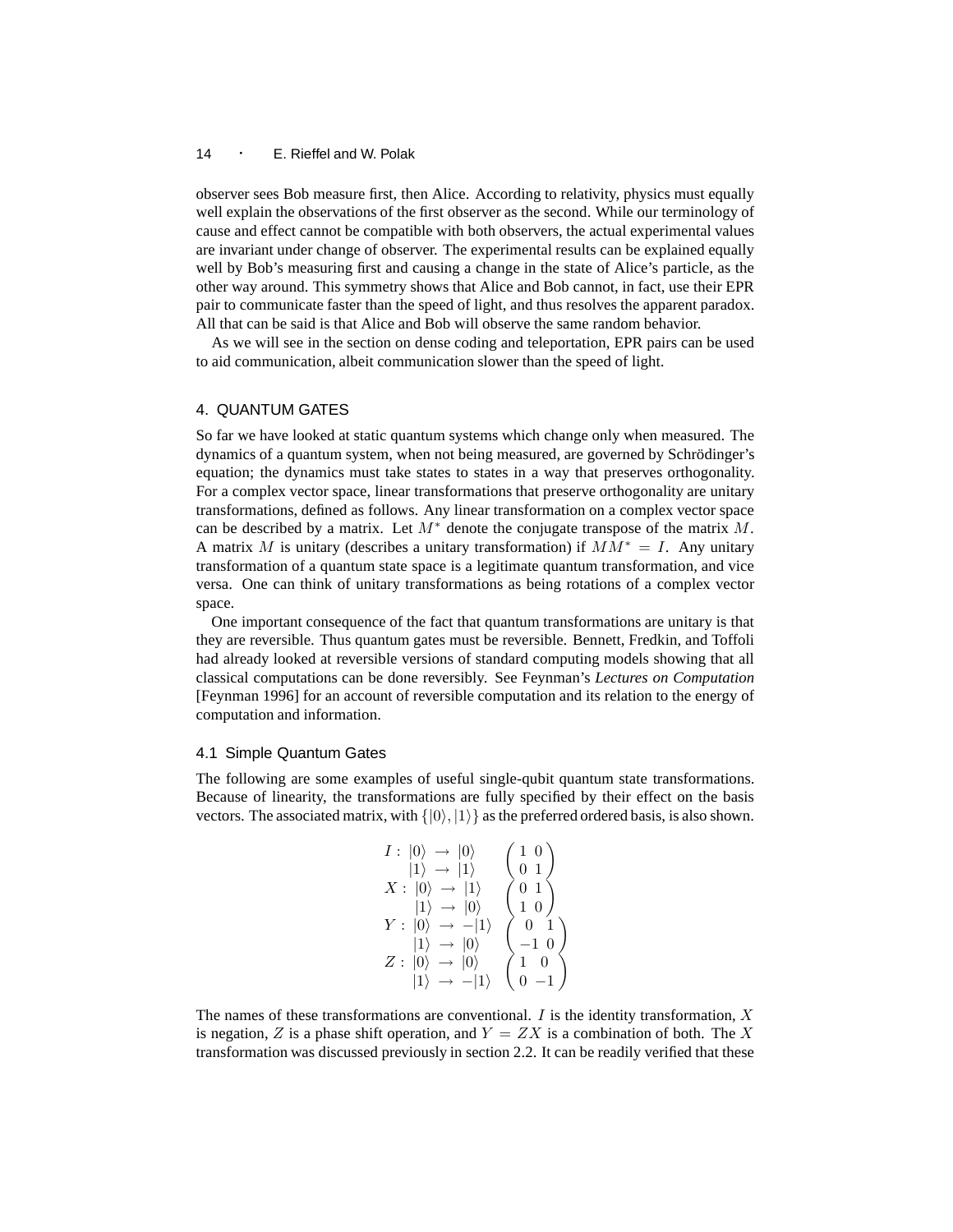observer sees Bob measure first, then Alice. According to relativity, physics must equally well explain the observations of the first observer as the second. While our terminology of cause and effect cannot be compatible with both observers, the actual experimental values are invariant under change of observer. The experimental results can be explained equally well by Bob's measuring first and causing a change in the state of Alice's particle, as the other way around. This symmetry shows that Alice and Bob cannot, in fact, use their EPR pair to communicate faster than the speed of light, and thus resolves the apparent paradox. All that can be said is that Alice and Bob will observe the same random behavior.

As we will see in the section on dense coding and teleportation, EPR pairs can be used to aid communication, albeit communication slower than the speed of light.

## 4. QUANTUM GATES

So far we have looked at static quantum systems which change only when measured. The dynamics of a quantum system, when not being measured, are governed by Schrödinger's equation; the dynamics must take states to states in a way that preserves orthogonality. For a complex vector space, linear transformations that preserve orthogonality are unitary transformations, defined as follows. Any linear transformation on a complex vector space can be described by a matrix. Let $M^*$ denote the conjugate transpose of the matrix $M$. A matrix $M$ is unitary (describes a unitary transformation) if $MM^* = I$. Any unitary transformation of a quantum state space is a legitimate quantum transformation, and vice versa. One can think of unitary transformations as being rotations of a complex vector space.

One important consequence of the fact that quantum transformations are unitary is that they are reversible. Thus quantum gates must be reversible. Bennett, Fredkin, and Toffoli had already looked at reversible versions of standard computing models showing that all classical computations can be done reversibly. See Feynman's *Lectures on Computation* [Feynman 1996] for an account of reversible computation and its relation to the energy of computation and information.

### 4.1 Simple Quantum Gates

The following are some examples of useful single-qubit quantum state transformations. Because of linearity, the transformations are fully specified by their effect on the basis vectors. The associated matrix, with $\{|0\rangle, |1\rangle\}$ as the preferred ordered basis, is also shown.

$$
\begin{array}{llll}
I: & |0\rangle \rightarrow |0\rangle & & \begin{pmatrix} 1 & 0 \\ 0 & 1 \end{pmatrix} \\
& |1\rangle \rightarrow |1\rangle & & \\
X: & |0\rangle \rightarrow |1\rangle & & \begin{pmatrix} 0 & 1 \\ 1 & 0 \end{pmatrix} \\
& |1\rangle \rightarrow |0\rangle & & \\
Y: & |0\rangle \rightarrow -|1\rangle & & \begin{pmatrix} 0 & 1 \\ -1 & 0 \end{pmatrix} \\
& |1\rangle \rightarrow |0\rangle & & \\
Z: & |0\rangle \rightarrow |0\rangle & & \begin{pmatrix} 1 & 0 \\ 0 & -1 \end{pmatrix} \\
& |1\rangle \rightarrow -|1\rangle & &
\end{array}
$$

The names of these transformations are conventional. $I$ is the identity transformation, $X$ is negation, $Z$ is a phase shift operation, and $Y = ZX$ is a combination of both. The $X$ transformation was discussed previously in section 2.2. It can be readily verified that these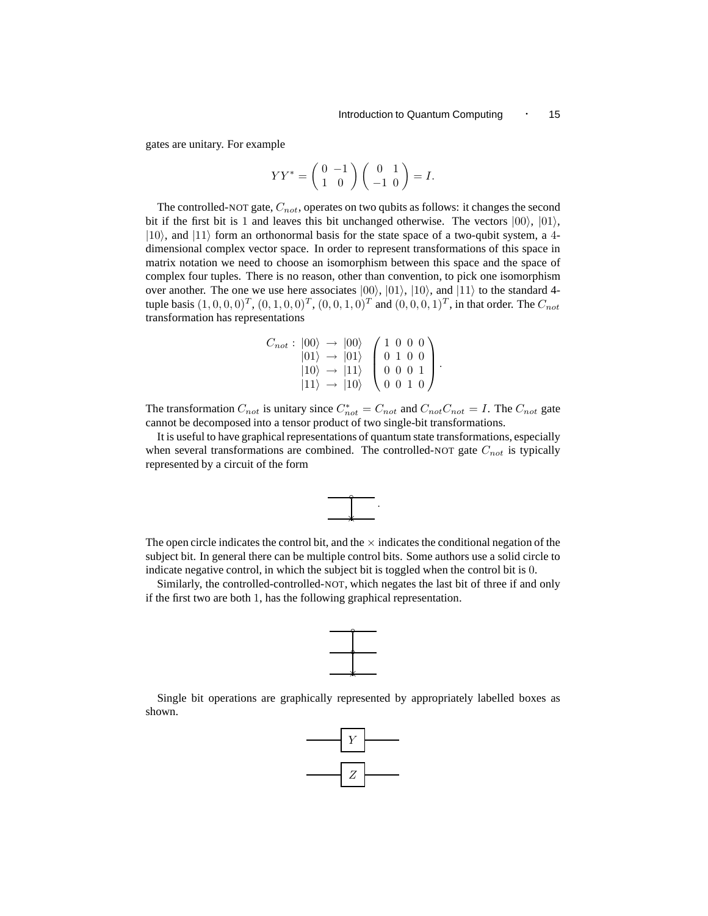gates are unitary. For example

$$YY^* = \begin{pmatrix} 0 & -1 \\ 1 & 0 \end{pmatrix} \begin{pmatrix} 0 & 1 \\ -1 & 0 \end{pmatrix} = I.$$

The controlled-NOT gate, $C_{not}$, operates on two qubits as follows: it changes the second bit if the first bit is 1 and leaves this bit unchanged otherwise. The vectors $|00\rangle$, $|01\rangle$, $|10\rangle$, and $|11\rangle$ form an orthonormal basis for the state space of a two-qubit system, a 4-dimensional complex vector space. In order to represent transformations of this space in matrix notation we need to choose an isomorphism between this space and the space of complex four tuples. There is no reason, other than convention, to pick one isomorphism over another. The one we use here associates $|00\rangle$, $|01\rangle$, $|10\rangle$, and $|11\rangle$ to the standard 4-tuple basis $(1,0,0,0)^T$, $(0,1,0,0)^T$, $(0,0,1,0)^T$ and $(0,0,0,1)^T$, in that order. The $C_{not}$ transformation has representations

$$C_{not}: \begin{array}{rcl} |00\rangle & \rightarrow & |00\rangle \\ |01\rangle & \rightarrow & |01\rangle \\ |10\rangle & \rightarrow & |11\rangle \\ |11\rangle & \rightarrow & |10\rangle \end{array} \quad \begin{pmatrix} 1 & 0 & 0 & 0 \\ 0 & 1 & 0 & 0 \\ 0 & 0 & 0 & 1 \\ 0 & 0 & 1 & 0 \end{pmatrix}.$$

The transformation $C_{not}$ is unitary since $C^*_{not} = C_{not}$ and $C_{not}C_{not} = I$. The $C_{not}$ gate cannot be decomposed into a tensor product of two single-bit transformations.

It is useful to have graphical representations of quantum state transformations, especially when several transformations are combined. The controlled-NOT gate $C_{not}$ is typically represented by a circuit of the form

The open circle indicates the control bit, and the $\times$ indicates the conditional negation of the subject bit. In general there can be multiple control bits. Some authors use a solid circle to indicate negative control, in which the subject bit is toggled when the control bit is 0.

Similarly, the controlled-controlled-NOT, which negates the last bit of three if and only if the first two are both 1, has the following graphical representation.

Single bit operations are graphically represented by appropriately labelled boxes as shown.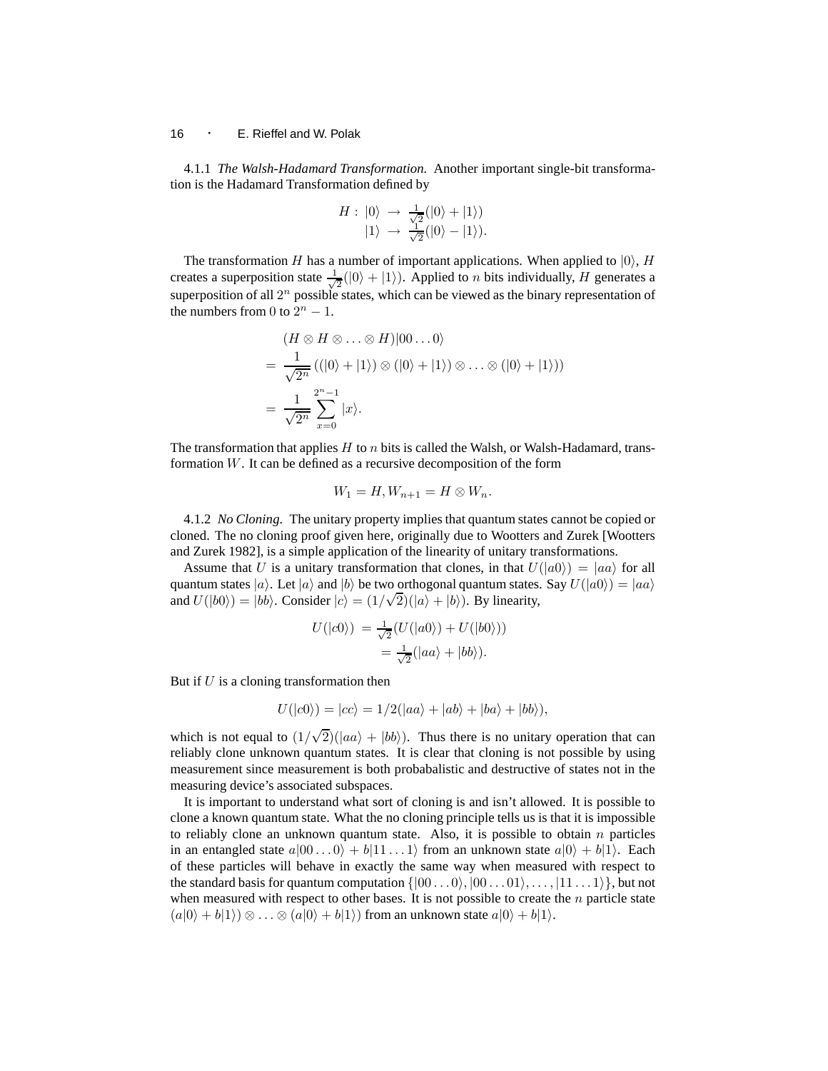4.1.1 *The Walsh-Hadamard Transformation.* Another important single-bit transformation is the Hadamard Transformation defined by

$$
\begin{aligned}
H: |0\rangle &\rightarrow \tfrac{1}{\sqrt{2}}(|0\rangle + |1\rangle) \\
|1\rangle &\rightarrow \tfrac{1}{\sqrt{2}}(|0\rangle - |1\rangle).
\end{aligned}
$$

The transformation $H$ has a number of important applications. When applied to $|0\rangle$, $H$ creates a superposition state $\frac{1}{\sqrt{2}}(|0\rangle + |1\rangle)$. Applied to $n$ bits individually, $H$ generates a superposition of all $2^n$ possible states, which can be viewed as the binary representation of the numbers from $0$ to $2^n - 1$.

$$
\begin{aligned}
&(H \otimes H \otimes \ldots \otimes H)|00\ldots0\rangle \\
&= \frac{1}{\sqrt{2^n}}\left((|0\rangle + |1\rangle) \otimes (|0\rangle + |1\rangle) \otimes \ldots \otimes (|0\rangle + |1\rangle)\right) \\
&= \frac{1}{\sqrt{2^n}} \sum_{x=0}^{2^n-1} |x\rangle.
\end{aligned}
$$

The transformation that applies $H$ to $n$ bits is called the Walsh, or Walsh-Hadamard, transformation $W$. It can be defined as a recursive decomposition of the form

$$
W_1 = H, W_{n+1} = H \otimes W_n.
$$

4.1.2 *No Cloning.* The unitary property implies that quantum states cannot be copied or cloned. The no cloning proof given here, originally due to Wootters and Zurek [Wootters and Zurek 1982], is a simple application of the linearity of unitary transformations.

Assume that $U$ is a unitary transformation that clones, in that $U(|a0\rangle) = |aa\rangle$ for all quantum states $|a\rangle$. Let $|a\rangle$ and $|b\rangle$ be two orthogonal quantum states. Say $U(|a0\rangle) = |aa\rangle$ and $U(|b0\rangle) = |bb\rangle$. Consider $|c\rangle = (1/\sqrt{2})(|a\rangle + |b\rangle)$. By linearity,

$$
\begin{aligned}
U(|c0\rangle) &= \tfrac{1}{\sqrt{2}}(U(|a0\rangle) + U(|b0\rangle)) \\
&= \tfrac{1}{\sqrt{2}}(|aa\rangle + |bb\rangle).
\end{aligned}
$$

But if $U$ is a cloning transformation then

$$
U(|c0\rangle) = |cc\rangle = 1/2(|aa\rangle + |ab\rangle + |ba\rangle + |bb\rangle),
$$

which is not equal to $(1/\sqrt{2})(|aa\rangle + |bb\rangle)$. Thus there is no unitary operation that can reliably clone unknown quantum states. It is clear that cloning is not possible by using measurement since measurement is both probabalistic and destructive of states not in the measuring device's associated subspaces.

It is important to understand what sort of cloning is and isn't allowed. It is possible to clone a known quantum state. What the no cloning principle tells us is that it is impossible to reliably clone an unknown quantum state. Also, it is possible to obtain $n$ particles in an entangled state $a|00\ldots0\rangle + b|11\ldots1\rangle$ from an unknown state $a|0\rangle + b|1\rangle$. Each of these particles will behave in exactly the same way when measured with respect to the standard basis for quantum computation $\{|00\ldots0\rangle, |00\ldots01\rangle, \ldots, |11\ldots1\rangle\}$, but not when measured with respect to other bases. It is not possible to create the $n$ particle state $(a|0\rangle + b|1\rangle) \otimes \ldots \otimes (a|0\rangle + b|1\rangle)$ from an unknown state $a|0\rangle + b|1\rangle$.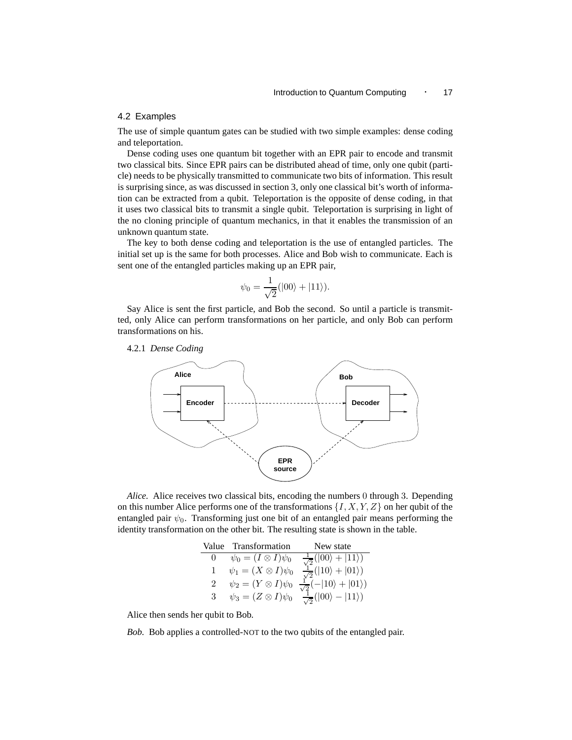### 4.2 Examples

The use of simple quantum gates can be studied with two simple examples: dense coding and teleportation.

Dense coding uses one quantum bit together with an EPR pair to encode and transmit two classical bits. Since EPR pairs can be distributed ahead of time, only one qubit (particle) needs to be physically transmitted to communicate two bits of information. This result is surprising since, as was discussed in section 3, only one classical bit's worth of information can be extracted from a qubit. Teleportation is the opposite of dense coding, in that it uses two classical bits to transmit a single qubit. Teleportation is surprising in light of the no cloning principle of quantum mechanics, in that it enables the transmission of an unknown quantum state.

The key to both dense coding and teleportation is the use of entangled particles. The initial set up is the same for both processes. Alice and Bob wish to communicate. Each is sent one of the entangled particles making up an EPR pair,

$$\psi_0 = \frac{1}{\sqrt{2}}(|00\rangle + |11\rangle).$$

Say Alice is sent the first particle, and Bob the second. So until a particle is transmitted, only Alice can perform transformations on her particle, and only Bob can perform transformations on his.

#### 4.2.1 *Dense Coding*

*Alice.* Alice receives two classical bits, encoding the numbers 0 through 3. Depending on this number Alice performs one of the transformations $\{I, X, Y, Z\}$ on her qubit of the entangled pair $\psi_0$. Transforming just one bit of an entangled pair means performing the identity transformation on the other bit. The resulting state is shown in the table.

| Value | Transformation | New state |
|---|---|---|
| 0 | $\psi_0 = (I \otimes I)\psi_0$ | $\frac{1}{\sqrt{2}}(\vert 00\rangle + \vert 11\rangle)$ |
| 1 | $\psi_1 = (X \otimes I)\psi_0$ | $\frac{1}{\sqrt{2}}(\vert 10\rangle + \vert 01\rangle)$ |
| 2 | $\psi_2 = (Y \otimes I)\psi_0$ | $\frac{1}{\sqrt{2}}(-\vert 10\rangle + \vert 01\rangle)$ |
| 3 | $\psi_3 = (Z \otimes I)\psi_0$ | $\frac{1}{\sqrt{2}}(\vert 00\rangle - \vert 11\rangle)$ |

Alice then sends her qubit to Bob.

*Bob.* Bob applies a controlled-NOT to the two qubits of the entangled pair.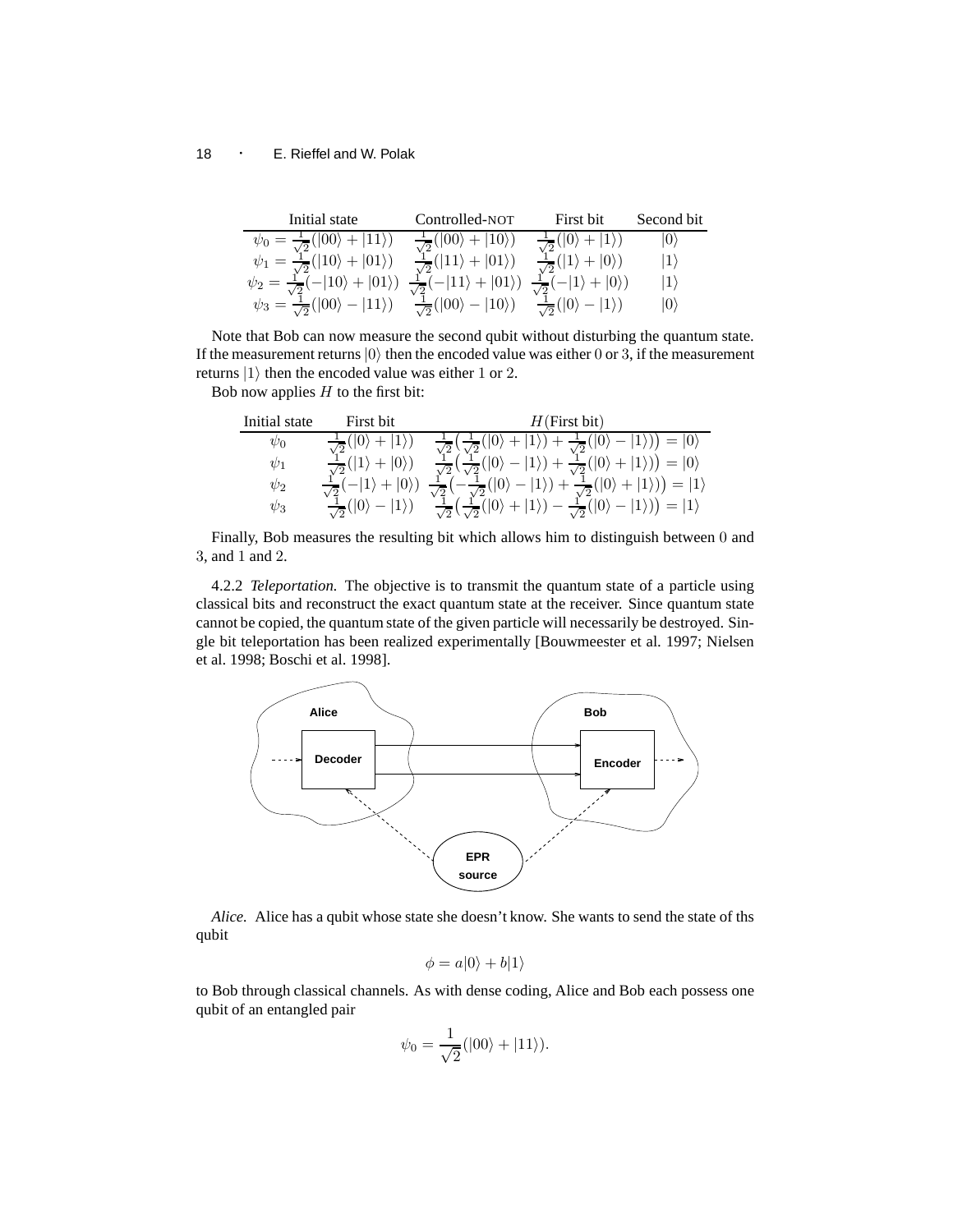| Initial state | Controlled-NOT | First bit | Second bit |
|---|---|---|---|
| $\psi_0 = \frac{1}{\sqrt{2}}(\|00\rangle + \|11\rangle)$ | $\frac{1}{\sqrt{2}}(\|00\rangle + \|10\rangle)$ | $\frac{1}{\sqrt{2}}(\|0\rangle + \|1\rangle)$ | $\|0\rangle$ |
| $\psi_1 = \frac{1}{\sqrt{2}}(\|10\rangle + \|01\rangle)$ | $\frac{1}{\sqrt{2}}(\|11\rangle + \|01\rangle)$ | $\frac{1}{\sqrt{2}}(\|1\rangle + \|0\rangle)$ | $\|1\rangle$ |
| $\psi_2 = \frac{1}{\sqrt{2}}(-\|10\rangle + \|01\rangle)$ | $\frac{1}{\sqrt{2}}(-\|11\rangle + \|01\rangle)$ | $\frac{1}{\sqrt{2}}(-\|1\rangle + \|0\rangle)$ | $\|1\rangle$ |
| $\psi_3 = \frac{1}{\sqrt{2}}(\|00\rangle - \|11\rangle)$ | $\frac{1}{\sqrt{2}}(\|00\rangle - \|10\rangle)$ | $\frac{1}{\sqrt{2}}(\|0\rangle - \|1\rangle)$ | $\|0\rangle$ |

Note that Bob can now measure the second qubit without disturbing the quantum state. If the measurement returns $|0\rangle$ then the encoded value was either 0 or 3, if the measurement returns $|1\rangle$ then the encoded value was either 1 or 2.

Bob now applies $H$ to the first bit:

| Initial state | First bit | $H$(First bit) |
|---|---|---|
| $\psi_0$ | $\frac{1}{\sqrt{2}}(\|0\rangle + \|1\rangle)$ | $\frac{1}{\sqrt{2}}\big(\frac{1}{\sqrt{2}}(\|0\rangle + \|1\rangle) + \frac{1}{\sqrt{2}}(\|0\rangle - \|1\rangle)\big) = \|0\rangle$ |
| $\psi_1$ | $\frac{1}{\sqrt{2}}(\|1\rangle + \|0\rangle)$ | $\frac{1}{\sqrt{2}}\big(\frac{1}{\sqrt{2}}(\|0\rangle - \|1\rangle) + \frac{1}{\sqrt{2}}(\|0\rangle + \|1\rangle)\big) = \|0\rangle$ |
| $\psi_2$ | $\frac{1}{\sqrt{2}}(-\|1\rangle + \|0\rangle)$ | $\frac{1}{\sqrt{2}}\big(-\frac{1}{\sqrt{2}}(\|0\rangle - \|1\rangle) + \frac{1}{\sqrt{2}}(\|0\rangle + \|1\rangle)\big) = \|1\rangle$ |
| $\psi_3$ | $\frac{1}{\sqrt{2}}(\|0\rangle - \|1\rangle)$ | $\frac{1}{\sqrt{2}}\big(\frac{1}{\sqrt{2}}(\|0\rangle + \|1\rangle) - \frac{1}{\sqrt{2}}(\|0\rangle - \|1\rangle)\big) = \|1\rangle$ |

Finally, Bob measures the resulting bit which allows him to distinguish between 0 and 3, and 1 and 2.

4.2.2 *Teleportation.* The objective is to transmit the quantum state of a particle using classical bits and reconstruct the exact quantum state at the receiver. Since quantum state cannot be copied, the quantum state of the given particle will necessarily be destroyed. Single bit teleportation has been realized experimentally [Bouwmeester et al. 1997; Nielsen et al. 1998; Boschi et al. 1998].

Alice — Decoder; Bob — Encoder; EPR source

*Alice.* Alice has a qubit whose state she doesn't know. She wants to send the state of ths qubit

$$\phi = a|0\rangle + b|1\rangle$$

to Bob through classical channels. As with dense coding, Alice and Bob each possess one qubit of an entangled pair

$$\psi_0 = \frac{1}{\sqrt{2}}(|00\rangle + |11\rangle).$$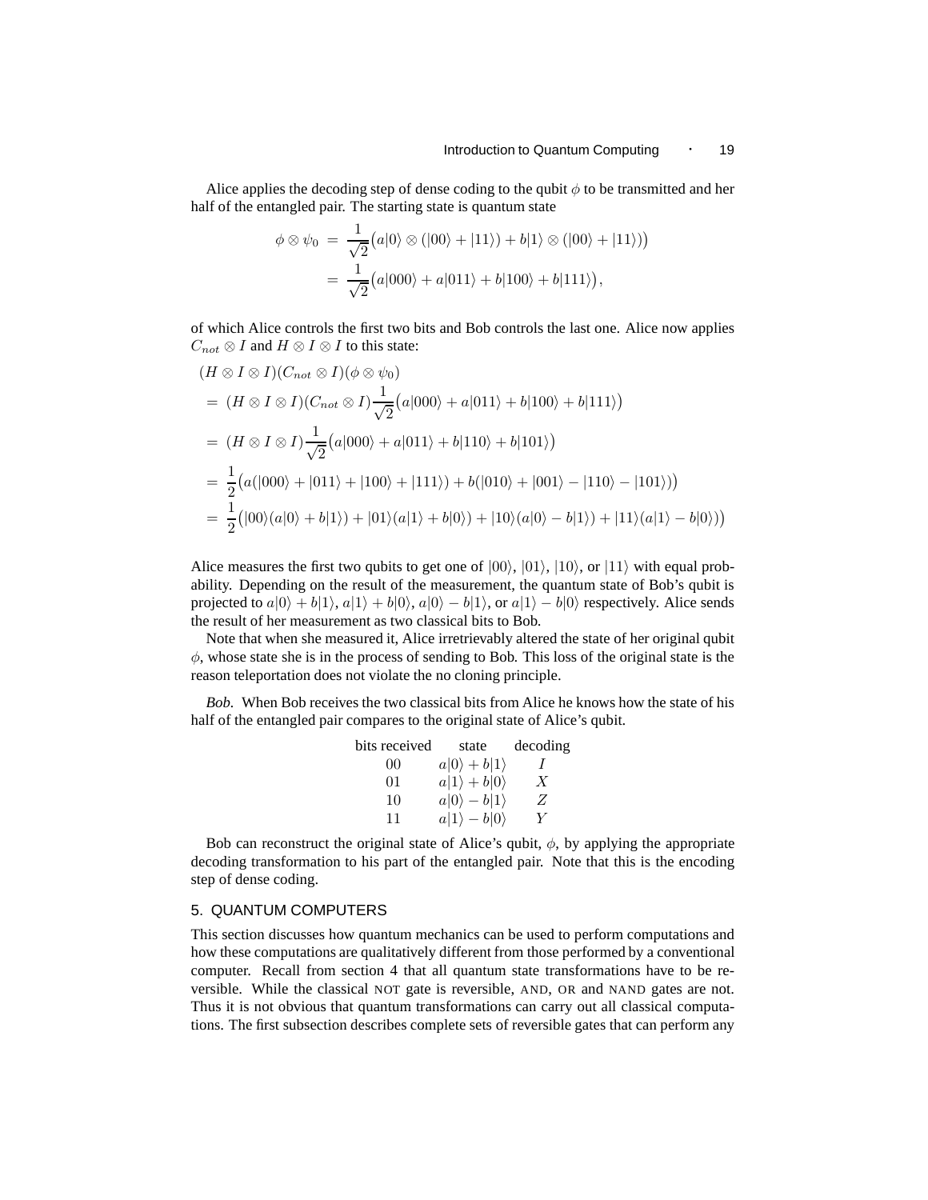Alice applies the decoding step of dense coding to the qubit $\phi$ to be transmitted and her half of the entangled pair. The starting state is quantum state

$$
\begin{aligned}
\phi \otimes \psi_0 &= \frac{1}{\sqrt{2}}\big(a|0\rangle \otimes (|00\rangle + |11\rangle) + b|1\rangle \otimes (|00\rangle + |11\rangle)\big) \\
&= \frac{1}{\sqrt{2}}\big(a|000\rangle + a|011\rangle + b|100\rangle + b|111\rangle\big),
\end{aligned}
$$

of which Alice controls the first two bits and Bob controls the last one. Alice now applies $C_{not} \otimes I$ and $H \otimes I \otimes I$ to this state:

$$
\begin{aligned}
&(H \otimes I \otimes I)(C_{not} \otimes I)(\phi \otimes \psi_0) \\
&= (H \otimes I \otimes I)(C_{not} \otimes I)\frac{1}{\sqrt{2}}\big(a|000\rangle + a|011\rangle + b|100\rangle + b|111\rangle\big) \\
&= (H \otimes I \otimes I)\frac{1}{\sqrt{2}}\big(a|000\rangle + a|011\rangle + b|110\rangle + b|101\rangle\big) \\
&= \frac{1}{2}\big(a(|000\rangle + |011\rangle + |100\rangle + |111\rangle) + b(|010\rangle + |001\rangle - |110\rangle - |101\rangle)\big) \\
&= \frac{1}{2}\big(|00\rangle(a|0\rangle + b|1\rangle) + |01\rangle(a|1\rangle + b|0\rangle) + |10\rangle(a|0\rangle - b|1\rangle) + |11\rangle(a|1\rangle - b|0\rangle)\big)
\end{aligned}
$$

Alice measures the first two qubits to get one of $|00\rangle$, $|01\rangle$, $|10\rangle$, or $|11\rangle$ with equal probability. Depending on the result of the measurement, the quantum state of Bob's qubit is projected to $a|0\rangle + b|1\rangle$, $a|1\rangle + b|0\rangle$, $a|0\rangle - b|1\rangle$, or $a|1\rangle - b|0\rangle$ respectively. Alice sends the result of her measurement as two classical bits to Bob.

Note that when she measured it, Alice irretrievably altered the state of her original qubit $\phi$, whose state she is in the process of sending to Bob. This loss of the original state is the reason teleportation does not violate the no cloning principle.

*Bob.* When Bob receives the two classical bits from Alice he knows how the state of his half of the entangled pair compares to the original state of Alice's qubit.

| bits received | state | decoding |
|---|---|---|
| $00$ | $a\|0\rangle + b\|1\rangle$ | $I$ |
| $01$ | $a\|1\rangle + b\|0\rangle$ | $X$ |
| $10$ | $a\|0\rangle - b\|1\rangle$ | $Z$ |
| $11$ | $a\|1\rangle - b\|0\rangle$ | $Y$ |

Bob can reconstruct the original state of Alice's qubit, $\phi$, by applying the appropriate decoding transformation to his part of the entangled pair. Note that this is the encoding step of dense coding.

## 5. QUANTUM COMPUTERS

This section discusses how quantum mechanics can be used to perform computations and how these computations are qualitatively different from those performed by a conventional computer. Recall from section 4 that all quantum state transformations have to be reversible. While the classical NOT gate is reversible, AND, OR and NAND gates are not. Thus it is not obvious that quantum transformations can carry out all classical computations. The first subsection describes complete sets of reversible gates that can perform any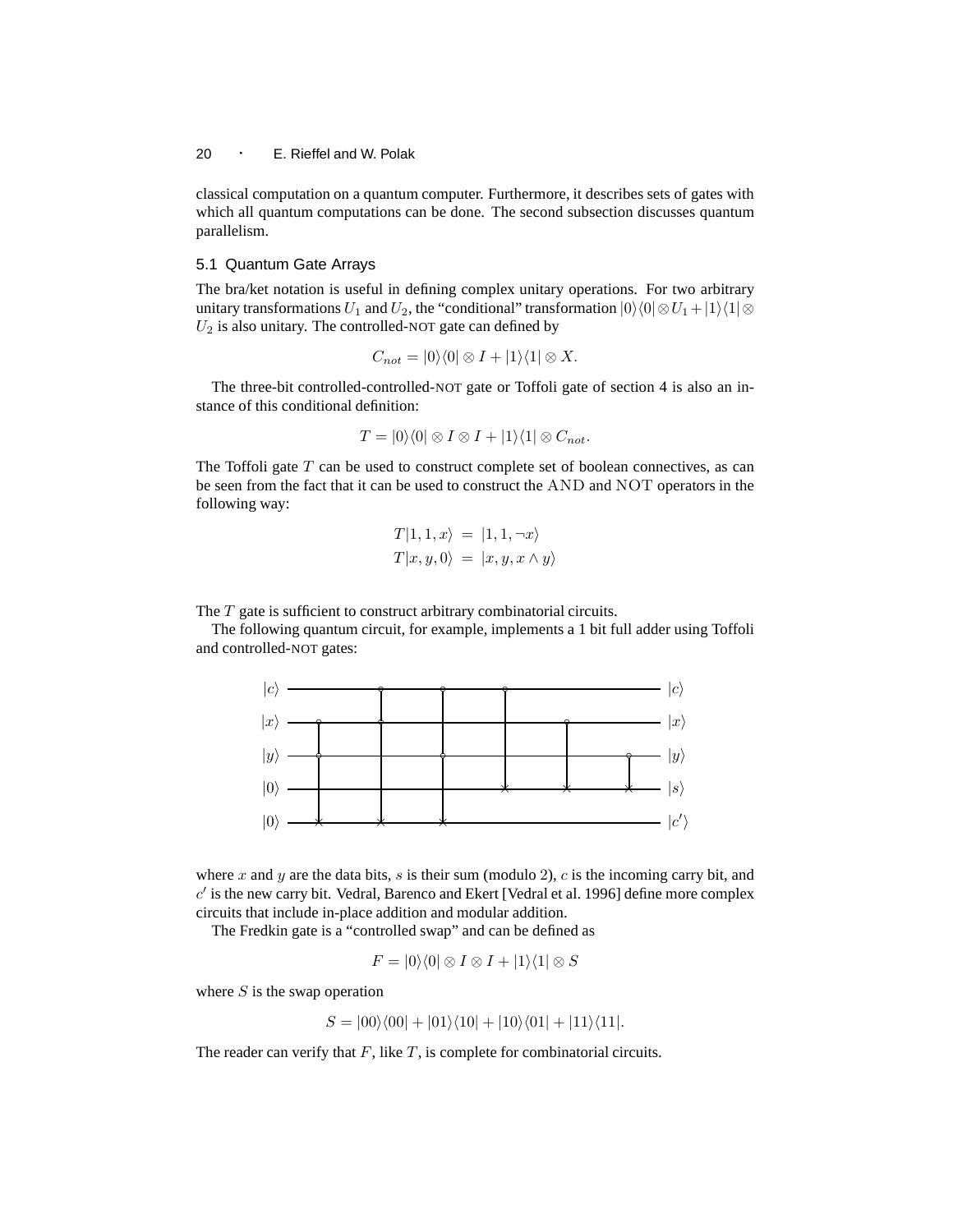classical computation on a quantum computer. Furthermore, it describes sets of gates with which all quantum computations can be done. The second subsection discusses quantum parallelism.

### 5.1 Quantum Gate Arrays

The bra/ket notation is useful in defining complex unitary operations. For two arbitrary unitary transformations $U_1$ and $U_2$, the "conditional" transformation $|0\rangle\langle 0| \otimes U_1 + |1\rangle\langle 1| \otimes U_2$ is also unitary. The controlled-NOT gate can defined by

$$C_{not} = |0\rangle\langle 0| \otimes I + |1\rangle\langle 1| \otimes X.$$

The three-bit controlled-controlled-NOT gate or Toffoli gate of section 4 is also an instance of this conditional definition:

$$T = |0\rangle\langle 0| \otimes I \otimes I + |1\rangle\langle 1| \otimes C_{not}.$$

The Toffoli gate $T$ can be used to construct complete set of boolean connectives, as can be seen from the fact that it can be used to construct the AND and NOT operators in the following way:

$$\begin{aligned} T|1,1,x\rangle &= |1,1,\neg x\rangle \\ T|x,y,0\rangle &= |x,y,x \wedge y\rangle \end{aligned}$$

The $T$ gate is sufficient to construct arbitrary combinatorial circuits.

The following quantum circuit, for example, implements a 1 bit full adder using Toffoli and controlled-NOT gates:

where $x$ and $y$ are the data bits, $s$ is their sum (modulo 2), $c$ is the incoming carry bit, and $c'$ is the new carry bit. Vedral, Barenco and Ekert [Vedral et al. 1996] define more complex circuits that include in-place addition and modular addition.

The Fredkin gate is a "controlled swap" and can be defined as

$$F = |0\rangle\langle 0| \otimes I \otimes I + |1\rangle\langle 1| \otimes S$$

where $S$ is the swap operation

$$S = |00\rangle\langle 00| + |01\rangle\langle 10| + |10\rangle\langle 01| + |11\rangle\langle 11|.$$

The reader can verify that $F$, like $T$, is complete for combinatorial circuits.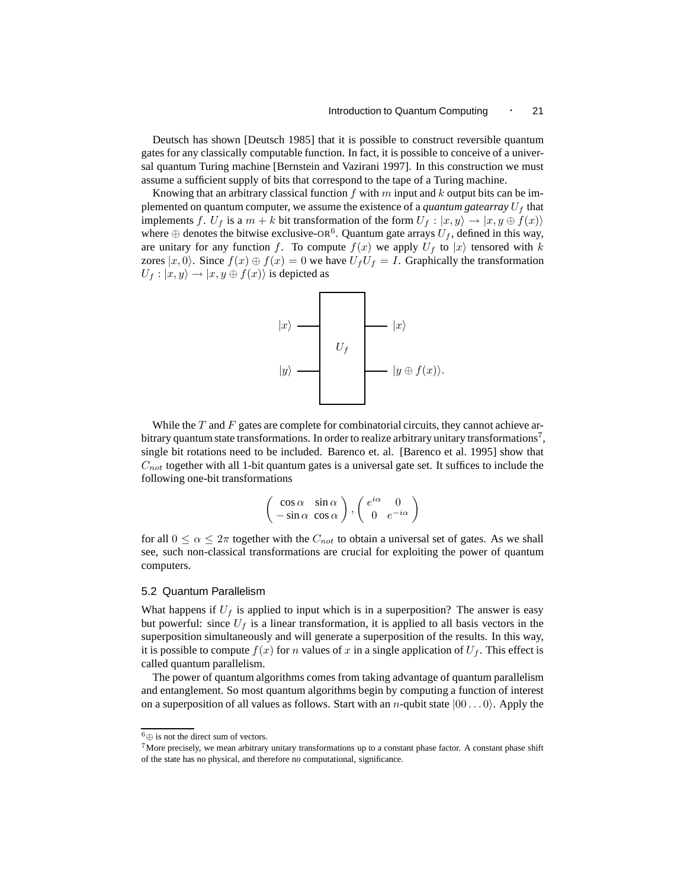Deutsch has shown [Deutsch 1985] that it is possible to construct reversible quantum gates for any classically computable function. In fact, it is possible to conceive of a universal quantum Turing machine [Bernstein and Vazirani 1997]. In this construction we must assume a sufficient supply of bits that correspond to the tape of a Turing machine.

Knowing that an arbitrary classical function $f$ with $m$ input and $k$ output bits can be implemented on quantum computer, we assume the existence of a ***quantum gatearray*** $U_f$ that implements $f$. $U_f$ is a $m+k$ bit transformation of the form $U_f : |x, y\rangle \rightarrow |x, y \oplus f(x)\rangle$ where $\oplus$ denotes the bitwise exclusive-OR[6]. Quantum gate arrays $U_f$, defined in this way, are unitary for any function $f$. To compute $f(x)$ we apply $U_f$ to $|x\rangle$ tensored with $k$ zores $|x, 0\rangle$. Since $f(x) \oplus f(x) = 0$ we have $U_f U_f = I$. Graphically the transformation $U_f : |x, y\rangle \rightarrow |x, y \oplus f(x)\rangle$ is depicted as

$$
|x\rangle \;\; \boxed{U_f} \;\; |x\rangle \qquad |y\rangle \;\; \boxed{U_f} \;\; |y \oplus f(x)\rangle.
$$

While the $T$ and $F$ gates are complete for combinatorial circuits, they cannot achieve arbitrary quantum state transformations. In order to realize arbitrary unitary transformations[7], single bit rotations need to be included. Barenco et. al. [Barenco et al. 1995] show that $C_{not}$ together with all 1-bit quantum gates is a universal gate set. It suffices to include the following one-bit transformations

$$
\begin{pmatrix} \cos\alpha & \sin\alpha \\ -\sin\alpha & \cos\alpha \end{pmatrix}, \begin{pmatrix} e^{i\alpha} & 0 \\ 0 & e^{-i\alpha} \end{pmatrix}
$$

for all $0 \leq \alpha \leq 2\pi$ together with the $C_{not}$ to obtain a universal set of gates. As we shall see, such non-classical transformations are crucial for exploiting the power of quantum computers.

### 5.2 Quantum Parallelism

What happens if $U_f$ is applied to input which is in a superposition? The answer is easy but powerful: since $U_f$ is a linear transformation, it is applied to all basis vectors in the superposition simultaneously and will generate a superposition of the results. In this way, it is possible to compute $f(x)$ for $n$ values of $x$ in a single application of $U_f$. This effect is called quantum parallelism.

The power of quantum algorithms comes from taking advantage of quantum parallelism and entanglement. So most quantum algorithms begin by computing a function of interest on a superposition of all values as follows. Start with an $n$-qubit state $|00\ldots0\rangle$. Apply the

---

[6] $\oplus$ is not the direct sum of vectors.

[7] More precisely, we mean arbitrary unitary transformations up to a constant phase factor. A constant phase shift of the state has no physical, and therefore no computational, significance.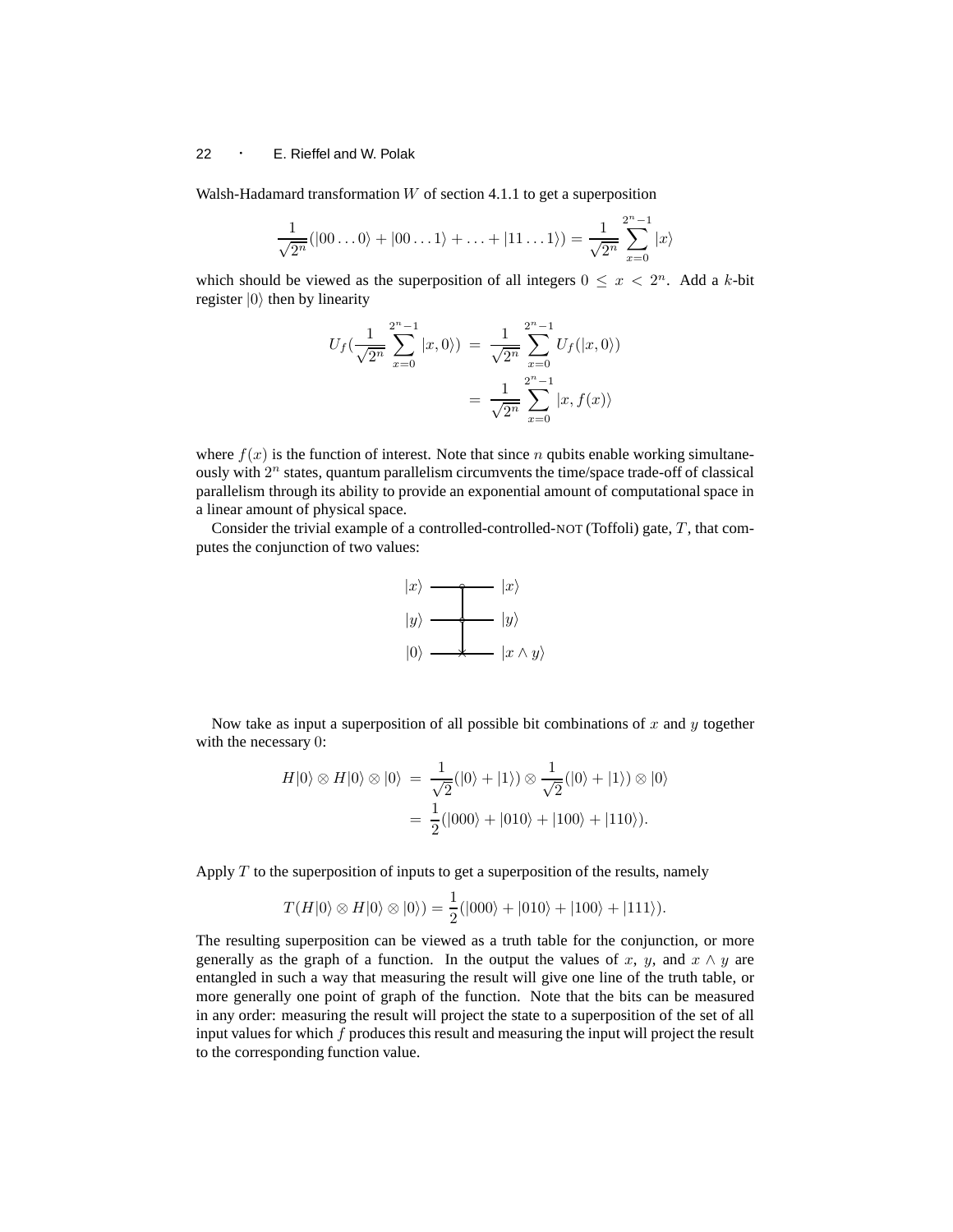Walsh-Hadamard transformation $W$ of section 4.1.1 to get a superposition

$$\frac{1}{\sqrt{2^n}}(|00\ldots0\rangle + |00\ldots1\rangle + \ldots + |11\ldots1\rangle) = \frac{1}{\sqrt{2^n}}\sum_{x=0}^{2^n-1}|x\rangle$$

which should be viewed as the superposition of all integers $0 \leq x < 2^n$. Add a $k$-bit register $|0\rangle$ then by linearity

$$\begin{aligned}
U_f(\frac{1}{\sqrt{2^n}}\sum_{x=0}^{2^n-1}|x,0\rangle) &= \frac{1}{\sqrt{2^n}}\sum_{x=0}^{2^n-1}U_f(|x,0\rangle) \\
&= \frac{1}{\sqrt{2^n}}\sum_{x=0}^{2^n-1}|x,f(x)\rangle
\end{aligned}$$

where $f(x)$ is the function of interest. Note that since $n$ qubits enable working simultaneously with $2^n$ states, quantum parallelism circumvents the time/space trade-off of classical parallelism through its ability to provide an exponential amount of computational space in a linear amount of physical space.

Consider the trivial example of a controlled-controlled-NOT (Toffoli) gate, $T$, that computes the conjunction of two values:

$$\begin{array}{ccc}
|x\rangle & \text{—●—} & |x\rangle \\
|y\rangle & \text{—●—} & |y\rangle \\
|0\rangle & \text{—⊕—} & |x \wedge y\rangle
\end{array}$$

Now take as input a superposition of all possible bit combinations of $x$ and $y$ together with the necessary $0$:

$$\begin{aligned}
H|0\rangle \otimes H|0\rangle \otimes |0\rangle &= \frac{1}{\sqrt{2}}(|0\rangle + |1\rangle) \otimes \frac{1}{\sqrt{2}}(|0\rangle + |1\rangle) \otimes |0\rangle \\
&= \frac{1}{2}(|000\rangle + |010\rangle + |100\rangle + |110\rangle).
\end{aligned}$$

Apply $T$ to the superposition of inputs to get a superposition of the results, namely

$$T(H|0\rangle \otimes H|0\rangle \otimes |0\rangle) = \frac{1}{2}(|000\rangle + |010\rangle + |100\rangle + |111\rangle).$$

The resulting superposition can be viewed as a truth table for the conjunction, or more generally as the graph of a function. In the output the values of $x$, $y$, and $x \wedge y$ are entangled in such a way that measuring the result will give one line of the truth table, or more generally one point of graph of the function. Note that the bits can be measured in any order: measuring the result will project the state to a superposition of the set of all input values for which $f$ produces this result and measuring the input will project the result to the corresponding function value.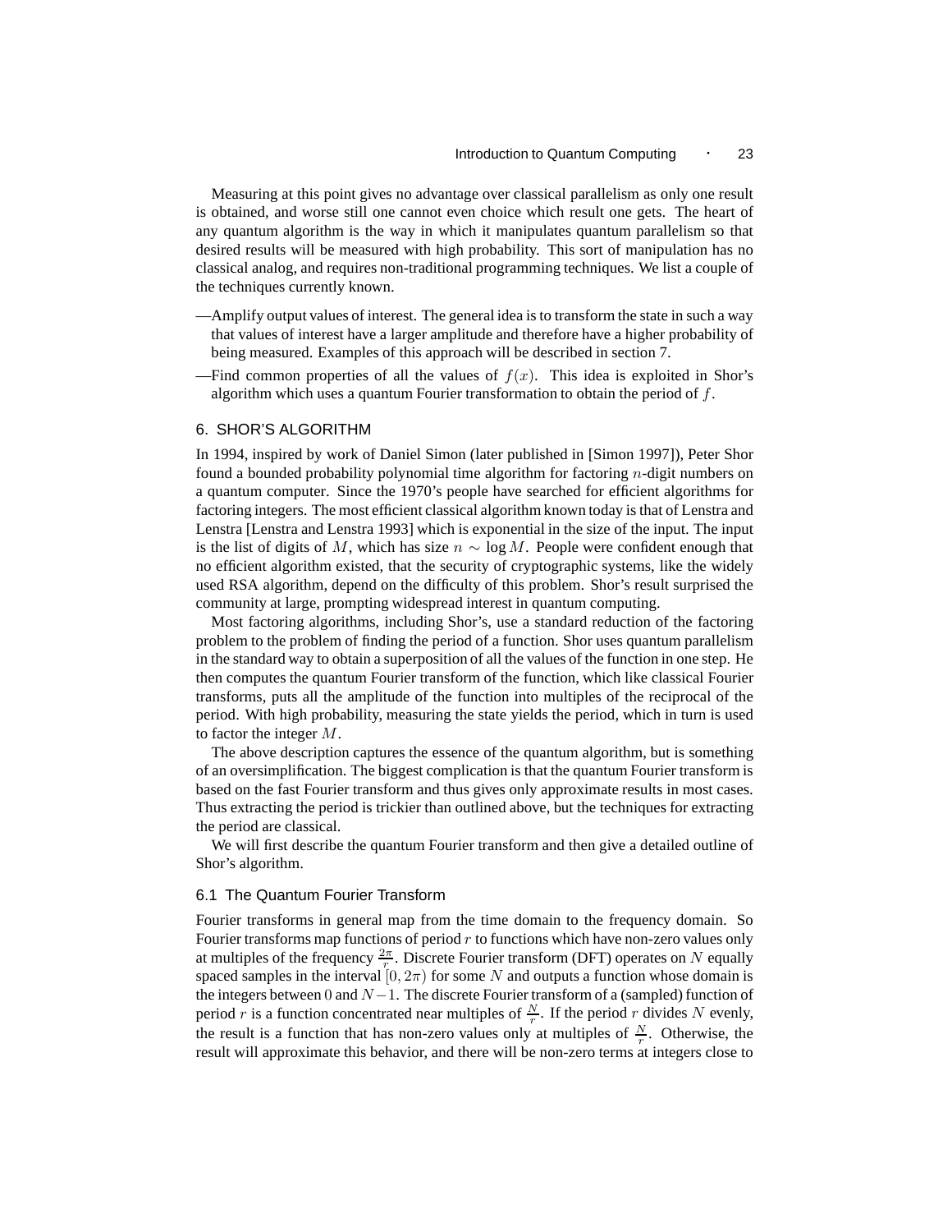Measuring at this point gives no advantage over classical parallelism as only one result is obtained, and worse still one cannot even choice which result one gets. The heart of any quantum algorithm is the way in which it manipulates quantum parallelism so that desired results will be measured with high probability. This sort of manipulation has no classical analog, and requires non-traditional programming techniques. We list a couple of the techniques currently known.

—Amplify output values of interest. The general idea is to transform the state in such a way that values of interest have a larger amplitude and therefore have a higher probability of being measured. Examples of this approach will be described in section 7.

—Find common properties of all the values of $f(x)$. This idea is exploited in Shor's algorithm which uses a quantum Fourier transformation to obtain the period of $f$.

## 6. SHOR'S ALGORITHM

In 1994, inspired by work of Daniel Simon (later published in [Simon 1997]), Peter Shor found a bounded probability polynomial time algorithm for factoring $n$-digit numbers on a quantum computer. Since the 1970's people have searched for efficient algorithms for factoring integers. The most efficient classical algorithm known today is that of Lenstra and Lenstra [Lenstra and Lenstra 1993] which is exponential in the size of the input. The input is the list of digits of $M$, which has size $n \sim \log M$. People were confident enough that no efficient algorithm existed, that the security of cryptographic systems, like the widely used RSA algorithm, depend on the difficulty of this problem. Shor's result surprised the community at large, prompting widespread interest in quantum computing.

Most factoring algorithms, including Shor's, use a standard reduction of the factoring problem to the problem of finding the period of a function. Shor uses quantum parallelism in the standard way to obtain a superposition of all the values of the function in one step. He then computes the quantum Fourier transform of the function, which like classical Fourier transforms, puts all the amplitude of the function into multiples of the reciprocal of the period. With high probability, measuring the state yields the period, which in turn is used to factor the integer $M$.

The above description captures the essence of the quantum algorithm, but is something of an oversimplification. The biggest complication is that the quantum Fourier transform is based on the fast Fourier transform and thus gives only approximate results in most cases. Thus extracting the period is trickier than outlined above, but the techniques for extracting the period are classical.

We will first describe the quantum Fourier transform and then give a detailed outline of Shor's algorithm.

### 6.1 The Quantum Fourier Transform

Fourier transforms in general map from the time domain to the frequency domain. So Fourier transforms map functions of period $r$ to functions which have non-zero values only at multiples of the frequency $\frac{2\pi}{r}$. Discrete Fourier transform (DFT) operates on $N$ equally spaced samples in the interval $[0, 2\pi)$ for some $N$ and outputs a function whose domain is the integers between $0$ and $N-1$. The discrete Fourier transform of a (sampled) function of period $r$ is a function concentrated near multiples of $\frac{N}{r}$. If the period $r$ divides $N$ evenly, the result is a function that has non-zero values only at multiples of $\frac{N}{r}$. Otherwise, the result will approximate this behavior, and there will be non-zero terms at integers close to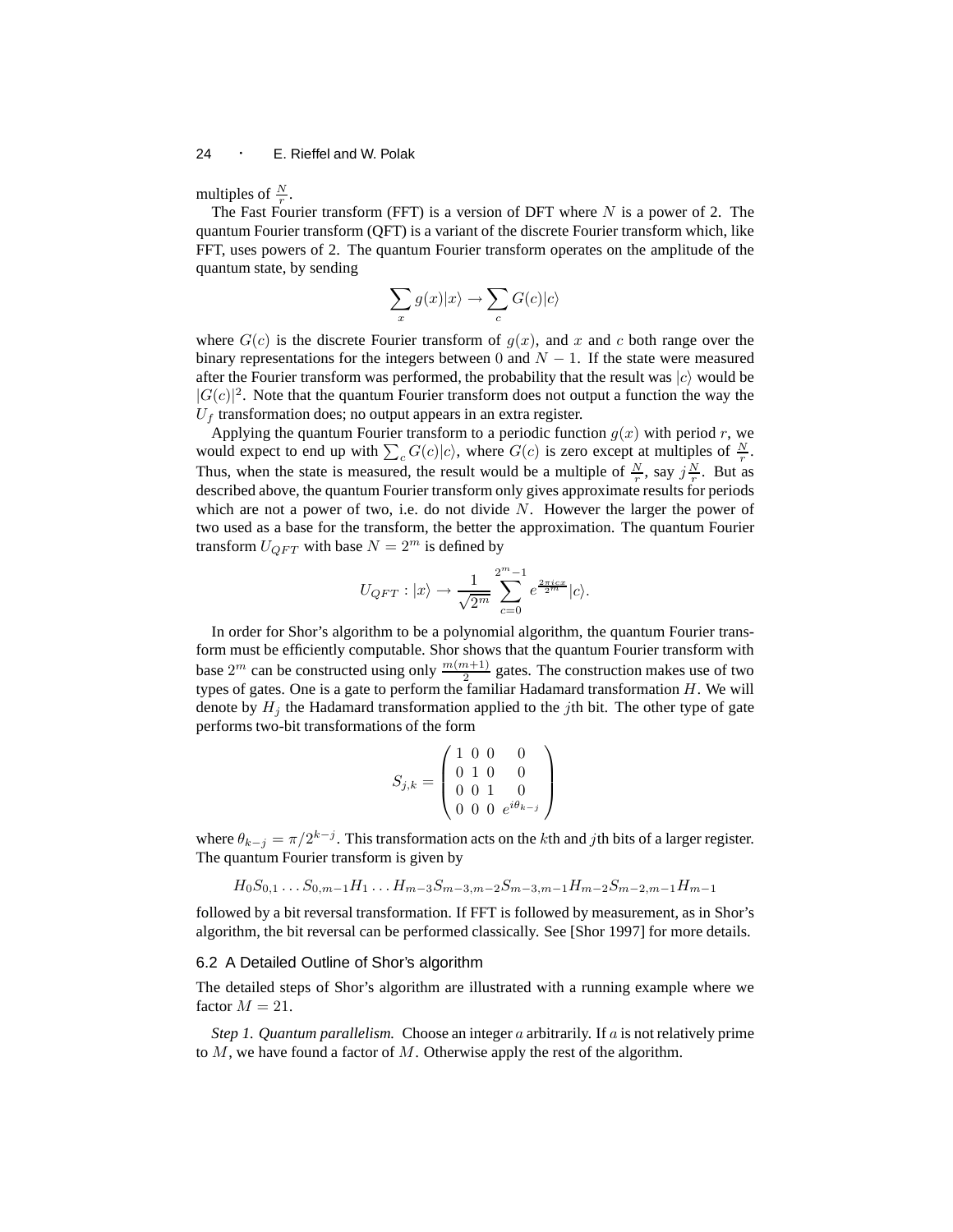multiples of $\frac{N}{r}$.

The Fast Fourier transform (FFT) is a version of DFT where $N$ is a power of 2. The quantum Fourier transform (QFT) is a variant of the discrete Fourier transform which, like FFT, uses powers of 2. The quantum Fourier transform operates on the amplitude of the quantum state, by sending

$$\sum_x g(x)|x\rangle \rightarrow \sum_c G(c)|c\rangle$$

where $G(c)$ is the discrete Fourier transform of $g(x)$, and $x$ and $c$ both range over the binary representations for the integers between 0 and $N-1$. If the state were measured after the Fourier transform was performed, the probability that the result was $|c\rangle$ would be $|G(c)|^2$. Note that the quantum Fourier transform does not output a function the way the $U_f$ transformation does; no output appears in an extra register.

Applying the quantum Fourier transform to a periodic function $g(x)$ with period $r$, we would expect to end up with $\sum_c G(c)|c\rangle$, where $G(c)$ is zero except at multiples of $\frac{N}{r}$. Thus, when the state is measured, the result would be a multiple of $\frac{N}{r}$, say $j\frac{N}{r}$. But as described above, the quantum Fourier transform only gives approximate results for periods which are not a power of two, i.e. do not divide $N$. However the larger the power of two used as a base for the transform, the better the approximation. The quantum Fourier transform $U_{QFT}$ with base $N = 2^m$ is defined by

$$U_{QFT} : |x\rangle \rightarrow \frac{1}{\sqrt{2^m}} \sum_{c=0}^{2^m-1} e^{\frac{2\pi icx}{2^m}} |c\rangle.$$

In order for Shor's algorithm to be a polynomial algorithm, the quantum Fourier transform must be efficiently computable. Shor shows that the quantum Fourier transform with base $2^m$ can be constructed using only $\frac{m(m+1)}{2}$ gates. The construction makes use of two types of gates. One is a gate to perform the familiar Hadamard transformation $H$. We will denote by $H_j$ the Hadamard transformation applied to the $j$th bit. The other type of gate performs two-bit transformations of the form

$$S_{j,k} = \begin{pmatrix} 1 & 0 & 0 & 0 \\ 0 & 1 & 0 & 0 \\ 0 & 0 & 1 & 0 \\ 0 & 0 & 0 & e^{i\theta_{k-j}} \end{pmatrix}$$

where $\theta_{k-j} = \pi/2^{k-j}$. This transformation acts on the $k$th and $j$th bits of a larger register. The quantum Fourier transform is given by

$$H_0 S_{0,1} \ldots S_{0,m-1} H_1 \ldots H_{m-3} S_{m-3,m-2} S_{m-3,m-1} H_{m-2} S_{m-2,m-1} H_{m-1}$$

followed by a bit reversal transformation. If FFT is followed by measurement, as in Shor's algorithm, the bit reversal can be performed classically. See [Shor 1997] for more details.

### 6.2 A Detailed Outline of Shor's algorithm

The detailed steps of Shor's algorithm are illustrated with a running example where we factor $M = 21$.

*Step 1. Quantum parallelism.* Choose an integer $a$ arbitrarily. If $a$ is not relatively prime to $M$, we have found a factor of $M$. Otherwise apply the rest of the algorithm.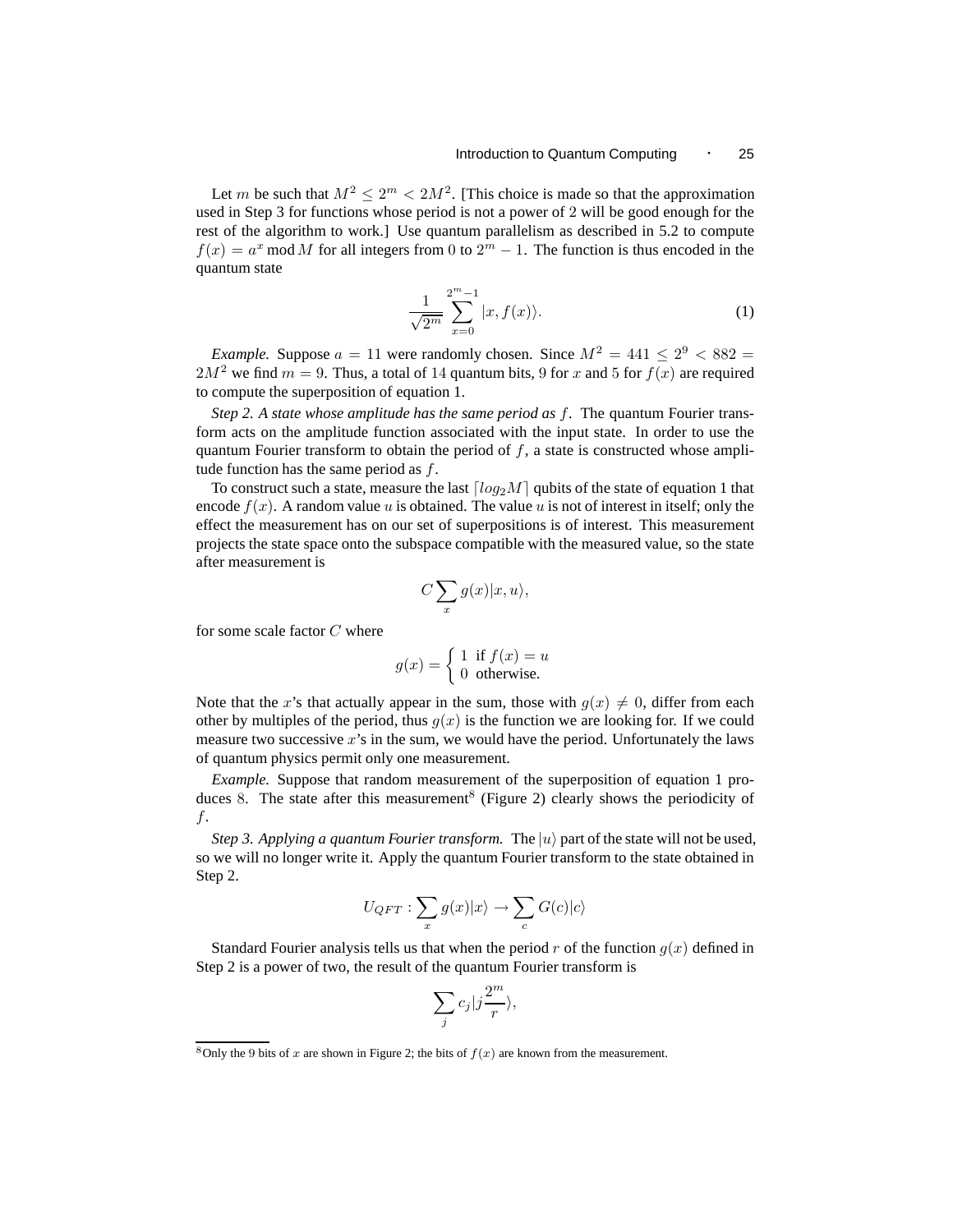Let $m$ be such that $M^2 \leq 2^m < 2M^2$. [This choice is made so that the approximation used in Step 3 for functions whose period is not a power of 2 will be good enough for the rest of the algorithm to work.] Use quantum parallelism as described in 5.2 to compute $f(x) = a^x \bmod M$ for all integers from 0 to $2^m - 1$. The function is thus encoded in the quantum state

$$\frac{1}{\sqrt{2^m}} \sum_{x=0}^{2^m-1} |x, f(x)\rangle. \tag{1}$$

*Example.* Suppose $a = 11$ were randomly chosen. Since $M^2 = 441 \leq 2^9 < 882 = 2M^2$ we find $m = 9$. Thus, a total of 14 quantum bits, 9 for $x$ and 5 for $f(x)$ are required to compute the superposition of equation 1.

*Step 2. A state whose amplitude has the same period as $f$.* The quantum Fourier transform acts on the amplitude function associated with the input state. In order to use the quantum Fourier transform to obtain the period of $f$, a state is constructed whose amplitude function has the same period as $f$.

To construct such a state, measure the last $\lceil log_2 M \rceil$ qubits of the state of equation 1 that encode $f(x)$. A random value $u$ is obtained. The value $u$ is not of interest in itself; only the effect the measurement has on our set of superpositions is of interest. This measurement projects the state space onto the subspace compatible with the measured value, so the state after measurement is

$$C \sum_x g(x)|x, u\rangle,$$

for some scale factor $C$ where

$$g(x) = \begin{cases} 1 & \text{if } f(x) = u \\ 0 & \text{otherwise.} \end{cases}$$

Note that the $x$'s that actually appear in the sum, those with $g(x) \neq 0$, differ from each other by multiples of the period, thus $g(x)$ is the function we are looking for. If we could measure two successive $x$'s in the sum, we would have the period. Unfortunately the laws of quantum physics permit only one measurement.

*Example.* Suppose that random measurement of the superposition of equation 1 produces 8. The state after this measurement[8] (Figure 2) clearly shows the periodicity of $f$.

*Step 3. Applying a quantum Fourier transform.* The $|u\rangle$ part of the state will not be used, so we will no longer write it. Apply the quantum Fourier transform to the state obtained in Step 2.

$$U_{QFT} : \sum_x g(x)|x\rangle \rightarrow \sum_c G(c)|c\rangle$$

Standard Fourier analysis tells us that when the period $r$ of the function $g(x)$ defined in Step 2 is a power of two, the result of the quantum Fourier transform is

$$\sum_j c_j |j\frac{2^m}{r}\rangle,$$

[8] Only the 9 bits of $x$ are shown in Figure 2; the bits of $f(x)$ are known from the measurement.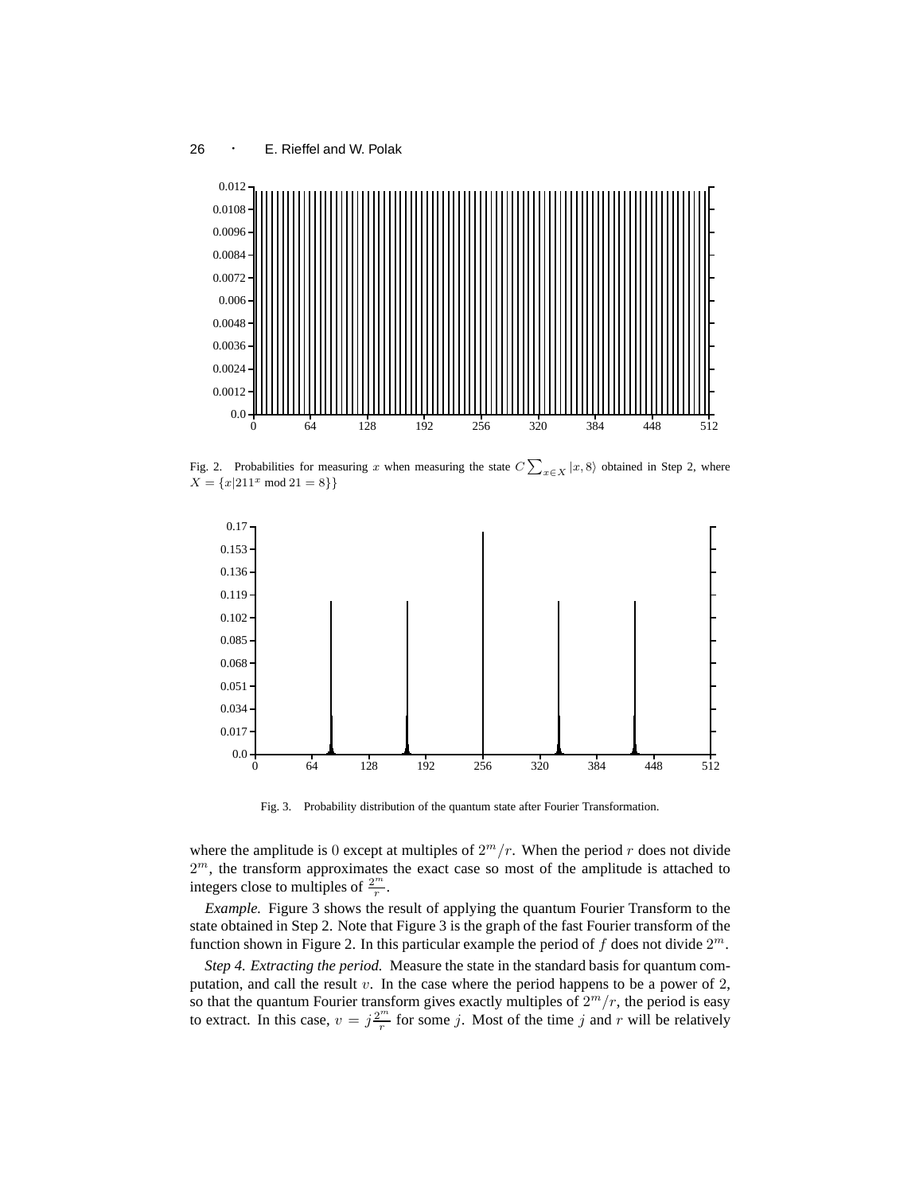Fig. 2. Probabilities for measuring $x$ when measuring the state $C\sum_{x\in X}|x,8\rangle$ obtained in Step 2, where $X = \{x|211^x \bmod 21 = 8\}$

Fig. 3. Probability distribution of the quantum state after Fourier Transformation.

where the amplitude is 0 except at multiples of $2^m/r$. When the period $r$ does not divide $2^m$, the transform approximates the exact case so most of the amplitude is attached to integers close to multiples of $\frac{2^m}{r}$.

*Example.* Figure 3 shows the result of applying the quantum Fourier Transform to the state obtained in Step 2. Note that Figure 3 is the graph of the fast Fourier transform of the function shown in Figure 2. In this particular example the period of $f$ does not divide $2^m$.

*Step 4. Extracting the period.* Measure the state in the standard basis for quantum computation, and call the result $v$. In the case where the period happens to be a power of 2, so that the quantum Fourier transform gives exactly multiples of $2^m/r$, the period is easy to extract. In this case, $v = j\frac{2^m}{r}$ for some $j$. Most of the time $j$ and $r$ will be relatively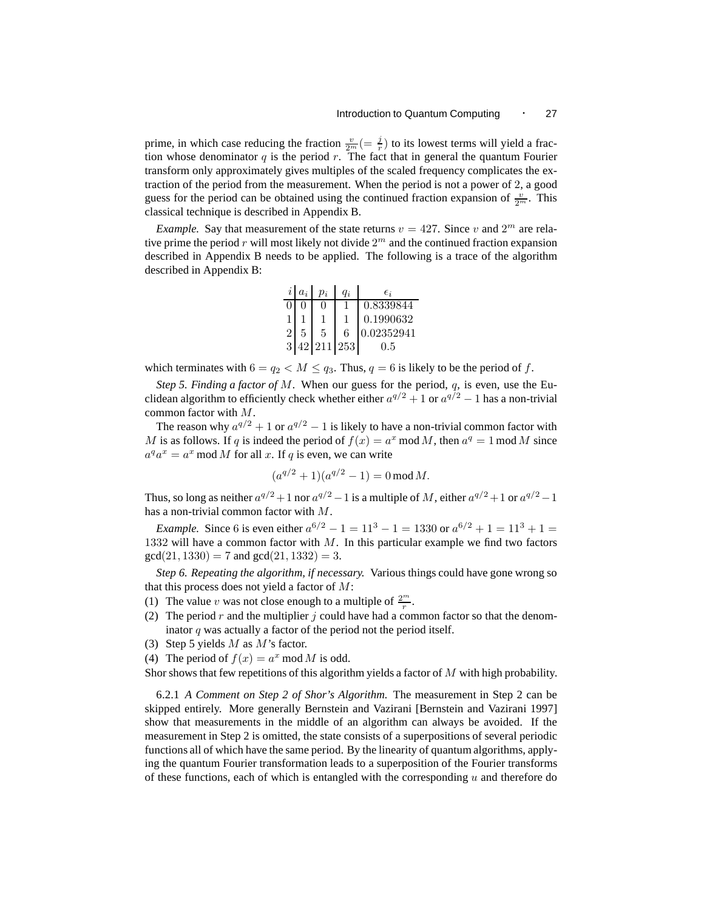prime, in which case reducing the fraction $\frac{v}{2^m}(=\frac{j}{r})$ to its lowest terms will yield a fraction whose denominator $q$ is the period $r$. The fact that in general the quantum Fourier transform only approximately gives multiples of the scaled frequency complicates the extraction of the period from the measurement. When the period is not a power of 2, a good guess for the period can be obtained using the continued fraction expansion of $\frac{v}{2^m}$. This classical technique is described in Appendix B.

*Example.* Say that measurement of the state returns $v = 427$. Since $v$ and $2^m$ are relative prime the period $r$ will most likely not divide $2^m$ and the continued fraction expansion described in Appendix B needs to be applied. The following is a trace of the algorithm described in Appendix B:

| $i$ | $a_i$ | $p_i$ | $q_i$ | $\epsilon_i$ |
|---|---|---|---|---|
| 0 | 0 | 0 | 1 | 0.8339844 |
| 1 | 1 | 1 | 1 | 0.1990632 |
| 2 | 5 | 5 | 6 | 0.02352941 |
| 3 | 42 | 211 | 253 | 0.5 |

which terminates with $6 = q_2 < M \leq q_3$. Thus, $q = 6$ is likely to be the period of $f$.

*Step 5. Finding a factor of $M$.* When our guess for the period, $q$, is even, use the Euclidean algorithm to efficiently check whether either $a^{q/2}+1$ or $a^{q/2}-1$ has a non-trivial common factor with $M$.

The reason why $a^{q/2}+1$ or $a^{q/2}-1$ is likely to have a non-trivial common factor with $M$ is as follows. If $q$ is indeed the period of $f(x) = a^x \bmod M$, then $a^q = 1 \bmod M$ since $a^q a^x = a^x \bmod M$ for all $x$. If $q$ is even, we can write

$$(a^{q/2}+1)(a^{q/2}-1) = 0 \bmod M.$$

Thus, so long as neither $a^{q/2}+1$ nor $a^{q/2}-1$ is a multiple of $M$, either $a^{q/2}+1$ or $a^{q/2}-1$ has a non-trivial common factor with $M$.

*Example.* Since 6 is even either $a^{6/2}-1 = 11^3-1 = 1330$ or $a^{6/2}+1 = 11^3+1 = 1332$ will have a common factor with $M$. In this particular example we find two factors $\gcd(21, 1330) = 7$ and $\gcd(21, 1332) = 3$.

*Step 6. Repeating the algorithm, if necessary.* Various things could have gone wrong so that this process does not yield a factor of $M$:

(1) The value $v$ was not close enough to a multiple of $\frac{2^m}{r}$.
(2) The period $r$ and the multiplier $j$ could have had a common factor so that the denominator $q$ was actually a factor of the period not the period itself.
(3) Step 5 yields $M$ as $M$'s factor.
(4) The period of $f(x) = a^x \bmod M$ is odd.

Shor shows that few repetitions of this algorithm yields a factor of $M$ with high probability.

6.2.1 *A Comment on Step 2 of Shor's Algorithm.* The measurement in Step 2 can be skipped entirely. More generally Bernstein and Vazirani [Bernstein and Vazirani 1997] show that measurements in the middle of an algorithm can always be avoided. If the measurement in Step 2 is omitted, the state consists of a superpositions of several periodic functions all of which have the same period. By the linearity of quantum algorithms, applying the quantum Fourier transformation leads to a superposition of the Fourier transforms of these functions, each of which is entangled with the corresponding $u$ and therefore do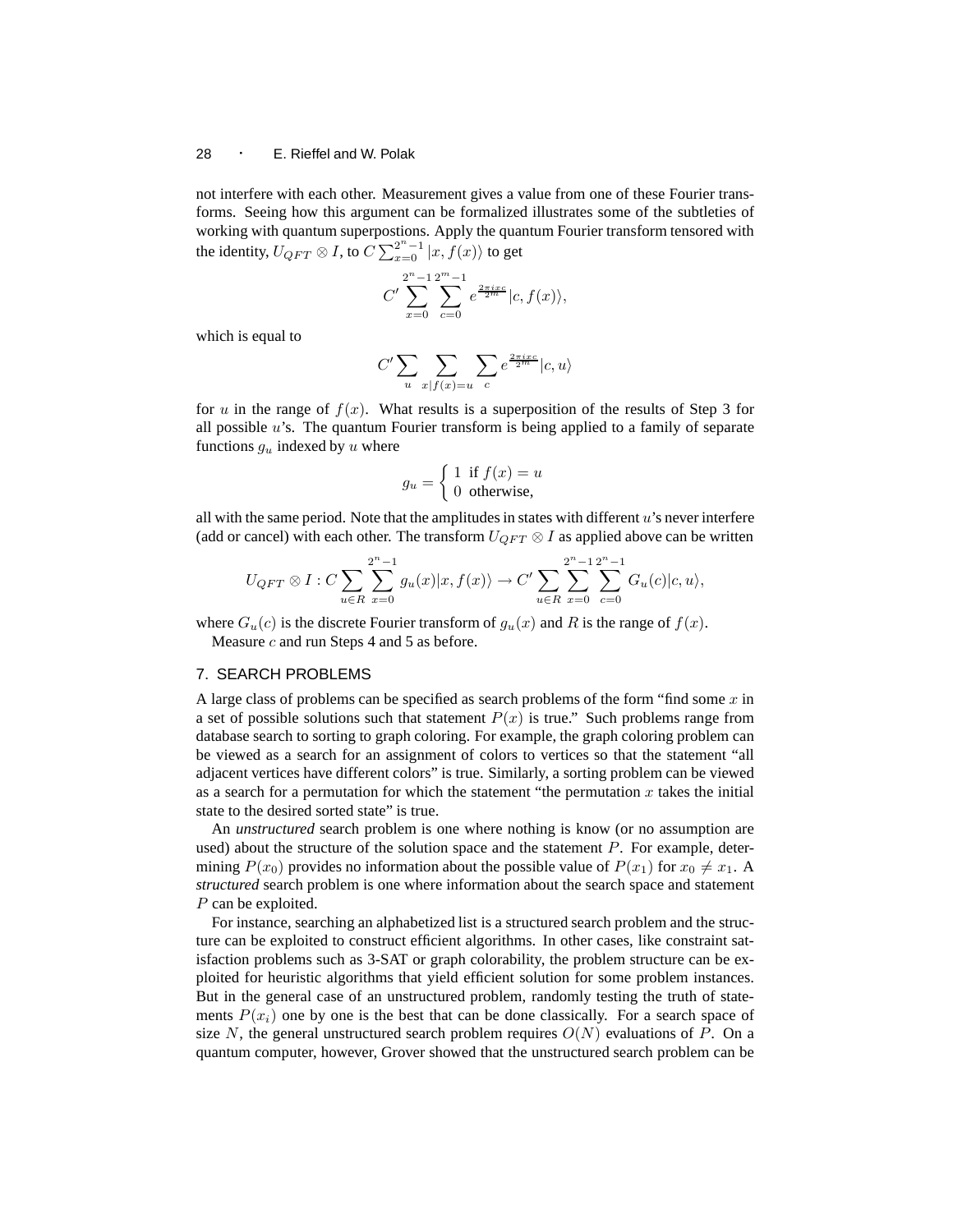not interfere with each other. Measurement gives a value from one of these Fourier transforms. Seeing how this argument can be formalized illustrates some of the subtleties of working with quantum superpostions. Apply the quantum Fourier transform tensored with the identity, $U_{QFT} \otimes I$, to $C \sum_{x=0}^{2^n-1} |x, f(x)\rangle$ to get

$$C' \sum_{x=0}^{2^n-1} \sum_{c=0}^{2^m-1} e^{\frac{2\pi i x c}{2^m}} |c, f(x)\rangle,$$

which is equal to

$$C' \sum_{u} \sum_{x|f(x)=u} \sum_{c} e^{\frac{2\pi i x c}{2^m}} |c, u\rangle$$

for $u$ in the range of $f(x)$. What results is a superposition of the results of Step 3 for all possible $u$'s. The quantum Fourier transform is being applied to a family of separate functions $g_u$ indexed by $u$ where

$$g_u = \begin{cases} 1 & \text{if } f(x) = u \\ 0 & \text{otherwise,} \end{cases}$$

all with the same period. Note that the amplitudes in states with different $u$'s never interfere (add or cancel) with each other. The transform $U_{QFT} \otimes I$ as applied above can be written

$$U_{QFT} \otimes I : C \sum_{u \in R} \sum_{x=0}^{2^n-1} g_u(x) |x, f(x)\rangle \rightarrow C' \sum_{u \in R} \sum_{x=0}^{2^n-1} \sum_{c=0}^{2^n-1} G_u(c) |c, u\rangle,$$

where $G_u(c)$ is the discrete Fourier transform of $g_u(x)$ and $R$ is the range of $f(x)$.

Measure $c$ and run Steps 4 and 5 as before.

## 7. SEARCH PROBLEMS

A large class of problems can be specified as search problems of the form "find some $x$ in a set of possible solutions such that statement $P(x)$ is true." Such problems range from database search to sorting to graph coloring. For example, the graph coloring problem can be viewed as a search for an assignment of colors to vertices so that the statement "all adjacent vertices have different colors" is true. Similarly, a sorting problem can be viewed as a search for a permutation for which the statement "the permutation $x$ takes the initial state to the desired sorted state" is true.

An *unstructured* search problem is one where nothing is know (or no assumption are used) about the structure of the solution space and the statement $P$. For example, determining $P(x_0)$ provides no information about the possible value of $P(x_1)$ for $x_0 \neq x_1$. A *structured* search problem is one where information about the search space and statement $P$ can be exploited.

For instance, searching an alphabetized list is a structured search problem and the structure can be exploited to construct efficient algorithms. In other cases, like constraint satisfaction problems such as 3-SAT or graph colorability, the problem structure can be exploited for heuristic algorithms that yield efficient solution for some problem instances. But in the general case of an unstructured problem, randomly testing the truth of statements $P(x_i)$ one by one is the best that can be done classically. For a search space of size $N$, the general unstructured search problem requires $O(N)$ evaluations of $P$. On a quantum computer, however, Grover showed that the unstructured search problem can be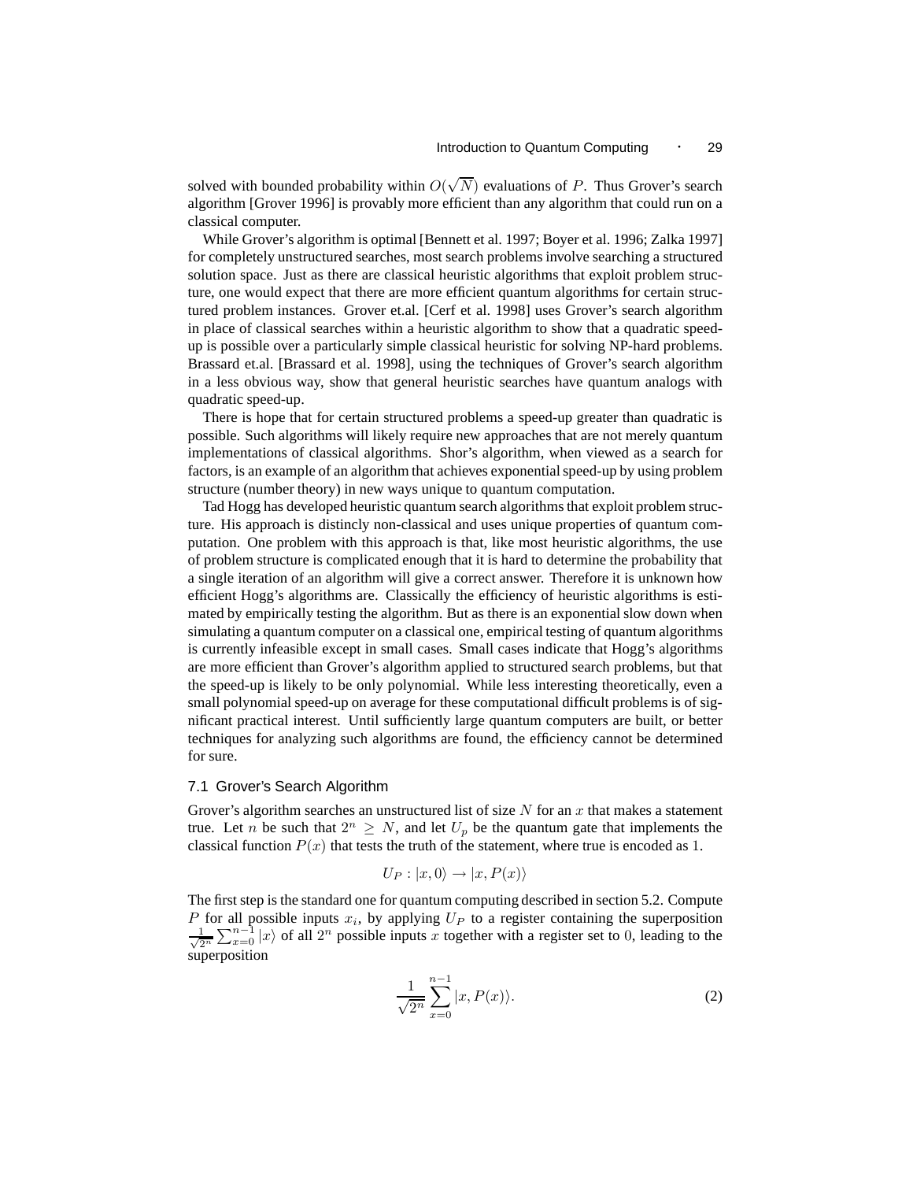solved with bounded probability within $O(\sqrt{N})$ evaluations of $P$. Thus Grover's search algorithm [Grover 1996] is provably more efficient than any algorithm that could run on a classical computer.

While Grover's algorithm is optimal [Bennett et al. 1997; Boyer et al. 1996; Zalka 1997] for completely unstructured searches, most search problems involve searching a structured solution space. Just as there are classical heuristic algorithms that exploit problem structure, one would expect that there are more efficient quantum algorithms for certain structured problem instances. Grover et.al. [Cerf et al. 1998] uses Grover's search algorithm in place of classical searches within a heuristic algorithm to show that a quadratic speed-up is possible over a particularly simple classical heuristic for solving NP-hard problems. Brassard et.al. [Brassard et al. 1998], using the techniques of Grover's search algorithm in a less obvious way, show that general heuristic searches have quantum analogs with quadratic speed-up.

There is hope that for certain structured problems a speed-up greater than quadratic is possible. Such algorithms will likely require new approaches that are not merely quantum implementations of classical algorithms. Shor's algorithm, when viewed as a search for factors, is an example of an algorithm that achieves exponential speed-up by using problem structure (number theory) in new ways unique to quantum computation.

Tad Hogg has developed heuristic quantum search algorithms that exploit problem structure. His approach is distincly non-classical and uses unique properties of quantum computation. One problem with this approach is that, like most heuristic algorithms, the use of problem structure is complicated enough that it is hard to determine the probability that a single iteration of an algorithm will give a correct answer. Therefore it is unknown how efficient Hogg's algorithms are. Classically the efficiency of heuristic algorithms is estimated by empirically testing the algorithm. But as there is an exponential slow down when simulating a quantum computer on a classical one, empirical testing of quantum algorithms is currently infeasible except in small cases. Small cases indicate that Hogg's algorithms are more efficient than Grover's algorithm applied to structured search problems, but that the speed-up is likely to be only polynomial. While less interesting theoretically, even a small polynomial speed-up on average for these computational difficult problems is of significant practical interest. Until sufficiently large quantum computers are built, or better techniques for analyzing such algorithms are found, the efficiency cannot be determined for sure.

### 7.1 Grover's Search Algorithm

Grover's algorithm searches an unstructured list of size $N$ for an $x$ that makes a statement true. Let $n$ be such that $2^n \geq N$, and let $U_p$ be the quantum gate that implements the classical function $P(x)$ that tests the truth of the statement, where true is encoded as 1.

$$U_P : |x, 0\rangle \rightarrow |x, P(x)\rangle$$

The first step is the standard one for quantum computing described in section 5.2. Compute $P$ for all possible inputs $x_i$, by applying $U_P$ to a register containing the superposition $\frac{1}{\sqrt{2^n}} \sum_{x=0}^{n-1} |x\rangle$ of all $2^n$ possible inputs $x$ together with a register set to 0, leading to the superposition

$$\frac{1}{\sqrt{2^n}} \sum_{x=0}^{n-1} |x, P(x)\rangle. \tag{2}$$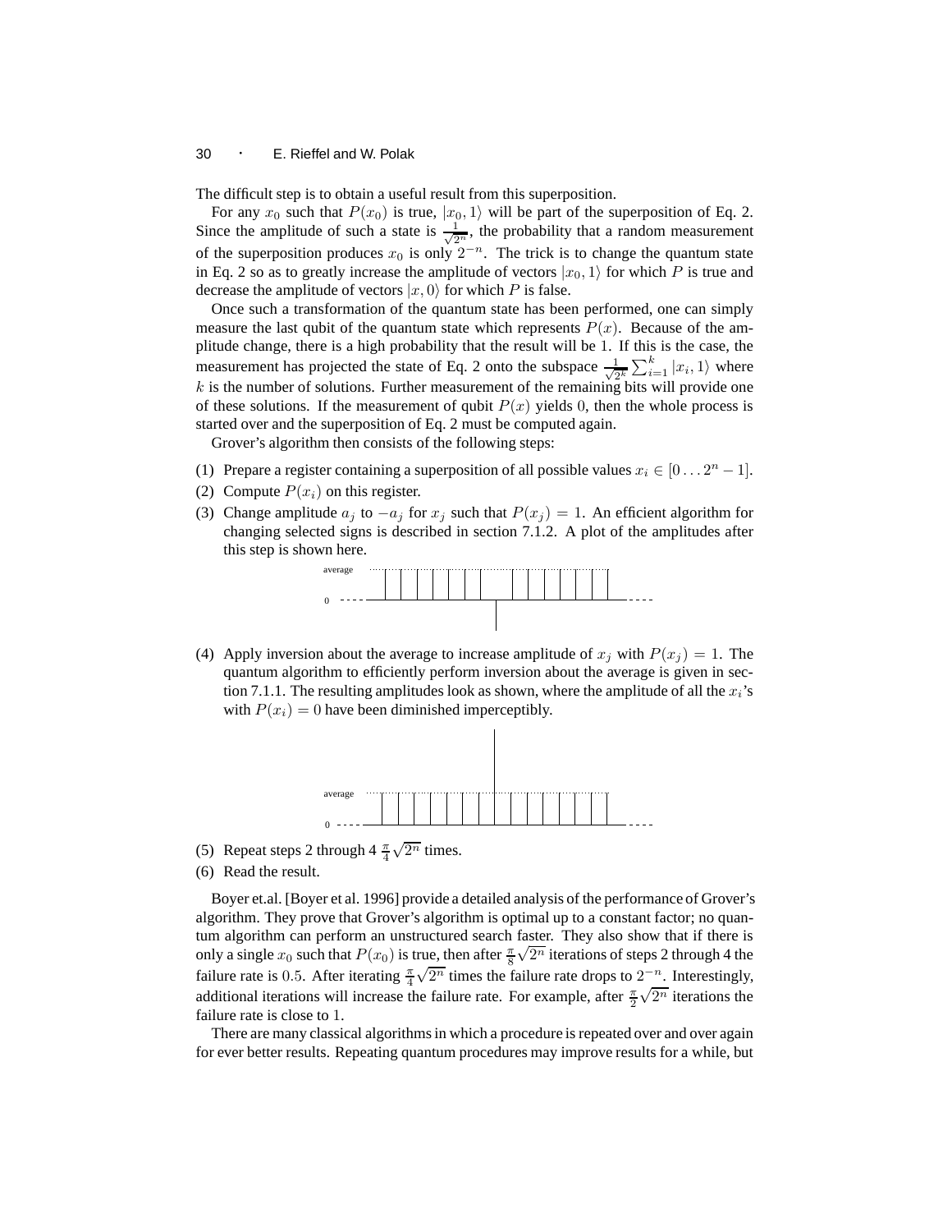The difficult step is to obtain a useful result from this superposition.

For any $x_0$ such that $P(x_0)$ is true, $|x_0, 1\rangle$ will be part of the superposition of Eq. 2. Since the amplitude of such a state is $\frac{1}{\sqrt{2^n}}$, the probability that a random measurement of the superposition produces $x_0$ is only $2^{-n}$. The trick is to change the quantum state in Eq. 2 so as to greatly increase the amplitude of vectors $|x_0, 1\rangle$ for which $P$ is true and decrease the amplitude of vectors $|x, 0\rangle$ for which $P$ is false.

Once such a transformation of the quantum state has been performed, one can simply measure the last qubit of the quantum state which represents $P(x)$. Because of the amplitude change, there is a high probability that the result will be 1. If this is the case, the measurement has projected the state of Eq. 2 onto the subspace $\frac{1}{\sqrt{2^k}} \sum_{i=1}^{k} |x_i, 1\rangle$ where $k$ is the number of solutions. Further measurement of the remaining bits will provide one of these solutions. If the measurement of qubit $P(x)$ yields 0, then the whole process is started over and the superposition of Eq. 2 must be computed again.

Grover's algorithm then consists of the following steps:

(1) Prepare a register containing a superposition of all possible values $x_i \in [0 \ldots 2^n - 1]$.

(2) Compute $P(x_i)$ on this register.

(3) Change amplitude $a_j$ to $-a_j$ for $x_j$ such that $P(x_j) = 1$. An efficient algorithm for changing selected signs is described in section 7.1.2. A plot of the amplitudes after this step is shown here.

(4) Apply inversion about the average to increase amplitude of $x_j$ with $P(x_j) = 1$. The quantum algorithm to efficiently perform inversion about the average is given in section 7.1.1. The resulting amplitudes look as shown, where the amplitude of all the $x_i$'s with $P(x_i) = 0$ have been diminished imperceptibly.

(5) Repeat steps 2 through 4 $\frac{\pi}{4}\sqrt{2^n}$ times.

(6) Read the result.

Boyer et.al. [Boyer et al. 1996] provide a detailed analysis of the performance of Grover's algorithm. They prove that Grover's algorithm is optimal up to a constant factor; no quantum algorithm can perform an unstructured search faster. They also show that if there is only a single $x_0$ such that $P(x_0)$ is true, then after $\frac{\pi}{8}\sqrt{2^n}$ iterations of steps 2 through 4 the failure rate is 0.5. After iterating $\frac{\pi}{4}\sqrt{2^n}$ times the failure rate drops to $2^{-n}$. Interestingly, additional iterations will increase the failure rate. For example, after $\frac{\pi}{2}\sqrt{2^n}$ iterations the failure rate is close to 1.

There are many classical algorithms in which a procedure is repeated over and over again for ever better results. Repeating quantum procedures may improve results for a while, but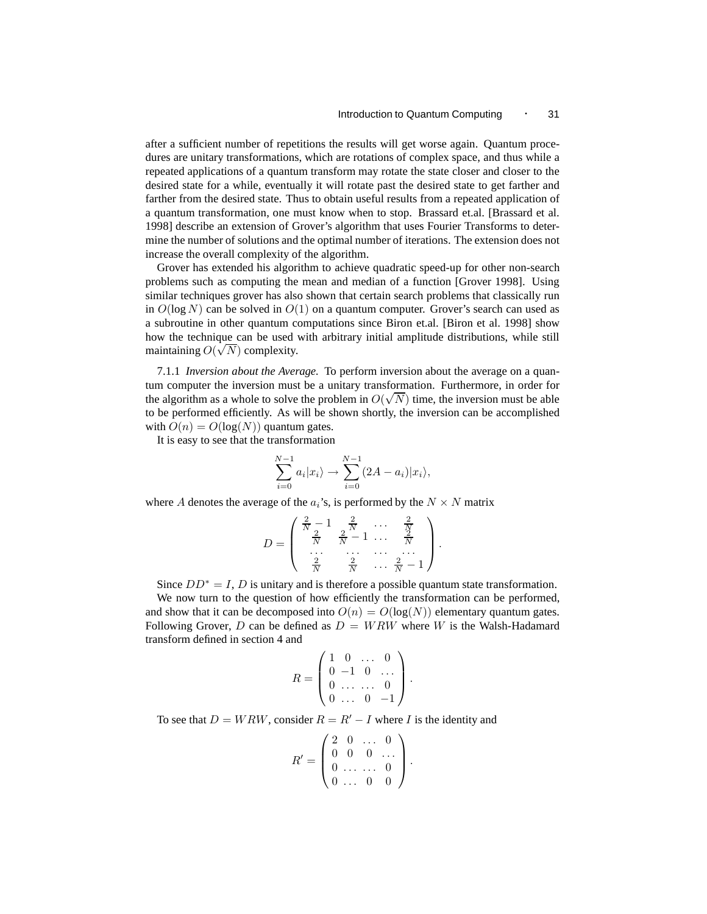after a sufficient number of repetitions the results will get worse again. Quantum procedures are unitary transformations, which are rotations of complex space, and thus while a repeated applications of a quantum transform may rotate the state closer and closer to the desired state for a while, eventually it will rotate past the desired state to get farther and farther from the desired state. Thus to obtain useful results from a repeated application of a quantum transformation, one must know when to stop. Brassard et.al. [Brassard et al. 1998] describe an extension of Grover's algorithm that uses Fourier Transforms to determine the number of solutions and the optimal number of iterations. The extension does not increase the overall complexity of the algorithm.

Grover has extended his algorithm to achieve quadratic speed-up for other non-search problems such as computing the mean and median of a function [Grover 1998]. Using similar techniques grover has also shown that certain search problems that classically run in $O(\log N)$ can be solved in $O(1)$ on a quantum computer. Grover's search can used as a subroutine in other quantum computations since Biron et.al. [Biron et al. 1998] show how the technique can be used with arbitrary initial amplitude distributions, while still maintaining $O(\sqrt{N})$ complexity.

7.1.1 *Inversion about the Average.* To perform inversion about the average on a quantum computer the inversion must be a unitary transformation. Furthermore, in order for the algorithm as a whole to solve the problem in $O(\sqrt{N})$ time, the inversion must be able to be performed efficiently. As will be shown shortly, the inversion can be accomplished with $O(n) = O(\log(N))$ quantum gates.

It is easy to see that the transformation

$$\sum_{i=0}^{N-1} a_i |x_i\rangle \rightarrow \sum_{i=0}^{N-1} (2A - a_i)|x_i\rangle,$$

where $A$ denotes the average of the $a_i$'s, is performed by the $N \times N$ matrix

$$D = \begin{pmatrix} \frac{2}{N} - 1 & \frac{2}{N} & \dots & \frac{2}{N} \\ \frac{2}{N} & \frac{2}{N} - 1 & \dots & \frac{2}{N} \\ \dots & \dots & \dots & \dots \\ \frac{2}{N} & \frac{2}{N} & \dots & \frac{2}{N} - 1 \end{pmatrix}.$$

Since $DD^* = I$, $D$ is unitary and is therefore a possible quantum state transformation.

We now turn to the question of how efficiently the transformation can be performed, and show that it can be decomposed into $O(n) = O(\log(N))$ elementary quantum gates. Following Grover, $D$ can be defined as $D = WRW$ where $W$ is the Walsh-Hadamard transform defined in section 4 and

$$R = \begin{pmatrix} 1 & 0 & \dots & 0 \\ 0 & -1 & 0 & \dots \\ 0 & \dots & \dots & 0 \\ 0 & \dots & 0 & -1 \end{pmatrix}.$$

To see that $D = WRW$, consider $R = R' - I$ where $I$ is the identity and

$$R' = \begin{pmatrix} 2 & 0 & \dots & 0 \\ 0 & 0 & 0 & \dots \\ 0 & \dots & \dots & 0 \\ 0 & \dots & 0 & 0 \end{pmatrix}.$$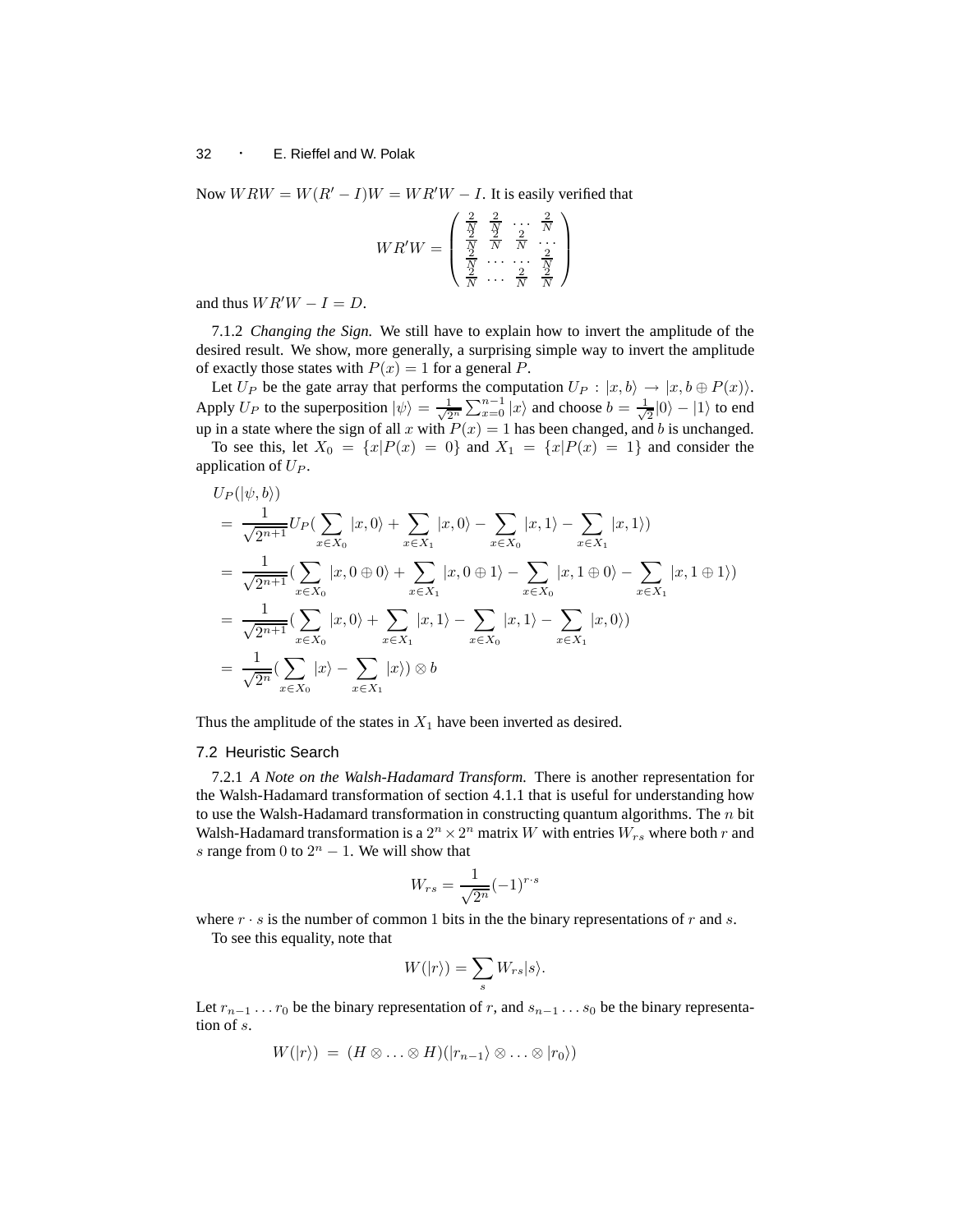Now $WRW = W(R' - I)W = WR'W - I$. It is easily verified that

$$
WR'W = \begin{pmatrix} \frac{2}{N} & \frac{2}{N} & \dots & \frac{2}{N} \\ \frac{2}{N} & \frac{2}{N} & \frac{2}{N} & \dots \\ \frac{2}{N} & \dots & \dots & \frac{2}{N} \\ \frac{2}{N} & \dots & \frac{2}{N} & \frac{2}{N} \end{pmatrix}
$$

and thus $WR'W - I = D$.

7.1.2 *Changing the Sign.* We still have to explain how to invert the amplitude of the desired result. We show, more generally, a surprising simple way to invert the amplitude of exactly those states with $P(x) = 1$ for a general $P$.

Let $U_P$ be the gate array that performs the computation $U_P : |x, b\rangle \to |x, b \oplus P(x)\rangle$. Apply $U_P$ to the superposition $|\psi\rangle = \frac{1}{\sqrt{2^n}} \sum_{x=0}^{n-1} |x\rangle$ and choose $b = \frac{1}{\sqrt{2}}|0\rangle - |1\rangle$ to end up in a state where the sign of all $x$ with $P(x) = 1$ has been changed, and $b$ is unchanged.

To see this, let $X_0 = \{x | P(x) = 0\}$ and $X_1 = \{x | P(x) = 1\}$ and consider the application of $U_P$.

$$
\begin{aligned}
& U_P(|\psi, b\rangle) \\
&= \frac{1}{\sqrt{2^{n+1}}} U_P\Big(\sum_{x \in X_0} |x, 0\rangle + \sum_{x \in X_1} |x, 0\rangle - \sum_{x \in X_0} |x, 1\rangle - \sum_{x \in X_1} |x, 1\rangle\Big) \\
&= \frac{1}{\sqrt{2^{n+1}}} \Big(\sum_{x \in X_0} |x, 0 \oplus 0\rangle + \sum_{x \in X_1} |x, 0 \oplus 1\rangle - \sum_{x \in X_0} |x, 1 \oplus 0\rangle - \sum_{x \in X_1} |x, 1 \oplus 1\rangle\Big) \\
&= \frac{1}{\sqrt{2^{n+1}}} \Big(\sum_{x \in X_0} |x, 0\rangle + \sum_{x \in X_1} |x, 1\rangle - \sum_{x \in X_0} |x, 1\rangle - \sum_{x \in X_1} |x, 0\rangle\Big) \\
&= \frac{1}{\sqrt{2^n}} \Big(\sum_{x \in X_0} |x\rangle - \sum_{x \in X_1} |x\rangle\Big) \otimes b
\end{aligned}
$$

Thus the amplitude of the states in $X_1$ have been inverted as desired.

### 7.2 Heuristic Search

7.2.1 *A Note on the Walsh-Hadamard Transform.* There is another representation for the Walsh-Hadamard transformation of section 4.1.1 that is useful for understanding how to use the Walsh-Hadamard transformation in constructing quantum algorithms. The $n$ bit Walsh-Hadamard transformation is a $2^n \times 2^n$ matrix $W$ with entries $W_{rs}$ where both $r$ and $s$ range from $0$ to $2^n - 1$. We will show that

$$
W_{rs} = \frac{1}{\sqrt{2^n}} (-1)^{r \cdot s}
$$

where $r \cdot s$ is the number of common 1 bits in the the binary representations of $r$ and $s$.

To see this equality, note that

$$
W(|r\rangle) = \sum_s W_{rs} |s\rangle.
$$

Let $r_{n-1} \dots r_0$ be the binary representation of $r$, and $s_{n-1} \dots s_0$ be the binary representation of $s$.

$$
W(|r\rangle) \;=\; (H \otimes \dots \otimes H)(|r_{n-1}\rangle \otimes \dots \otimes |r_0\rangle)
$$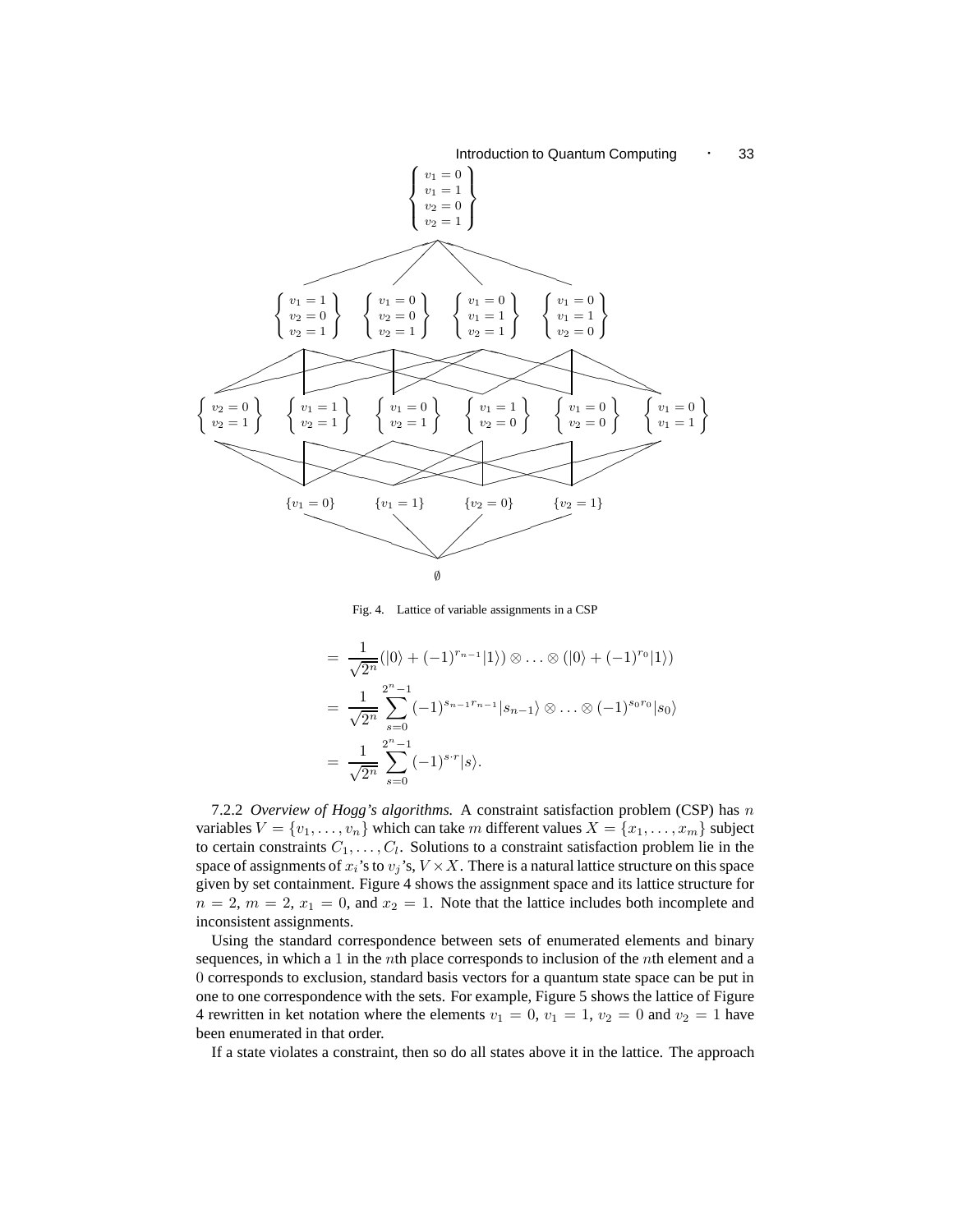$$\left\{\begin{array}{l} v_1 = 0 \\ v_1 = 1 \\ v_2 = 0 \\ v_2 = 1 \end{array}\right\}$$

$$\left\{\begin{array}{l} v_1 = 1 \\ v_2 = 0 \\ v_2 = 1 \end{array}\right\} \quad \left\{\begin{array}{l} v_1 = 0 \\ v_2 = 0 \\ v_2 = 1 \end{array}\right\} \quad \left\{\begin{array}{l} v_1 = 0 \\ v_1 = 1 \\ v_2 = 1 \end{array}\right\} \quad \left\{\begin{array}{l} v_1 = 0 \\ v_1 = 1 \\ v_2 = 0 \end{array}\right\}$$

$$\left\{\begin{array}{l} v_2 = 0 \\ v_2 = 1 \end{array}\right\} \quad \left\{\begin{array}{l} v_1 = 1 \\ v_2 = 1 \end{array}\right\} \quad \left\{\begin{array}{l} v_1 = 0 \\ v_2 = 1 \end{array}\right\} \quad \left\{\begin{array}{l} v_1 = 1 \\ v_2 = 0 \end{array}\right\} \quad \left\{\begin{array}{l} v_1 = 0 \\ v_2 = 0 \end{array}\right\} \quad \left\{\begin{array}{l} v_1 = 0 \\ v_1 = 1 \end{array}\right\}$$

$$\{v_1 = 0\} \quad \{v_1 = 1\} \quad \{v_2 = 0\} \quad \{v_2 = 1\}$$

$$\emptyset$$

Fig. 4. Lattice of variable assignments in a CSP

$$
\begin{aligned}
&= \frac{1}{\sqrt{2^n}}(|0\rangle + (-1)^{r_{n-1}}|1\rangle) \otimes \ldots \otimes (|0\rangle + (-1)^{r_0}|1\rangle) \\
&= \frac{1}{\sqrt{2^n}} \sum_{s=0}^{2^n-1} (-1)^{s_{n-1}r_{n-1}}|s_{n-1}\rangle \otimes \ldots \otimes (-1)^{s_0 r_0}|s_0\rangle \\
&= \frac{1}{\sqrt{2^n}} \sum_{s=0}^{2^n-1} (-1)^{s \cdot r}|s\rangle.
\end{aligned}
$$

7.2.2 *Overview of Hogg's algorithms.* A constraint satisfaction problem (CSP) has $n$ variables $V = \{v_1, \ldots, v_n\}$ which can take $m$ different values $X = \{x_1, \ldots, x_m\}$ subject to certain constraints $C_1, \ldots, C_l$. Solutions to a constraint satisfaction problem lie in the space of assignments of $x_i$'s to $v_j$'s, $V \times X$. There is a natural lattice structure on this space given by set containment. Figure 4 shows the assignment space and its lattice structure for $n = 2$, $m = 2$, $x_1 = 0$, and $x_2 = 1$. Note that the lattice includes both incomplete and inconsistent assignments.

Using the standard correspondence between sets of enumerated elements and binary sequences, in which a 1 in the $n$th place corresponds to inclusion of the $n$th element and a 0 corresponds to exclusion, standard basis vectors for a quantum state space can be put in one to one correspondence with the sets. For example, Figure 5 shows the lattice of Figure 4 rewritten in ket notation where the elements $v_1 = 0$, $v_1 = 1$, $v_2 = 0$ and $v_2 = 1$ have been enumerated in that order.

If a state violates a constraint, then so do all states above it in the lattice. The approach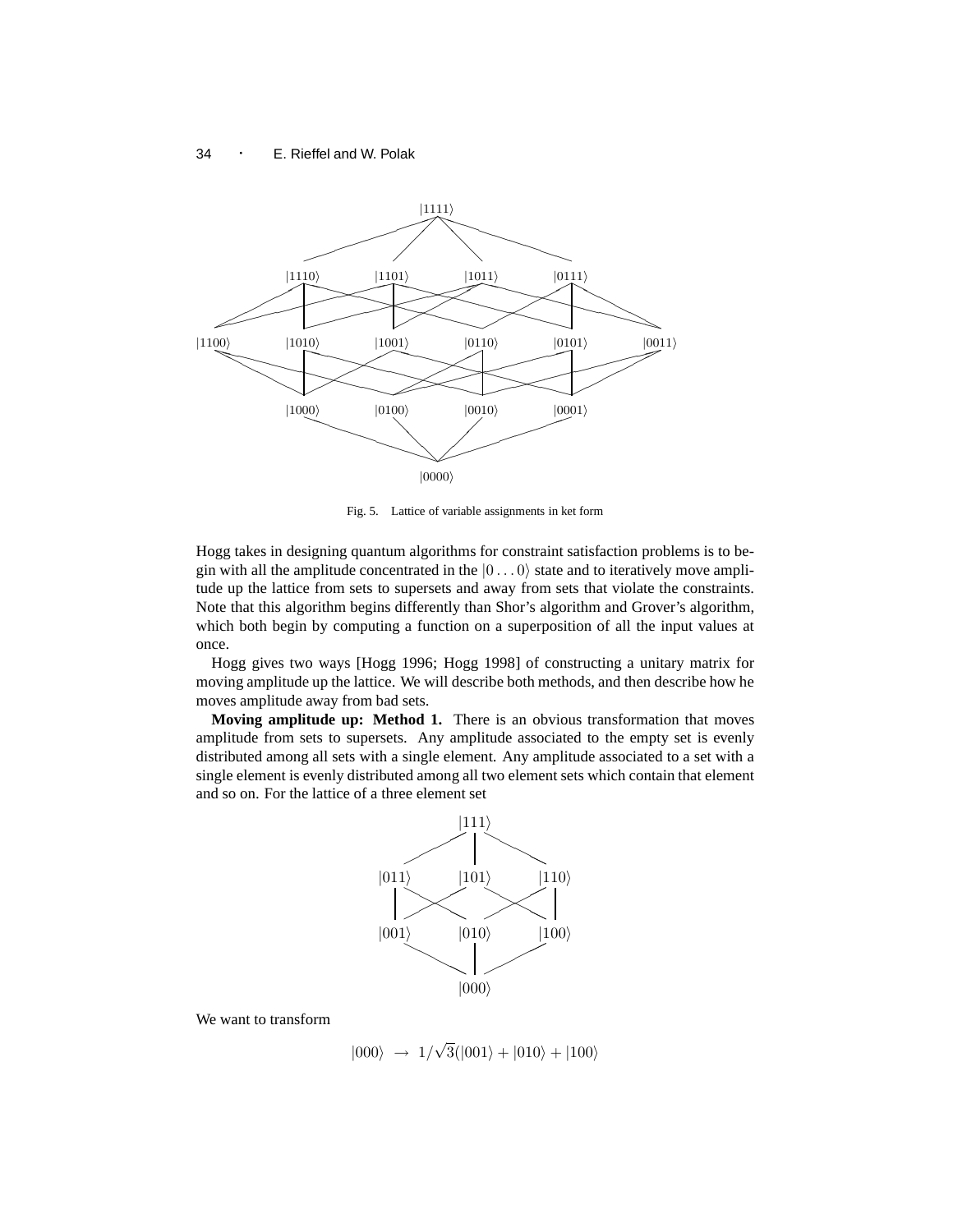Fig. 5. Lattice of variable assignments in ket form

Hogg takes in designing quantum algorithms for constraint satisfaction problems is to begin with all the amplitude concentrated in the $|0\ldots0\rangle$ state and to iteratively move amplitude up the lattice from sets to supersets and away from sets that violate the constraints. Note that this algorithm begins differently than Shor's algorithm and Grover's algorithm, which both begin by computing a function on a superposition of all the input values at once.

Hogg gives two ways [Hogg 1996; Hogg 1998] of constructing a unitary matrix for moving amplitude up the lattice. We will describe both methods, and then describe how he moves amplitude away from bad sets.

**Moving amplitude up: Method 1.** There is an obvious transformation that moves amplitude from sets to supersets. Any amplitude associated to the empty set is evenly distributed among all sets with a single element. Any amplitude associated to a set with a single element is evenly distributed among all two element sets which contain that element and so on. For the lattice of a three element set

We want to transform

$$|000\rangle \;\rightarrow\; 1/\sqrt{3}(|001\rangle + |010\rangle + |100\rangle$$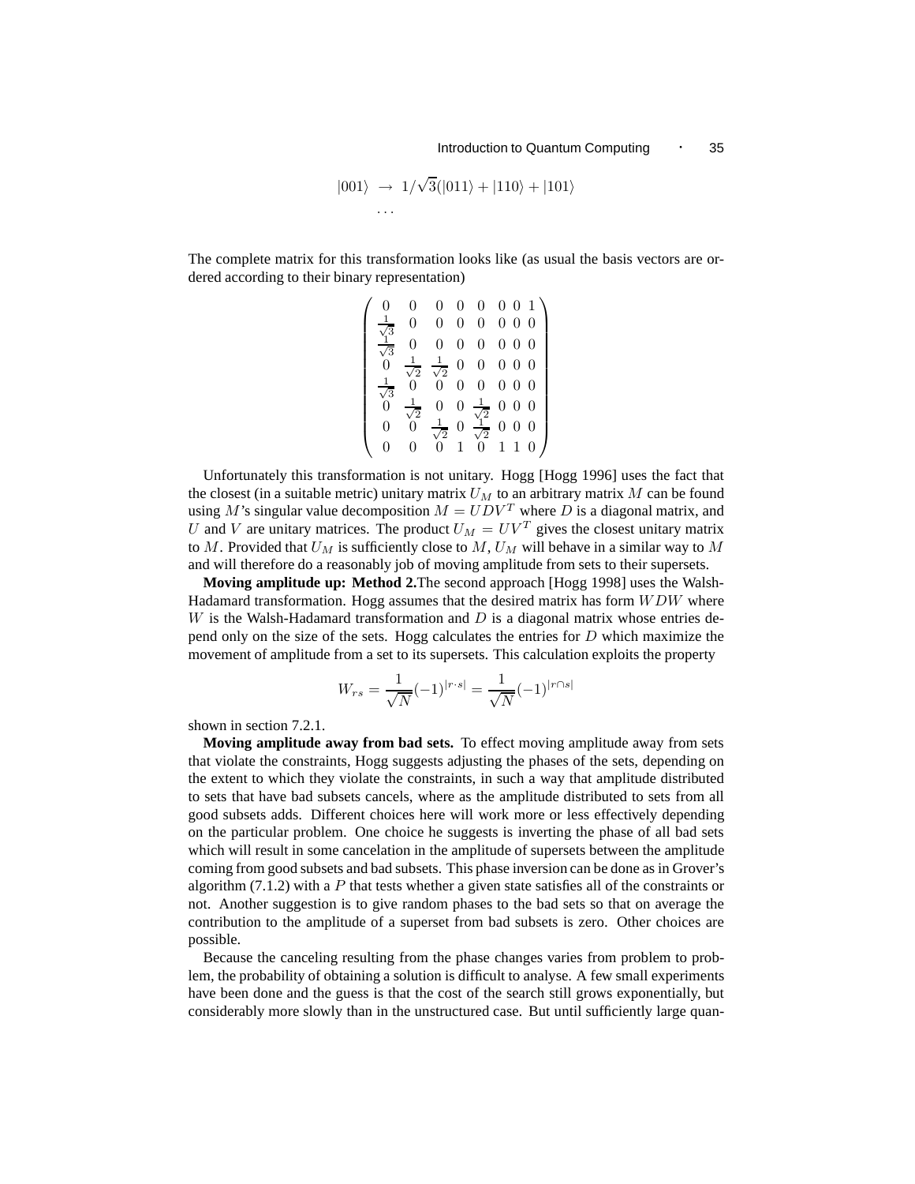$$|001\rangle \;\rightarrow\; 1/\sqrt{3}(|011\rangle + |110\rangle + |101\rangle$$
$$\dots$$

The complete matrix for this transformation looks like (as usual the basis vectors are ordered according to their binary representation)

$$\begin{pmatrix} 0 & 0 & 0 & 0 & 0 & 0 & 0 & 1 \\ \frac{1}{\sqrt{3}} & 0 & 0 & 0 & 0 & 0 & 0 & 0 \\ \frac{1}{\sqrt{3}} & 0 & 0 & 0 & 0 & 0 & 0 & 0 \\ 0 & \frac{1}{\sqrt{2}} & \frac{1}{\sqrt{2}} & 0 & 0 & 0 & 0 & 0 \\ \frac{1}{\sqrt{3}} & 0 & 0 & 0 & 0 & 0 & 0 & 0 \\ 0 & \frac{1}{\sqrt{2}} & 0 & 0 & \frac{1}{\sqrt{2}} & 0 & 0 & 0 \\ 0 & 0 & \frac{1}{\sqrt{2}} & 0 & \frac{1}{\sqrt{2}} & 0 & 0 & 0 \\ 0 & 0 & 0 & 1 & 0 & 1 & 1 & 0 \end{pmatrix}$$

Unfortunately this transformation is not unitary. Hogg [Hogg 1996] uses the fact that the closest (in a suitable metric) unitary matrix $U_M$ to an arbitrary matrix $M$ can be found using $M$'s singular value decomposition $M = UDV^T$ where $D$ is a diagonal matrix, and $U$ and $V$ are unitary matrices. The product $U_M = UV^T$ gives the closest unitary matrix to $M$. Provided that $U_M$ is sufficiently close to $M$, $U_M$ will behave in a similar way to $M$ and will therefore do a reasonably job of moving amplitude from sets to their supersets.

**Moving amplitude up: Method 2.** The second approach [Hogg 1998] uses the Walsh-Hadamard transformation. Hogg assumes that the desired matrix has form $WDW$ where $W$ is the Walsh-Hadamard transformation and $D$ is a diagonal matrix whose entries depend only on the size of the sets. Hogg calculates the entries for $D$ which maximize the movement of amplitude from a set to its supersets. This calculation exploits the property

$$W_{rs} = \frac{1}{\sqrt{N}}(-1)^{|r \cdot s|} = \frac{1}{\sqrt{N}}(-1)^{|r \cap s|}$$

shown in section 7.2.1.

**Moving amplitude away from bad sets.** To effect moving amplitude away from sets that violate the constraints, Hogg suggests adjusting the phases of the sets, depending on the extent to which they violate the constraints, in such a way that amplitude distributed to sets that have bad subsets cancels, where as the amplitude distributed to sets from all good subsets adds. Different choices here will work more or less effectively depending on the particular problem. One choice he suggests is inverting the phase of all bad sets which will result in some cancelation in the amplitude of supersets between the amplitude coming from good subsets and bad subsets. This phase inversion can be done as in Grover's algorithm (7.1.2) with a $P$ that tests whether a given state satisfies all of the constraints or not. Another suggestion is to give random phases to the bad sets so that on average the contribution to the amplitude of a superset from bad subsets is zero. Other choices are possible.

Because the canceling resulting from the phase changes varies from problem to problem, the probability of obtaining a solution is difficult to analyse. A few small experiments have been done and the guess is that the cost of the search still grows exponentially, but considerably more slowly than in the unstructured case. But until sufficiently large quan-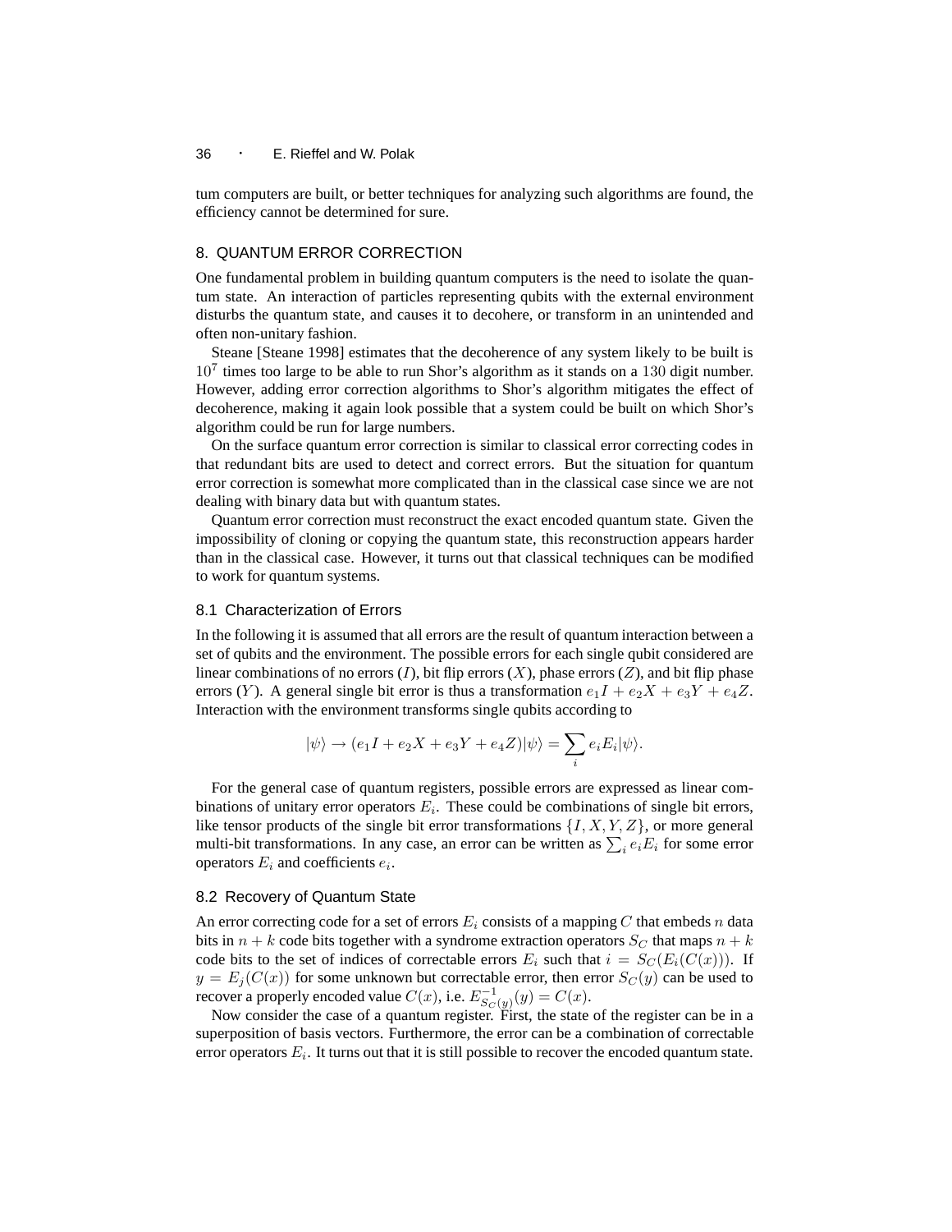tum computers are built, or better techniques for analyzing such algorithms are found, the efficiency cannot be determined for sure.

## 8. QUANTUM ERROR CORRECTION

One fundamental problem in building quantum computers is the need to isolate the quantum state. An interaction of particles representing qubits with the external environment disturbs the quantum state, and causes it to decohere, or transform in an unintended and often non-unitary fashion.

Steane [Steane 1998] estimates that the decoherence of any system likely to be built is $10^7$ times too large to be able to run Shor's algorithm as it stands on a $130$ digit number. However, adding error correction algorithms to Shor's algorithm mitigates the effect of decoherence, making it again look possible that a system could be built on which Shor's algorithm could be run for large numbers.

On the surface quantum error correction is similar to classical error correcting codes in that redundant bits are used to detect and correct errors. But the situation for quantum error correction is somewhat more complicated than in the classical case since we are not dealing with binary data but with quantum states.

Quantum error correction must reconstruct the exact encoded quantum state. Given the impossibility of cloning or copying the quantum state, this reconstruction appears harder than in the classical case. However, it turns out that classical techniques can be modified to work for quantum systems.

### 8.1 Characterization of Errors

In the following it is assumed that all errors are the result of quantum interaction between a set of qubits and the environment. The possible errors for each single qubit considered are linear combinations of no errors ($I$), bit flip errors ($X$), phase errors ($Z$), and bit flip phase errors ($Y$). A general single bit error is thus a transformation $e_1 I + e_2 X + e_3 Y + e_4 Z$. Interaction with the environment transforms single qubits according to

$$|\psi\rangle \rightarrow (e_1 I + e_2 X + e_3 Y + e_4 Z)|\psi\rangle = \sum_i e_i E_i |\psi\rangle.$$

For the general case of quantum registers, possible errors are expressed as linear combinations of unitary error operators $E_i$. These could be combinations of single bit errors, like tensor products of the single bit error transformations $\{I, X, Y, Z\}$, or more general multi-bit transformations. In any case, an error can be written as $\sum_i e_i E_i$ for some error operators $E_i$ and coefficients $e_i$.

### 8.2 Recovery of Quantum State

An error correcting code for a set of errors $E_i$ consists of a mapping $C$ that embeds $n$ data bits in $n + k$ code bits together with a syndrome extraction operators $S_C$ that maps $n + k$ code bits to the set of indices of correctable errors $E_i$ such that $i = S_C(E_i(C(x)))$. If $y = E_j(C(x))$ for some unknown but correctable error, then error $S_C(y)$ can be used to recover a properly encoded value $C(x)$, i.e. $E^{-1}_{S_C(y)}(y) = C(x)$.

Now consider the case of a quantum register. First, the state of the register can be in a superposition of basis vectors. Furthermore, the error can be a combination of correctable error operators $E_i$. It turns out that it is still possible to recover the encoded quantum state.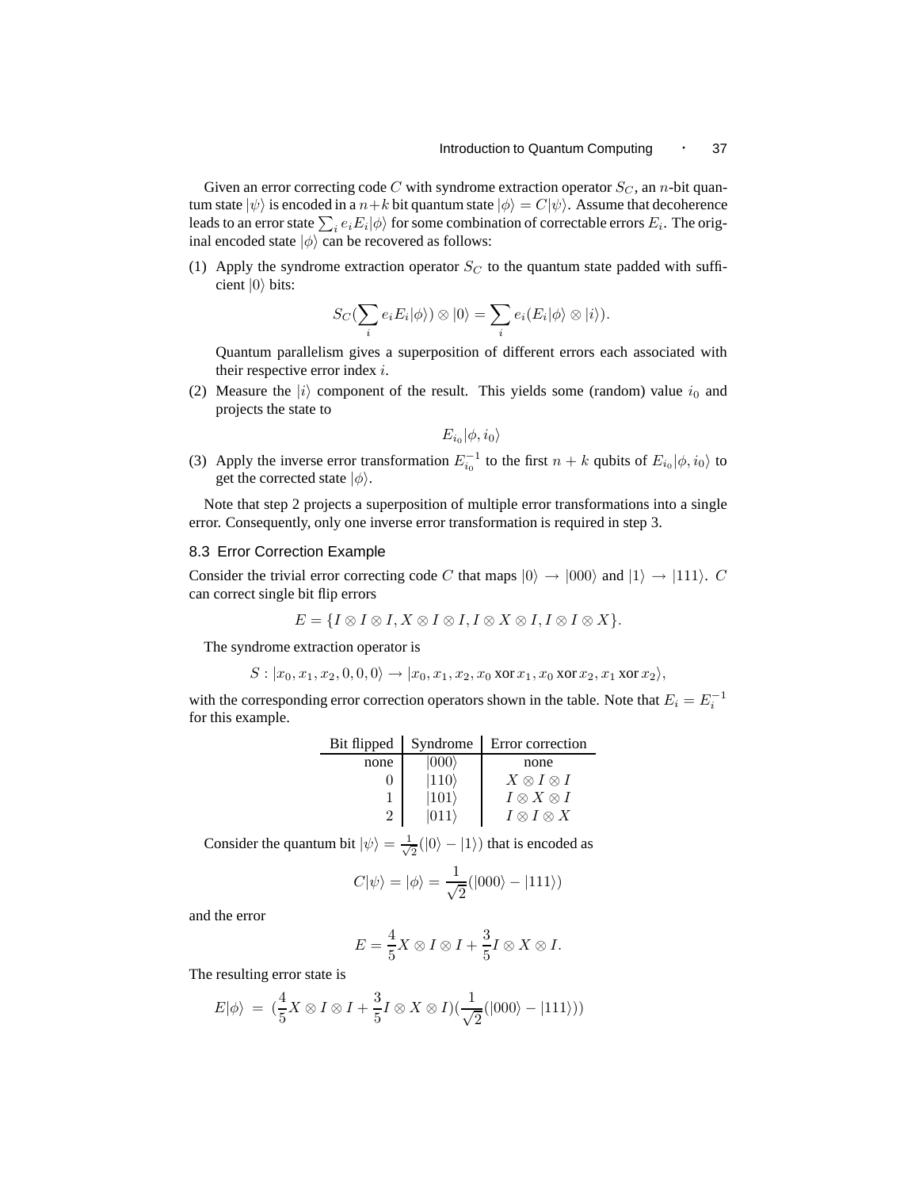Given an error correcting code $C$ with syndrome extraction operator $S_C$, an $n$-bit quantum state $|\psi\rangle$ is encoded in a $n+k$ bit quantum state $|\phi\rangle = C|\psi\rangle$. Assume that decoherence leads to an error state $\sum_i e_i E_i|\phi\rangle$ for some combination of correctable errors $E_i$. The original encoded state $|\phi\rangle$ can be recovered as follows:

(1) Apply the syndrome extraction operator $S_C$ to the quantum state padded with sufficient $|0\rangle$ bits:

$$S_C(\sum_i e_i E_i|\phi\rangle) \otimes |0\rangle = \sum_i e_i(E_i|\phi\rangle \otimes |i\rangle).$$

Quantum parallelism gives a superposition of different errors each associated with their respective error index $i$.

(2) Measure the $|i\rangle$ component of the result. This yields some (random) value $i_0$ and projects the state to

$$E_{i_0}|\phi, i_0\rangle$$

(3) Apply the inverse error transformation $E_{i_0}^{-1}$ to the first $n+k$ qubits of $E_{i_0}|\phi, i_0\rangle$ to get the corrected state $|\phi\rangle$.

Note that step 2 projects a superposition of multiple error transformations into a single error. Consequently, only one inverse error transformation is required in step 3.

## 8.3 Error Correction Example

Consider the trivial error correcting code $C$ that maps $|0\rangle \to |000\rangle$ and $|1\rangle \to |111\rangle$. $C$ can correct single bit flip errors

$$E = \{I \otimes I \otimes I, X \otimes I \otimes I, I \otimes X \otimes I, I \otimes I \otimes X\}.$$

The syndrome extraction operator is

$$S : |x_0, x_1, x_2, 0, 0, 0\rangle \to |x_0, x_1, x_2, x_0 \operatorname{xor} x_1, x_0 \operatorname{xor} x_2, x_1 \operatorname{xor} x_2\rangle,$$

with the corresponding error correction operators shown in the table. Note that $E_i = E_i^{-1}$ for this example.

| Bit flipped | Syndrome | Error correction |
|---|---|---|
| none | $\|000\rangle$ | none |
| 0 | $\|110\rangle$ | $X \otimes I \otimes I$ |
| 1 | $\|101\rangle$ | $I \otimes X \otimes I$ |
| 2 | $\|011\rangle$ | $I \otimes I \otimes X$ |

Consider the quantum bit $|\psi\rangle = \frac{1}{\sqrt{2}}(|0\rangle - |1\rangle)$ that is encoded as

$$C|\psi\rangle = |\phi\rangle = \frac{1}{\sqrt{2}}(|000\rangle - |111\rangle)$$

and the error

$$E = \frac{4}{5} X \otimes I \otimes I + \frac{3}{5} I \otimes X \otimes I.$$

The resulting error state is

$$E|\phi\rangle \;=\; (\frac{4}{5} X \otimes I \otimes I + \frac{3}{5} I \otimes X \otimes I)(\frac{1}{\sqrt{2}}(|000\rangle - |111\rangle))$$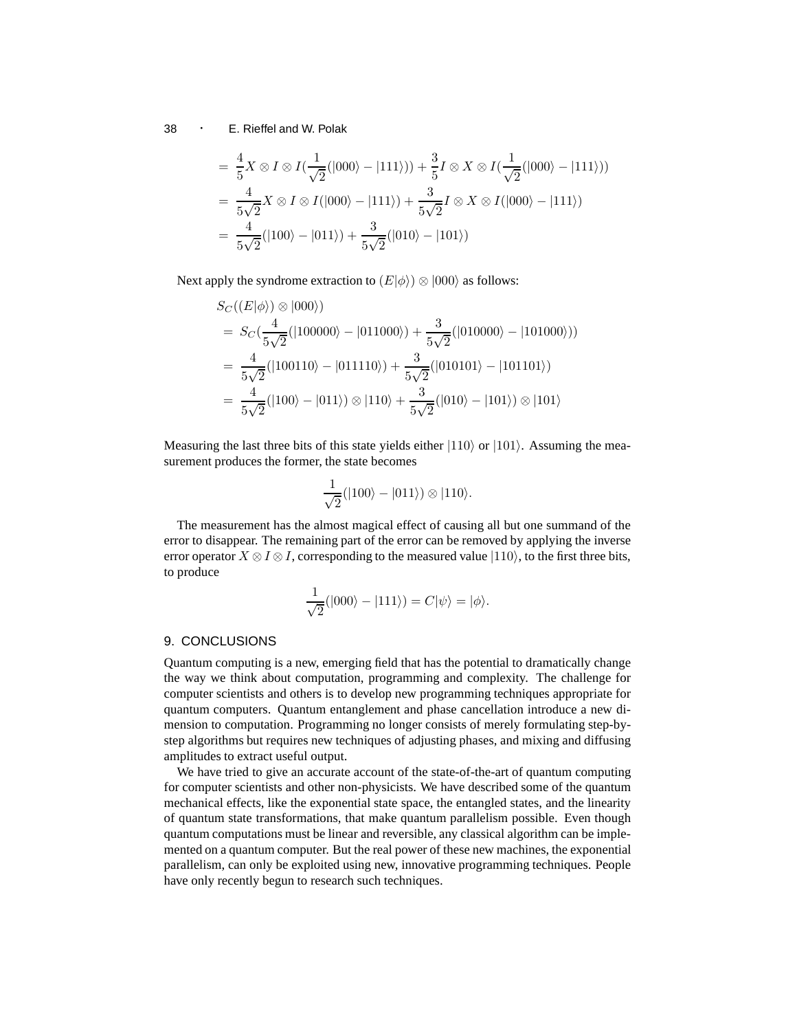$$
\begin{aligned}
&= \frac{4}{5}X \otimes I \otimes I(\frac{1}{\sqrt{2}}(|000\rangle - |111\rangle)) + \frac{3}{5}I \otimes X \otimes I(\frac{1}{\sqrt{2}}(|000\rangle - |111\rangle)) \\
&= \frac{4}{5\sqrt{2}}X \otimes I \otimes I(|000\rangle - |111\rangle) + \frac{3}{5\sqrt{2}}I \otimes X \otimes I(|000\rangle - |111\rangle) \\
&= \frac{4}{5\sqrt{2}}(|100\rangle - |011\rangle) + \frac{3}{5\sqrt{2}}(|010\rangle - |101\rangle)
\end{aligned}
$$

Next apply the syndrome extraction to $(E|\phi\rangle) \otimes |000\rangle$ as follows:

$$
\begin{aligned}
&S_C((E|\phi\rangle) \otimes |000\rangle) \\
&= S_C(\frac{4}{5\sqrt{2}}(|100000\rangle - |011000\rangle) + \frac{3}{5\sqrt{2}}(|010000\rangle - |101000\rangle)) \\
&= \frac{4}{5\sqrt{2}}(|100110\rangle - |011110\rangle) + \frac{3}{5\sqrt{2}}(|010101\rangle - |101101\rangle) \\
&= \frac{4}{5\sqrt{2}}(|100\rangle - |011\rangle) \otimes |110\rangle + \frac{3}{5\sqrt{2}}(|010\rangle - |101\rangle) \otimes |101\rangle
\end{aligned}
$$

Measuring the last three bits of this state yields either $|110\rangle$ or $|101\rangle$. Assuming the measurement produces the former, the state becomes

$$
\frac{1}{\sqrt{2}}(|100\rangle - |011\rangle) \otimes |110\rangle.
$$

The measurement has the almost magical effect of causing all but one summand of the error to disappear. The remaining part of the error can be removed by applying the inverse error operator $X \otimes I \otimes I$, corresponding to the measured value $|110\rangle$, to the first three bits, to produce

$$
\frac{1}{\sqrt{2}}(|000\rangle - |111\rangle) = C|\psi\rangle = |\phi\rangle.
$$

## 9. CONCLUSIONS

Quantum computing is a new, emerging field that has the potential to dramatically change the way we think about computation, programming and complexity. The challenge for computer scientists and others is to develop new programming techniques appropriate for quantum computers. Quantum entanglement and phase cancellation introduce a new dimension to computation. Programming no longer consists of merely formulating step-by-step algorithms but requires new techniques of adjusting phases, and mixing and diffusing amplitudes to extract useful output.

We have tried to give an accurate account of the state-of-the-art of quantum computing for computer scientists and other non-physicists. We have described some of the quantum mechanical effects, like the exponential state space, the entangled states, and the linearity of quantum state transformations, that make quantum parallelism possible. Even though quantum computations must be linear and reversible, any classical algorithm can be implemented on a quantum computer. But the real power of these new machines, the exponential parallelism, can only be exploited using new, innovative programming techniques. People have only recently begun to research such techniques.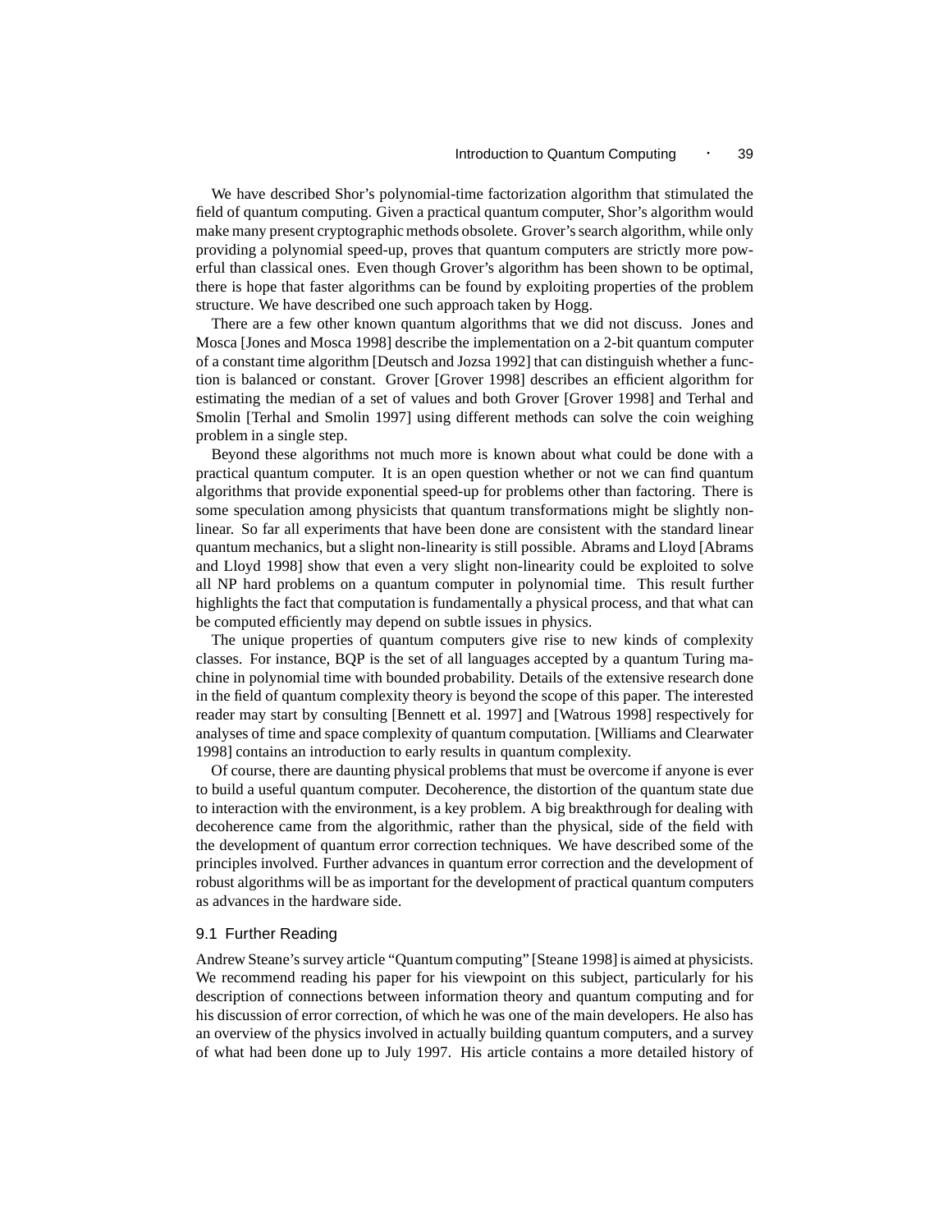We have described Shor's polynomial-time factorization algorithm that stimulated the field of quantum computing. Given a practical quantum computer, Shor's algorithm would make many present cryptographic methods obsolete. Grover's search algorithm, while only providing a polynomial speed-up, proves that quantum computers are strictly more powerful than classical ones. Even though Grover's algorithm has been shown to be optimal, there is hope that faster algorithms can be found by exploiting properties of the problem structure. We have described one such approach taken by Hogg.

There are a few other known quantum algorithms that we did not discuss. Jones and Mosca [Jones and Mosca 1998] describe the implementation on a 2-bit quantum computer of a constant time algorithm [Deutsch and Jozsa 1992] that can distinguish whether a function is balanced or constant. Grover [Grover 1998] describes an efficient algorithm for estimating the median of a set of values and both Grover [Grover 1998] and Terhal and Smolin [Terhal and Smolin 1997] using different methods can solve the coin weighing problem in a single step.

Beyond these algorithms not much more is known about what could be done with a practical quantum computer. It is an open question whether or not we can find quantum algorithms that provide exponential speed-up for problems other than factoring. There is some speculation among physicists that quantum transformations might be slightly non-linear. So far all experiments that have been done are consistent with the standard linear quantum mechanics, but a slight non-linearity is still possible. Abrams and Lloyd [Abrams and Lloyd 1998] show that even a very slight non-linearity could be exploited to solve all NP hard problems on a quantum computer in polynomial time. This result further highlights the fact that computation is fundamentally a physical process, and that what can be computed efficiently may depend on subtle issues in physics.

The unique properties of quantum computers give rise to new kinds of complexity classes. For instance, BQP is the set of all languages accepted by a quantum Turing machine in polynomial time with bounded probability. Details of the extensive research done in the field of quantum complexity theory is beyond the scope of this paper. The interested reader may start by consulting [Bennett et al. 1997] and [Watrous 1998] respectively for analyses of time and space complexity of quantum computation. [Williams and Clearwater 1998] contains an introduction to early results in quantum complexity.

Of course, there are daunting physical problems that must be overcome if anyone is ever to build a useful quantum computer. Decoherence, the distortion of the quantum state due to interaction with the environment, is a key problem. A big breakthrough for dealing with decoherence came from the algorithmic, rather than the physical, side of the field with the development of quantum error correction techniques. We have described some of the principles involved. Further advances in quantum error correction and the development of robust algorithms will be as important for the development of practical quantum computers as advances in the hardware side.

### 9.1 Further Reading

Andrew Steane's survey article "Quantum computing" [Steane 1998] is aimed at physicists. We recommend reading his paper for his viewpoint on this subject, particularly for his description of connections between information theory and quantum computing and for his discussion of error correction, of which he was one of the main developers. He also has an overview of the physics involved in actually building quantum computers, and a survey of what had been done up to July 1997. His article contains a more detailed history of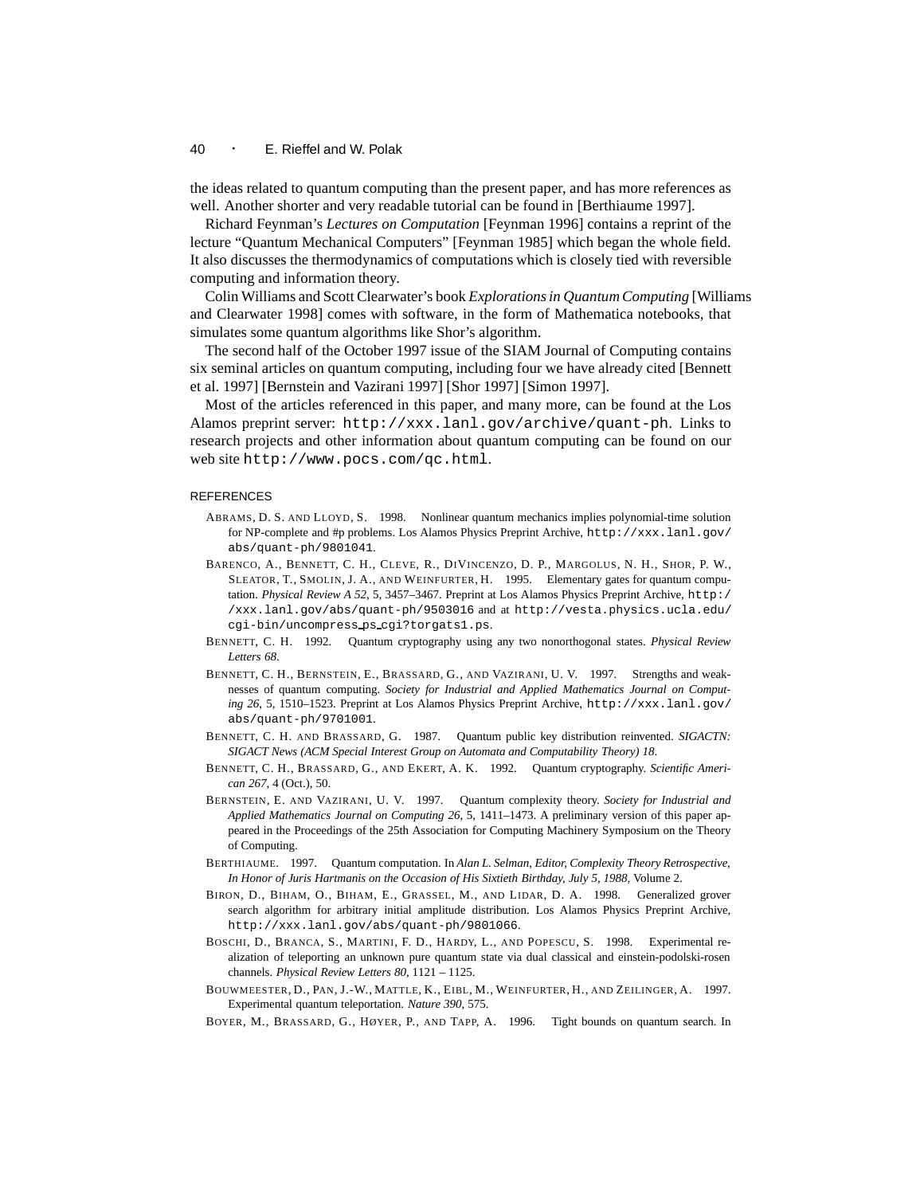the ideas related to quantum computing than the present paper, and has more references as well. Another shorter and very readable tutorial can be found in [Berthiaume 1997].

Richard Feynman's *Lectures on Computation* [Feynman 1996] contains a reprint of the lecture "Quantum Mechanical Computers" [Feynman 1985] which began the whole field. It also discusses the thermodynamics of computations which is closely tied with reversible computing and information theory.

Colin Williams and Scott Clearwater's book *Explorations in Quantum Computing* [Williams and Clearwater 1998] comes with software, in the form of Mathematica notebooks, that simulates some quantum algorithms like Shor's algorithm.

The second half of the October 1997 issue of the SIAM Journal of Computing contains six seminal articles on quantum computing, including four we have already cited [Bennett et al. 1997] [Bernstein and Vazirani 1997] [Shor 1997] [Simon 1997].

Most of the articles referenced in this paper, and many more, can be found at the Los Alamos preprint server: `http://xxx.lanl.gov/archive/quant-ph`. Links to research projects and other information about quantum computing can be found on our web site `http://www.pocs.com/qc.html`.

## REFERENCES

ABRAMS, D. S. AND LLOYD, S. 1998. Nonlinear quantum mechanics implies polynomial-time solution for NP-complete and #p problems. Los Alamos Physics Preprint Archive, `http://xxx.lanl.gov/abs/quant-ph/9801041`.

BARENCO, A., BENNETT, C. H., CLEVE, R., DIVINCENZO, D. P., MARGOLUS, N. H., SHOR, P. W., SLEATOR, T., SMOLIN, J. A., AND WEINFURTER, H. 1995. Elementary gates for quantum computation. *Physical Review A 52*, 5, 3457–3467. Preprint at Los Alamos Physics Preprint Archive, `http://xxx.lanl.gov/abs/quant-ph/9503016` and at `http://vesta.physics.ucla.edu/cgi-bin/uncompress_ps_cgi?torgats1.ps`.

BENNETT, C. H. 1992. Quantum cryptography using any two nonorthogonal states. *Physical Review Letters 68*.

BENNETT, C. H., BERNSTEIN, E., BRASSARD, G., AND VAZIRANI, U. V. 1997. Strengths and weaknesses of quantum computing. *Society for Industrial and Applied Mathematics Journal on Computing 26*, 5, 1510–1523. Preprint at Los Alamos Physics Preprint Archive, `http://xxx.lanl.gov/abs/quant-ph/9701001`.

BENNETT, C. H. AND BRASSARD, G. 1987. Quantum public key distribution reinvented. *SIGACTN: SIGACT News (ACM Special Interest Group on Automata and Computability Theory) 18*.

BENNETT, C. H., BRASSARD, G., AND EKERT, A. K. 1992. Quantum cryptography. *Scientific American 267*, 4 (Oct.), 50.

BERNSTEIN, E. AND VAZIRANI, U. V. 1997. Quantum complexity theory. *Society for Industrial and Applied Mathematics Journal on Computing 26*, 5, 1411–1473. A preliminary version of this paper appeared in the Proceedings of the 25th Association for Computing Machinery Symposium on the Theory of Computing.

BERTHIAUME. 1997. Quantum computation. In *Alan L. Selman, Editor, Complexity Theory Retrospective, In Honor of Juris Hartmanis on the Occasion of His Sixtieth Birthday, July 5, 1988*, Volume 2.

BIRON, D., BIHAM, O., BIHAM, E., GRASSEL, M., AND LIDAR, D. A. 1998. Generalized grover search algorithm for arbitrary initial amplitude distribution. Los Alamos Physics Preprint Archive, `http://xxx.lanl.gov/abs/quant-ph/9801066`.

BOSCHI, D., BRANCA, S., MARTINI, F. D., HARDY, L., AND POPESCU, S. 1998. Experimental realization of teleporting an unknown pure quantum state via dual classical and einstein-podolski-rosen channels. *Physical Review Letters 80*, 1121 – 1125.

BOUWMEESTER, D., PAN, J.-W., MATTLE, K., EIBL, M., WEINFURTER, H., AND ZEILINGER, A. 1997. Experimental quantum teleportation. *Nature 390*, 575.

BOYER, M., BRASSARD, G., HØYER, P., AND TAPP, A. 1996. Tight bounds on quantum search. In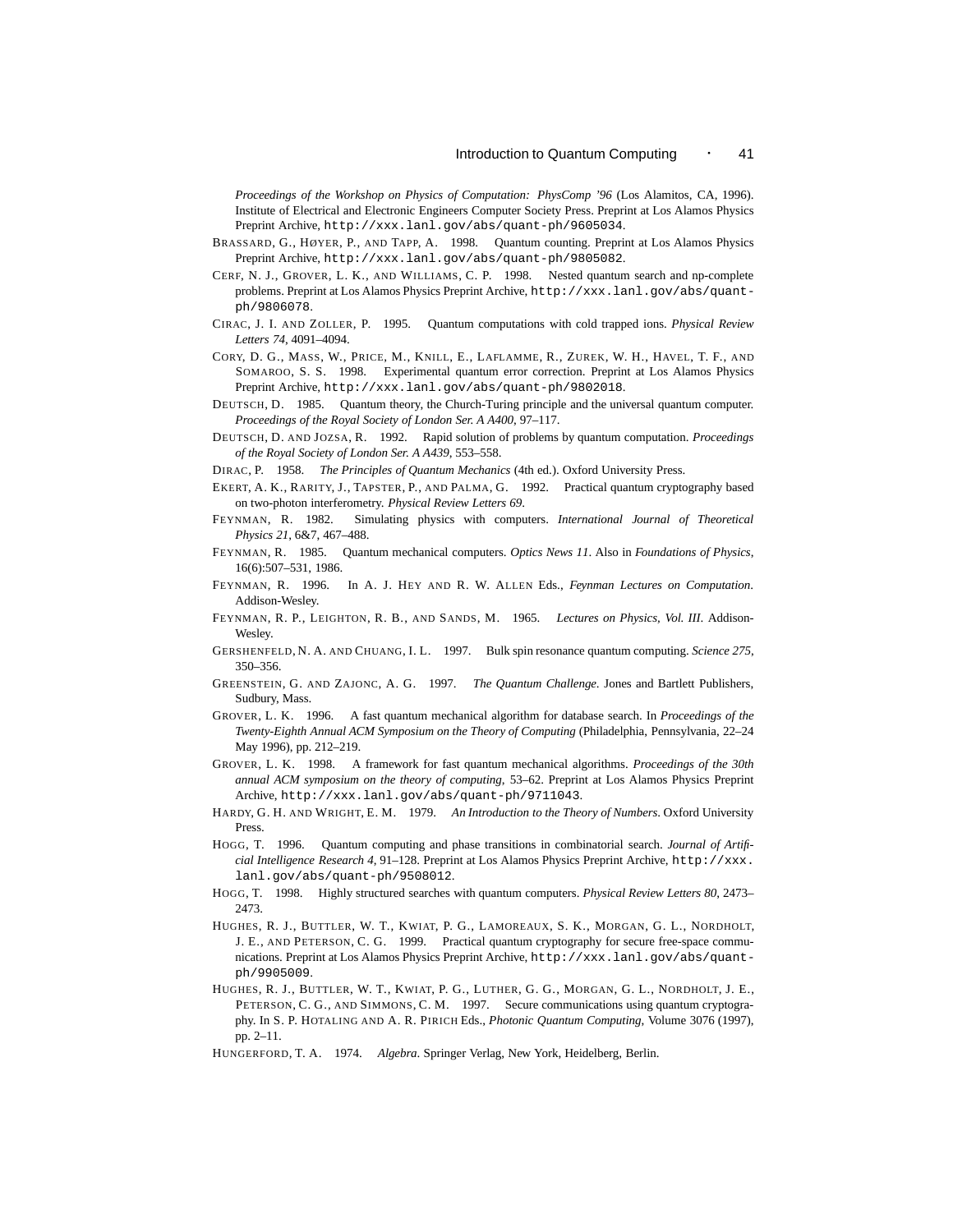*Proceedings of the Workshop on Physics of Computation: PhysComp '96* (Los Alamitos, CA, 1996). Institute of Electrical and Electronic Engineers Computer Society Press. Preprint at Los Alamos Physics Preprint Archive, http://xxx.lanl.gov/abs/quant-ph/9605034.

BRASSARD, G., HØYER, P., AND TAPP, A. 1998. Quantum counting. Preprint at Los Alamos Physics Preprint Archive, http://xxx.lanl.gov/abs/quant-ph/9805082.

CERF, N. J., GROVER, L. K., AND WILLIAMS, C. P. 1998. Nested quantum search and np-complete problems. Preprint at Los Alamos Physics Preprint Archive, http://xxx.lanl.gov/abs/quant-ph/9806078.

CIRAC, J. I. AND ZOLLER, P. 1995. Quantum computations with cold trapped ions. *Physical Review Letters 74*, 4091–4094.

CORY, D. G., MASS, W., PRICE, M., KNILL, E., LAFLAMME, R., ZUREK, W. H., HAVEL, T. F., AND SOMAROO, S. S. 1998. Experimental quantum error correction. Preprint at Los Alamos Physics Preprint Archive, http://xxx.lanl.gov/abs/quant-ph/9802018.

DEUTSCH, D. 1985. Quantum theory, the Church-Turing principle and the universal quantum computer. *Proceedings of the Royal Society of London Ser. A A400*, 97–117.

DEUTSCH, D. AND JOZSA, R. 1992. Rapid solution of problems by quantum computation. *Proceedings of the Royal Society of London Ser. A A439*, 553–558.

DIRAC, P. 1958. *The Principles of Quantum Mechanics* (4th ed.). Oxford University Press.

EKERT, A. K., RARITY, J., TAPSTER, P., AND PALMA, G. 1992. Practical quantum cryptography based on two-photon interferometry. *Physical Review Letters 69*.

FEYNMAN, R. 1982. Simulating physics with computers. *International Journal of Theoretical Physics 21*, 6&7, 467–488.

FEYNMAN, R. 1985. Quantum mechanical computers. *Optics News 11*. Also in *Foundations of Physics*, 16(6):507–531, 1986.

FEYNMAN, R. 1996. In A. J. HEY AND R. W. ALLEN Eds., *Feynman Lectures on Computation*. Addison-Wesley.

FEYNMAN, R. P., LEIGHTON, R. B., AND SANDS, M. 1965. *Lectures on Physics, Vol. III*. Addison-Wesley.

GERSHENFELD, N. A. AND CHUANG, I. L. 1997. Bulk spin resonance quantum computing. *Science 275*, 350–356.

GREENSTEIN, G. AND ZAJONC, A. G. 1997. *The Quantum Challenge*. Jones and Bartlett Publishers, Sudbury, Mass.

GROVER, L. K. 1996. A fast quantum mechanical algorithm for database search. In *Proceedings of the Twenty-Eighth Annual ACM Symposium on the Theory of Computing* (Philadelphia, Pennsylvania, 22–24 May 1996), pp. 212–219.

GROVER, L. K. 1998. A framework for fast quantum mechanical algorithms. *Proceedings of the 30th annual ACM symposium on the theory of computing*, 53–62. Preprint at Los Alamos Physics Preprint Archive, http://xxx.lanl.gov/abs/quant-ph/9711043.

HARDY, G. H. AND WRIGHT, E. M. 1979. *An Introduction to the Theory of Numbers*. Oxford University Press.

HOGG, T. 1996. Quantum computing and phase transitions in combinatorial search. *Journal of Artificial Intelligence Research 4*, 91–128. Preprint at Los Alamos Physics Preprint Archive, http://xxx.lanl.gov/abs/quant-ph/9508012.

HOGG, T. 1998. Highly structured searches with quantum computers. *Physical Review Letters 80*, 2473–2473.

HUGHES, R. J., BUTTLER, W. T., KWIAT, P. G., LAMOREAUX, S. K., MORGAN, G. L., NORDHOLT, J. E., AND PETERSON, C. G. 1999. Practical quantum cryptography for secure free-space communications. Preprint at Los Alamos Physics Preprint Archive, http://xxx.lanl.gov/abs/quant-ph/9905009.

HUGHES, R. J., BUTTLER, W. T., KWIAT, P. G., LUTHER, G. G., MORGAN, G. L., NORDHOLT, J. E., PETERSON, C. G., AND SIMMONS, C. M. 1997. Secure communications using quantum cryptography. In S. P. HOTALING AND A. R. PIRICH Eds., *Photonic Quantum Computing*, Volume 3076 (1997), pp. 2–11.

HUNGERFORD, T. A. 1974. *Algebra*. Springer Verlag, New York, Heidelberg, Berlin.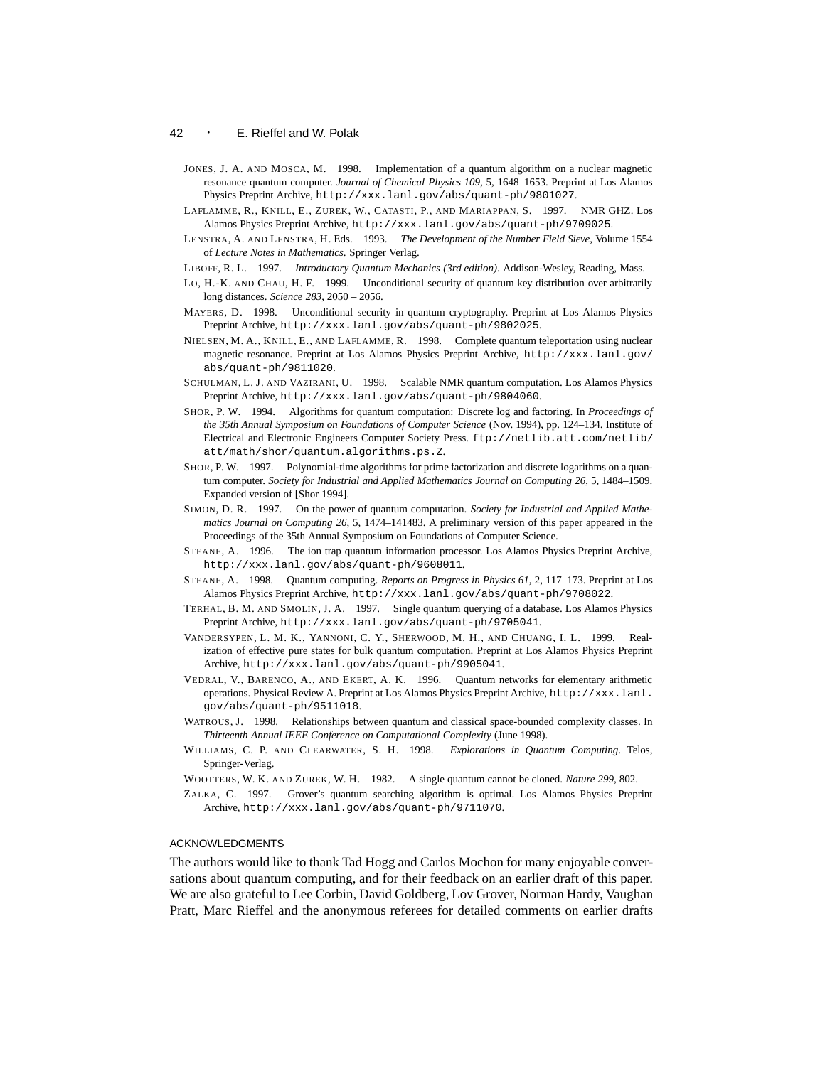JONES, J. A. AND MOSCA, M. 1998. Implementation of a quantum algorithm on a nuclear magnetic resonance quantum computer. *Journal of Chemical Physics 109*, 5, 1648–1653. Preprint at Los Alamos Physics Preprint Archive, `http://xxx.lanl.gov/abs/quant-ph/9801027`.

LAFLAMME, R., KNILL, E., ZUREK, W., CATASTI, P., AND MARIAPPAN, S. 1997. NMR GHZ. Los Alamos Physics Preprint Archive, `http://xxx.lanl.gov/abs/quant-ph/9709025`.

LENSTRA, A. AND LENSTRA, H. Eds. 1993. *The Development of the Number Field Sieve*, Volume 1554 of *Lecture Notes in Mathematics*. Springer Verlag.

LIBOFF, R. L. 1997. *Introductory Quantum Mechanics (3rd edition)*. Addison-Wesley, Reading, Mass.

LO, H.-K. AND CHAU, H. F. 1999. Unconditional security of quantum key distribution over arbitrarily long distances. *Science 283*, 2050 – 2056.

MAYERS, D. 1998. Unconditional security in quantum cryptography. Preprint at Los Alamos Physics Preprint Archive, `http://xxx.lanl.gov/abs/quant-ph/9802025`.

NIELSEN, M. A., KNILL, E., AND LAFLAMME, R. 1998. Complete quantum teleportation using nuclear magnetic resonance. Preprint at Los Alamos Physics Preprint Archive, `http://xxx.lanl.gov/abs/quant-ph/9811020`.

SCHULMAN, L. J. AND VAZIRANI, U. 1998. Scalable NMR quantum computation. Los Alamos Physics Preprint Archive, `http://xxx.lanl.gov/abs/quant-ph/9804060`.

SHOR, P. W. 1994. Algorithms for quantum computation: Discrete log and factoring. In *Proceedings of the 35th Annual Symposium on Foundations of Computer Science* (Nov. 1994), pp. 124–134. Institute of Electrical and Electronic Engineers Computer Society Press. `ftp://netlib.att.com/netlib/att/math/shor/quantum.algorithms.ps.Z`.

SHOR, P. W. 1997. Polynomial-time algorithms for prime factorization and discrete logarithms on a quantum computer. *Society for Industrial and Applied Mathematics Journal on Computing 26*, 5, 1484–1509. Expanded version of [Shor 1994].

SIMON, D. R. 1997. On the power of quantum computation. *Society for Industrial and Applied Mathematics Journal on Computing 26*, 5, 1474–141483. A preliminary version of this paper appeared in the Proceedings of the 35th Annual Symposium on Foundations of Computer Science.

STEANE, A. 1996. The ion trap quantum information processor. Los Alamos Physics Preprint Archive, `http://xxx.lanl.gov/abs/quant-ph/9608011`.

STEANE, A. 1998. Quantum computing. *Reports on Progress in Physics 61*, 2, 117–173. Preprint at Los Alamos Physics Preprint Archive, `http://xxx.lanl.gov/abs/quant-ph/9708022`.

TERHAL, B. M. AND SMOLIN, J. A. 1997. Single quantum querying of a database. Los Alamos Physics Preprint Archive, `http://xxx.lanl.gov/abs/quant-ph/9705041`.

VANDERSYPEN, L. M. K., YANNONI, C. Y., SHERWOOD, M. H., AND CHUANG, I. L. 1999. Realization of effective pure states for bulk quantum computation. Preprint at Los Alamos Physics Preprint Archive, `http://xxx.lanl.gov/abs/quant-ph/9905041`.

VEDRAL, V., BARENCO, A., AND EKERT, A. K. 1996. Quantum networks for elementary arithmetic operations. Physical Review A. Preprint at Los Alamos Physics Preprint Archive, `http://xxx.lanl.gov/abs/quant-ph/9511018`.

WATROUS, J. 1998. Relationships between quantum and classical space-bounded complexity classes. In *Thirteenth Annual IEEE Conference on Computational Complexity* (June 1998).

WILLIAMS, C. P. AND CLEARWATER, S. H. 1998. *Explorations in Quantum Computing*. Telos, Springer-Verlag.

WOOTTERS, W. K. AND ZUREK, W. H. 1982. A single quantum cannot be cloned. *Nature 299*, 802.

ZALKA, C. 1997. Grover's quantum searching algorithm is optimal. Los Alamos Physics Preprint Archive, `http://xxx.lanl.gov/abs/quant-ph/9711070`.

## ACKNOWLEDGMENTS

The authors would like to thank Tad Hogg and Carlos Mochon for many enjoyable conversations about quantum computing, and for their feedback on an earlier draft of this paper. We are also grateful to Lee Corbin, David Goldberg, Lov Grover, Norman Hardy, Vaughan Pratt, Marc Rieffel and the anonymous referees for detailed comments on earlier drafts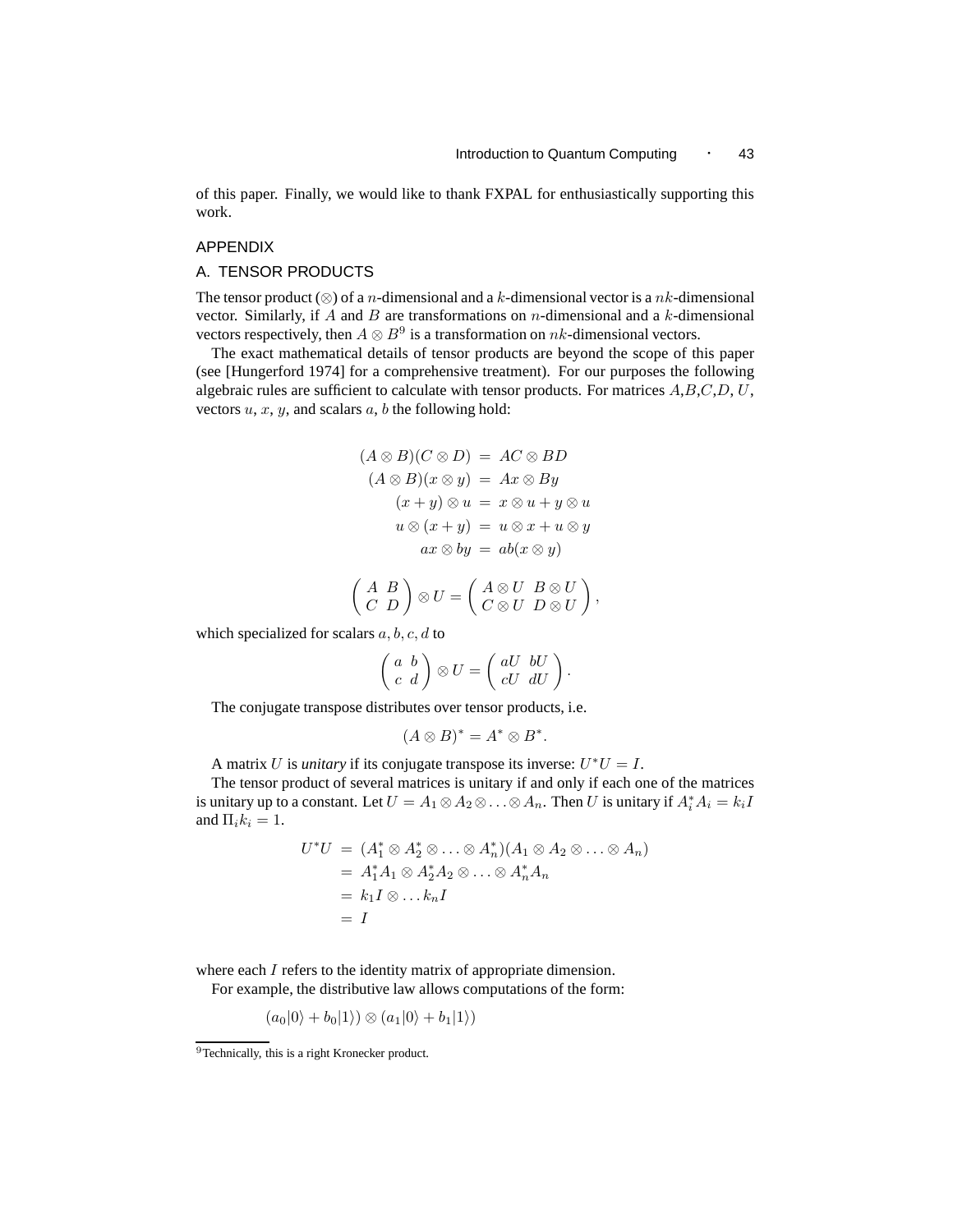of this paper. Finally, we would like to thank FXPAL for enthusiastically supporting this work.

## APPENDIX

## A. TENSOR PRODUCTS

The tensor product ($\otimes$) of a $n$-dimensional and a $k$-dimensional vector is a $nk$-dimensional vector. Similarly, if $A$ and $B$ are transformations on $n$-dimensional and a $k$-dimensional vectors respectively, then $A \otimes B$[9] is a transformation on $nk$-dimensional vectors.

The exact mathematical details of tensor products are beyond the scope of this paper (see [Hungerford 1974] for a comprehensive treatment). For our purposes the following algebraic rules are sufficient to calculate with tensor products. For matrices $A$,$B$,$C$,$D$, $U$, vectors $u$, $x$, $y$, and scalars $a$, $b$ the following hold:

$$
\begin{aligned}
(A \otimes B)(C \otimes D) &= AC \otimes BD \\
(A \otimes B)(x \otimes y) &= Ax \otimes By \\
(x + y) \otimes u &= x \otimes u + y \otimes u \\
u \otimes (x + y) &= u \otimes x + u \otimes y \\
ax \otimes by &= ab(x \otimes y)
\end{aligned}
$$

$$
\begin{pmatrix} A & B \\ C & D \end{pmatrix} \otimes U = \begin{pmatrix} A \otimes U & B \otimes U \\ C \otimes U & D \otimes U \end{pmatrix},
$$

which specialized for scalars $a, b, c, d$ to

$$
\begin{pmatrix} a & b \\ c & d \end{pmatrix} \otimes U = \begin{pmatrix} aU & bU \\ cU & dU \end{pmatrix}.
$$

The conjugate transpose distributes over tensor products, i.e.

$$
(A \otimes B)^* = A^* \otimes B^*.
$$

A matrix $U$ is *unitary* if its conjugate transpose its inverse: $U^*U = I$.

The tensor product of several matrices is unitary if and only if each one of the matrices is unitary up to a constant. Let $U = A_1 \otimes A_2 \otimes \ldots \otimes A_n$. Then $U$ is unitary if $A_i^* A_i = k_i I$ and $\Pi_i k_i = 1$.

$$
\begin{aligned}
U^*U &= (A_1^* \otimes A_2^* \otimes \ldots \otimes A_n^*)(A_1 \otimes A_2 \otimes \ldots \otimes A_n) \\
&= A_1^* A_1 \otimes A_2^* A_2 \otimes \ldots \otimes A_n^* A_n \\
&= k_1 I \otimes \ldots k_n I \\
&= I
\end{aligned}
$$

where each $I$ refers to the identity matrix of appropriate dimension.

For example, the distributive law allows computations of the form:

$$
(a_0|0\rangle + b_0|1\rangle) \otimes (a_1|0\rangle + b_1|1\rangle)
$$

[9] Technically, this is a right Kronecker product.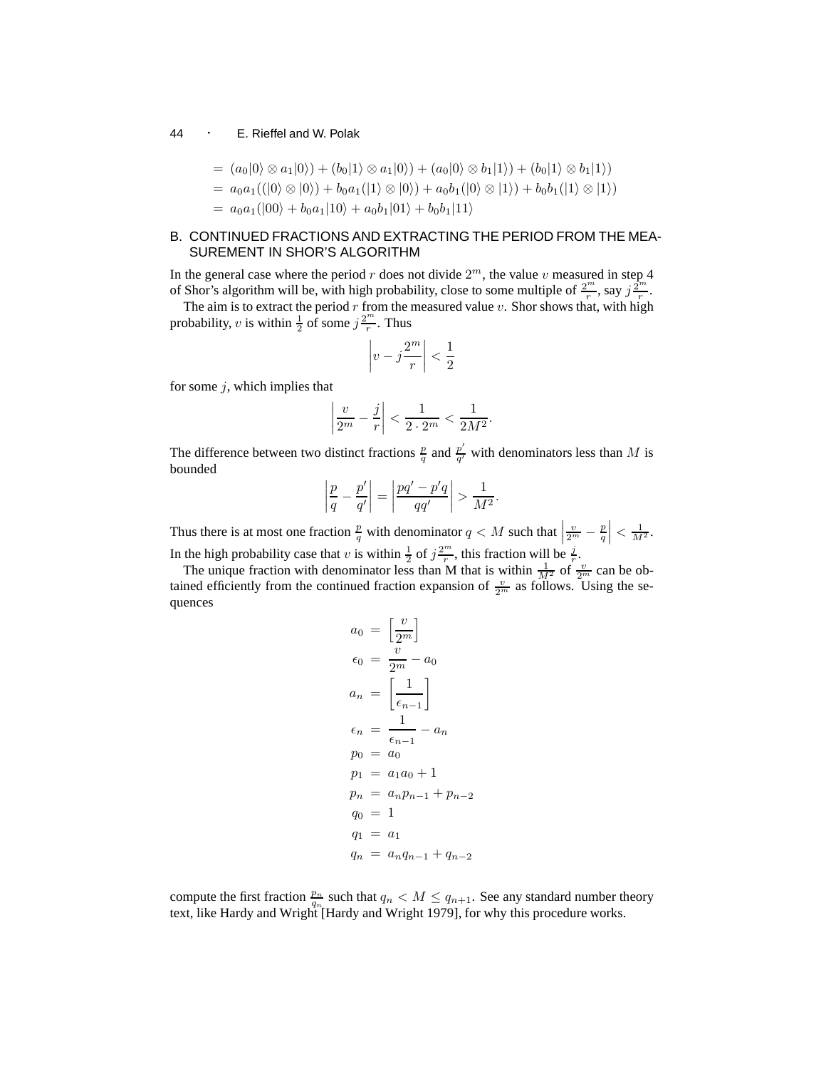$$
\begin{aligned}
&= (a_0|0\rangle \otimes a_1|0\rangle) + (b_0|1\rangle \otimes a_1|0\rangle) + (a_0|0\rangle \otimes b_1|1\rangle) + (b_0|1\rangle \otimes b_1|1\rangle) \\
&= a_0a_1((|0\rangle \otimes |0\rangle) + b_0a_1(|1\rangle \otimes |0\rangle) + a_0b_1(|0\rangle \otimes |1\rangle) + b_0b_1(|1\rangle \otimes |1\rangle) \\
&= a_0a_1(|00\rangle + b_0a_1|10\rangle + a_0b_1|01\rangle + b_0b_1|11\rangle
\end{aligned}
$$

## B. CONTINUED FRACTIONS AND EXTRACTING THE PERIOD FROM THE MEASUREMENT IN SHOR'S ALGORITHM

In the general case where the period $r$ does not divide $2^m$, the value $v$ measured in step 4 of Shor's algorithm will be, with high probability, close to some multiple of $\frac{2^m}{r}$, say $j\frac{2^m}{r}$.

The aim is to extract the period $r$ from the measured value $v$. Shor shows that, with high probability, $v$ is within $\frac{1}{2}$ of some $j\frac{2^m}{r}$. Thus

$$
\left| v - j\frac{2^m}{r} \right| < \frac{1}{2}
$$

for some $j$, which implies that

$$
\left| \frac{v}{2^m} - \frac{j}{r} \right| < \frac{1}{2 \cdot 2^m} < \frac{1}{2M^2}.
$$

The difference between two distinct fractions $\frac{p}{q}$ and $\frac{p'}{q'}$ with denominators less than $M$ is bounded

$$
\left| \frac{p}{q} - \frac{p'}{q'} \right| = \left| \frac{pq' - p'q}{qq'} \right| > \frac{1}{M^2}.
$$

Thus there is at most one fraction $\frac{p}{q}$ with denominator $q < M$ such that $\left| \frac{v}{2^m} - \frac{p}{q} \right| < \frac{1}{M^2}$. In the high probability case that $v$ is within $\frac{1}{2}$ of $j\frac{2^m}{r}$, this fraction will be $\frac{j}{r}$.

The unique fraction with denominator less than M that is within $\frac{1}{M^2}$ of $\frac{v}{2^m}$ can be obtained efficiently from the continued fraction expansion of $\frac{v}{2^m}$ as follows. Using the sequences

$$
\begin{aligned}
a_0 &= \left[ \frac{v}{2^m} \right] \\
\epsilon_0 &= \frac{v}{2^m} - a_0 \\
a_n &= \left[ \frac{1}{\epsilon_{n-1}} \right] \\
\epsilon_n &= \frac{1}{\epsilon_{n-1}} - a_n \\
p_0 &= a_0 \\
p_1 &= a_1a_0 + 1 \\
p_n &= a_np_{n-1} + p_{n-2} \\
q_0 &= 1 \\
q_1 &= a_1 \\
q_n &= a_nq_{n-1} + q_{n-2}
\end{aligned}
$$

compute the first fraction $\frac{p_n}{q_n}$ such that $q_n < M \leq q_{n+1}$. See any standard number theory text, like Hardy and Wright [Hardy and Wright 1979], for why this procedure works.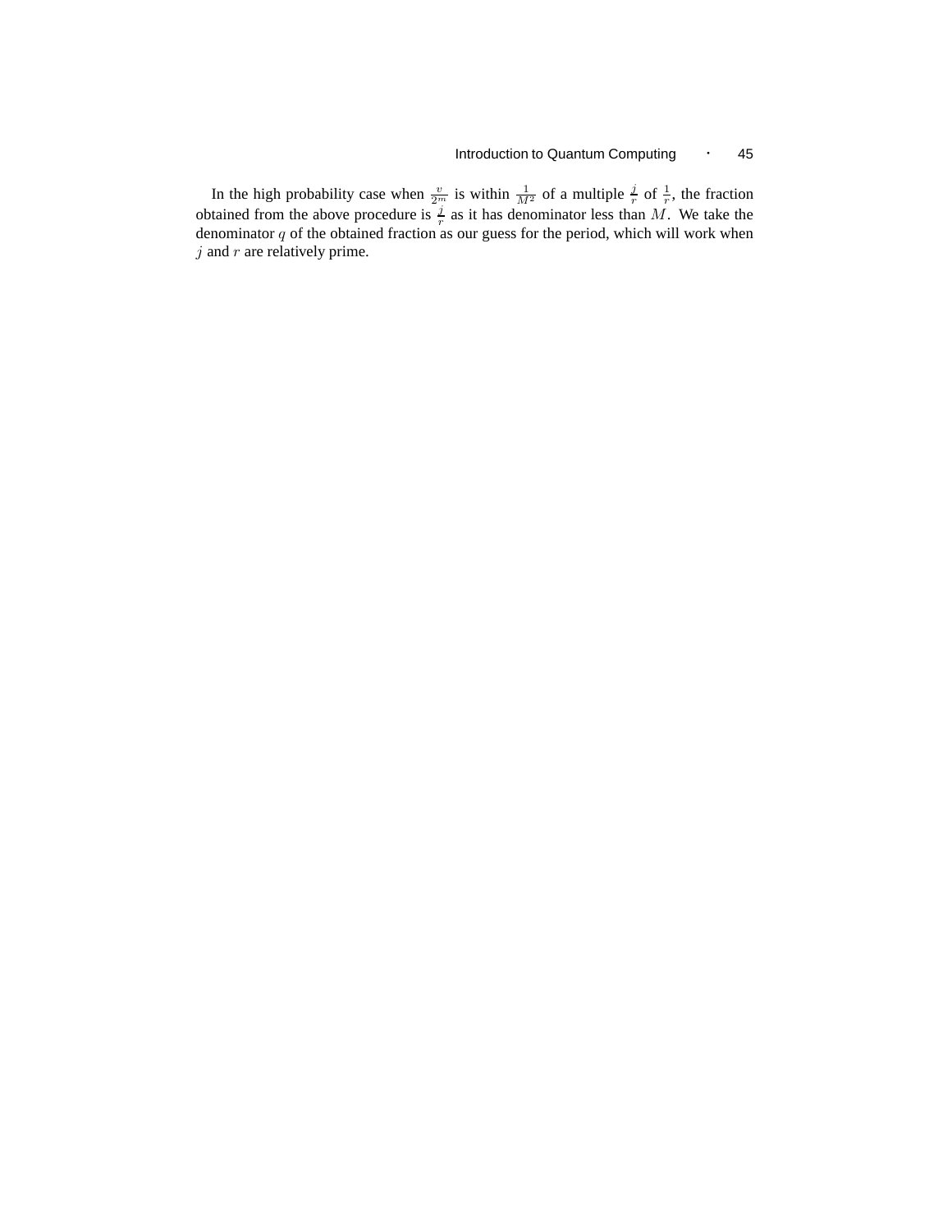In the high probability case when $\frac{v}{2^m}$ is within $\frac{1}{M^2}$ of a multiple $\frac{j}{r}$ of $\frac{1}{r}$, the fraction obtained from the above procedure is $\frac{j}{r}$ as it has denominator less than $M$. We take the denominator $q$ of the obtained fraction as our guess for the period, which will work when $j$ and $r$ are relatively prime.